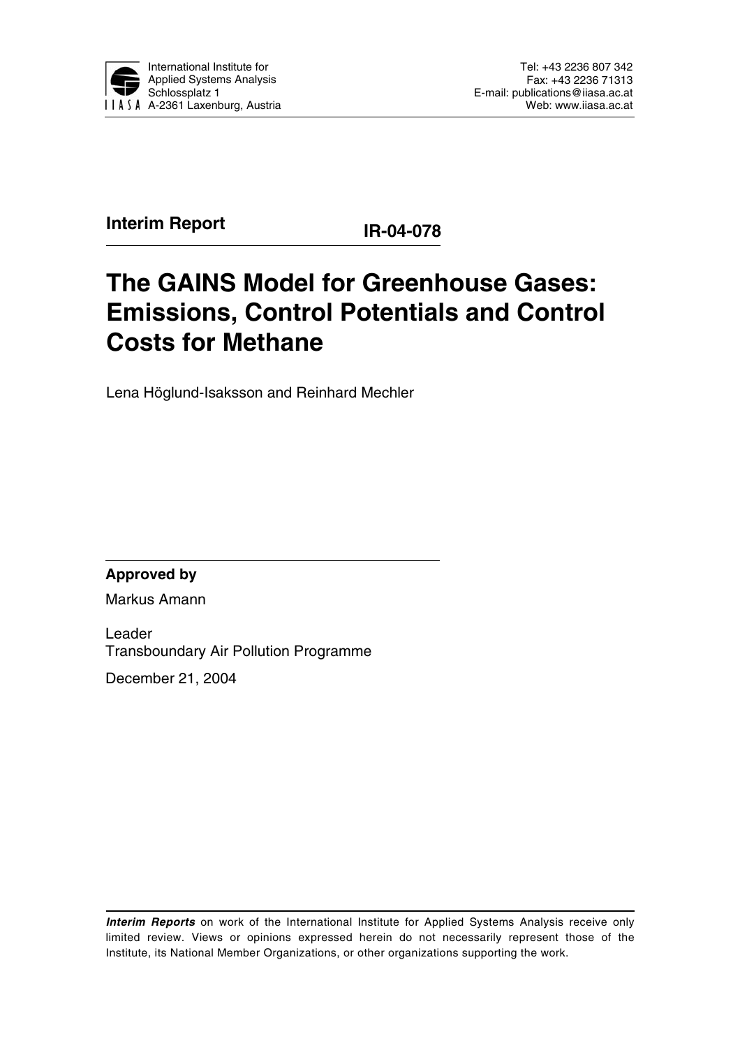International Institute for Applied Systems Analysis
Schlossplatz 1
A-2361 Laxenburg, Austria

Tel: +43 2236 807 342
Fax: +43 2236 71313
E-mail: publications@iiasa.ac.at
Web: www.iiasa.ac.at

**Interim Report** **IR-04-078**

# The GAINS Model for Greenhouse Gases: Emissions, Control Potentials and Control Costs for Methane

Lena Höglund-Isaksson and Reinhard Mechler

**Approved by**

Markus Amann

Leader
Transboundary Air Pollution Programme

December 21, 2004

***Interim Reports*** on work of the International Institute for Applied Systems Analysis receive only limited review. Views or opinions expressed herein do not necessarily represent those of the Institute, its National Member Organizations, or other organizations supporting the work.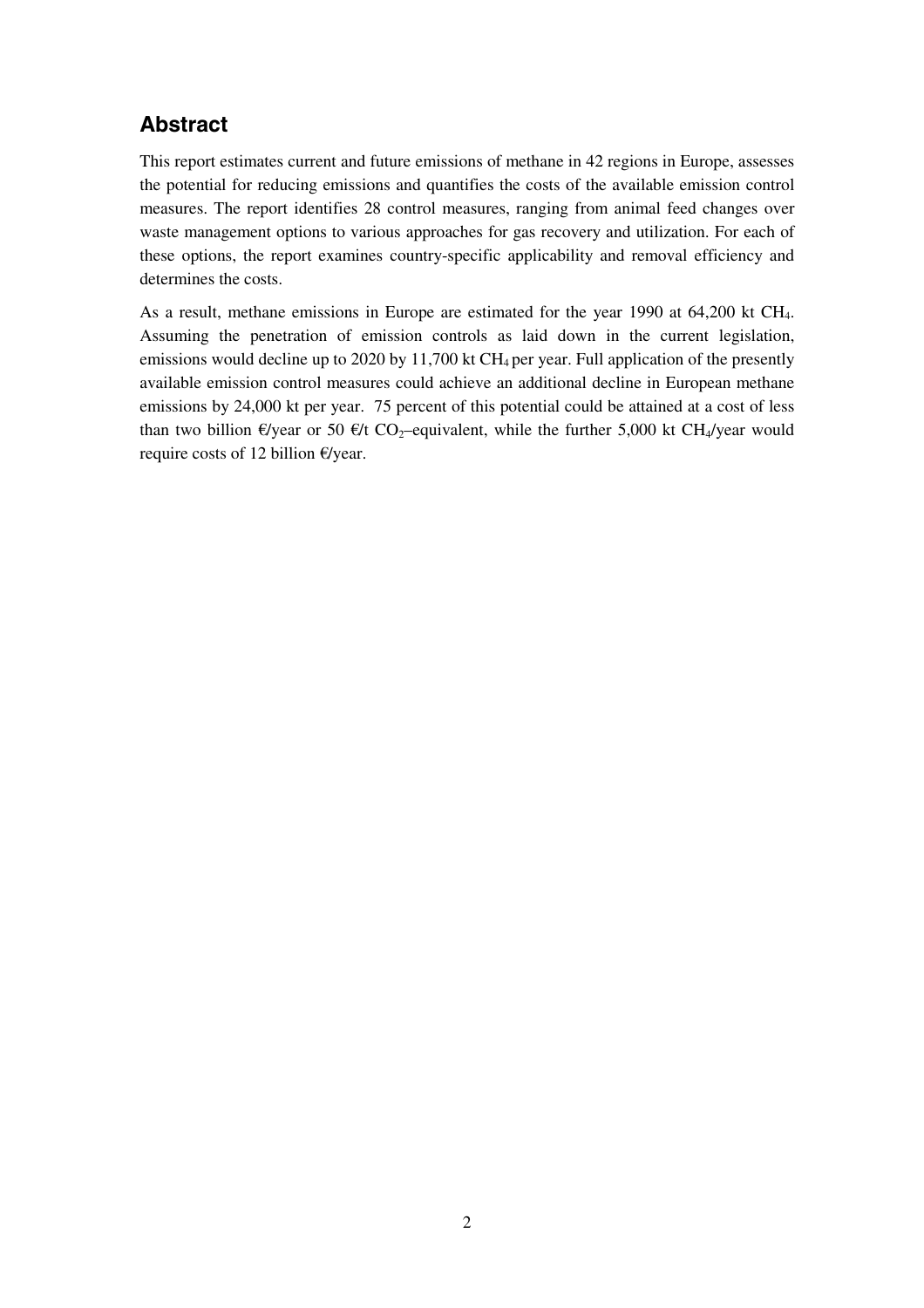## Abstract

This report estimates current and future emissions of methane in 42 regions in Europe, assesses the potential for reducing emissions and quantifies the costs of the available emission control measures. The report identifies 28 control measures, ranging from animal feed changes over waste management options to various approaches for gas recovery and utilization. For each of these options, the report examines country-specific applicability and removal efficiency and determines the costs.

As a result, methane emissions in Europe are estimated for the year 1990 at 64,200 kt $CH_4$. Assuming the penetration of emission controls as laid down in the current legislation, emissions would decline up to 2020 by 11,700 kt $CH_4$ per year. Full application of the presently available emission control measures could achieve an additional decline in European methane emissions by 24,000 kt per year. 75 percent of this potential could be attained at a cost of less than two billion €/year or 50 €/t $CO_2$–equivalent, while the further 5,000 kt $CH_4$/year would require costs of 12 billion €/year.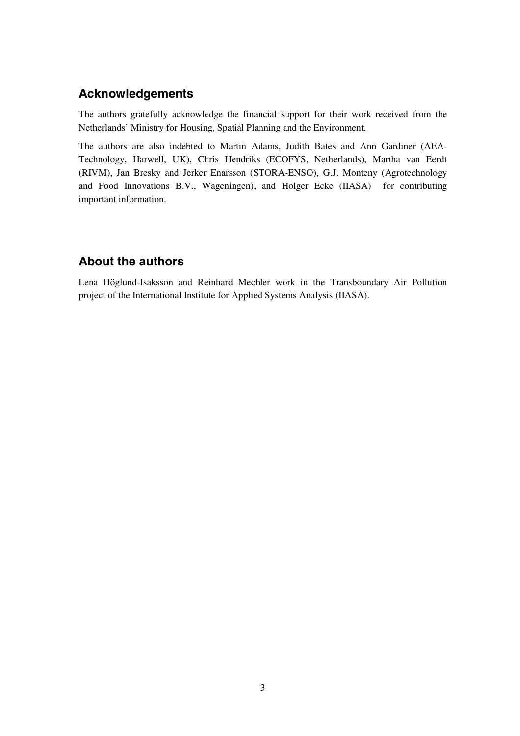## Acknowledgements

The authors gratefully acknowledge the financial support for their work received from the Netherlands' Ministry for Housing, Spatial Planning and the Environment.

The authors are also indebted to Martin Adams, Judith Bates and Ann Gardiner (AEA-Technology, Harwell, UK), Chris Hendriks (ECOFYS, Netherlands), Martha van Eerdt (RIVM), Jan Bresky and Jerker Enarsson (STORA-ENSO), G.J. Monteny (Agrotechnology and Food Innovations B.V., Wageningen), and Holger Ecke (IIASA) for contributing important information.

## About the authors

Lena Höglund-Isaksson and Reinhard Mechler work in the Transboundary Air Pollution project of the International Institute for Applied Systems Analysis (IIASA).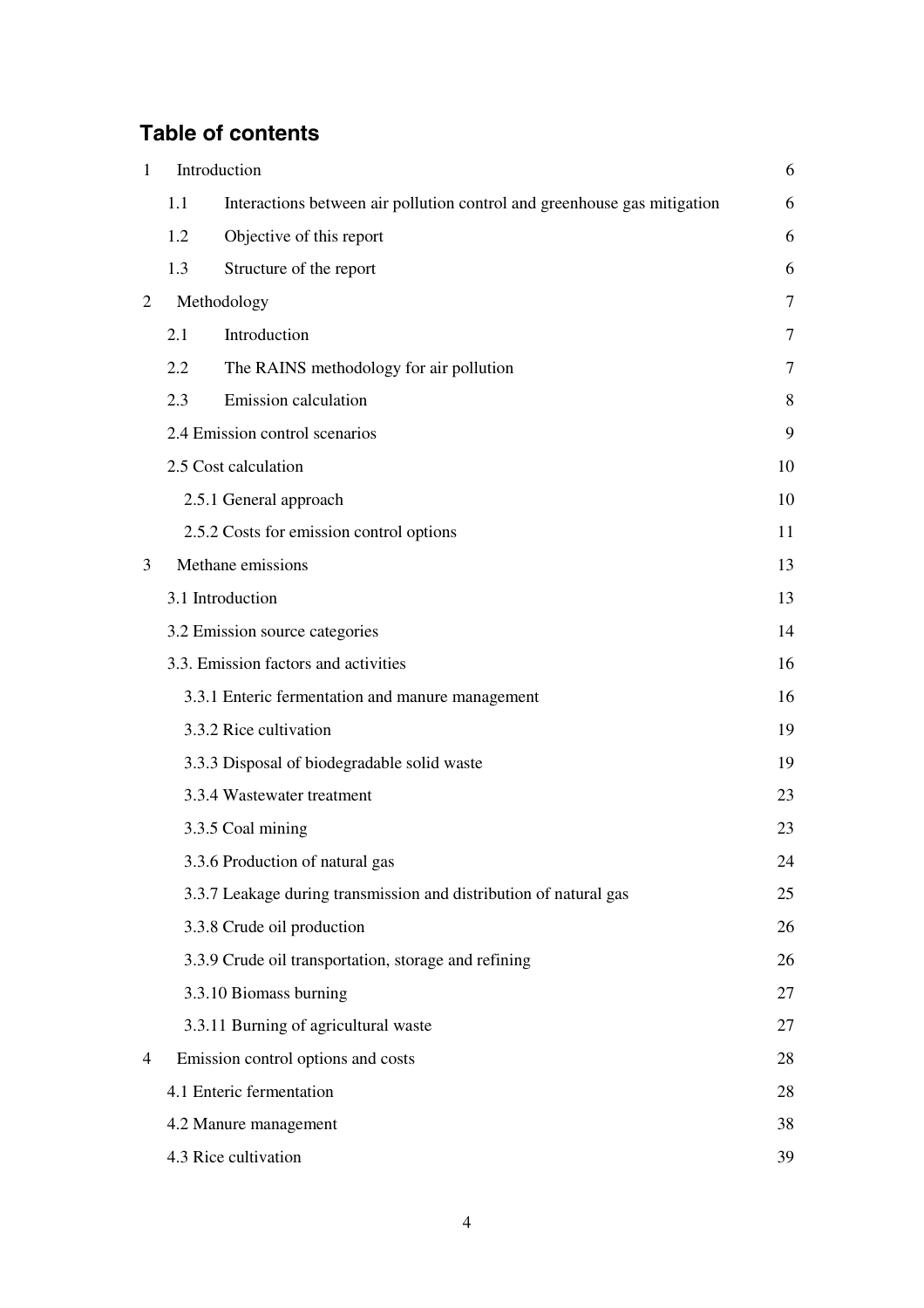## Table of contents

| | | |
|---|---|---|
| 1 | Introduction | 6 |
| 1.1 | Interactions between air pollution control and greenhouse gas mitigation | 6 |
| 1.2 | Objective of this report | 6 |
| 1.3 | Structure of the report | 6 |
| 2 | Methodology | 7 |
| 2.1 | Introduction | 7 |
| 2.2 | The RAINS methodology for air pollution | 7 |
| 2.3 | Emission calculation | 8 |
| 2.4 | Emission control scenarios | 9 |
| 2.5 | Cost calculation | 10 |
| 2.5.1 | General approach | 10 |
| 2.5.2 | Costs for emission control options | 11 |
| 3 | Methane emissions | 13 |
| 3.1 | Introduction | 13 |
| 3.2 | Emission source categories | 14 |
| 3.3. | Emission factors and activities | 16 |
| 3.3.1 | Enteric fermentation and manure management | 16 |
| 3.3.2 | Rice cultivation | 19 |
| 3.3.3 | Disposal of biodegradable solid waste | 19 |
| 3.3.4 | Wastewater treatment | 23 |
| 3.3.5 | Coal mining | 23 |
| 3.3.6 | Production of natural gas | 24 |
| 3.3.7 | Leakage during transmission and distribution of natural gas | 25 |
| 3.3.8 | Crude oil production | 26 |
| 3.3.9 | Crude oil transportation, storage and refining | 26 |
| 3.3.10 | Biomass burning | 27 |
| 3.3.11 | Burning of agricultural waste | 27 |
| 4 | Emission control options and costs | 28 |
| 4.1 | Enteric fermentation | 28 |
| 4.2 | Manure management | 38 |
| 4.3 | Rice cultivation | 39 |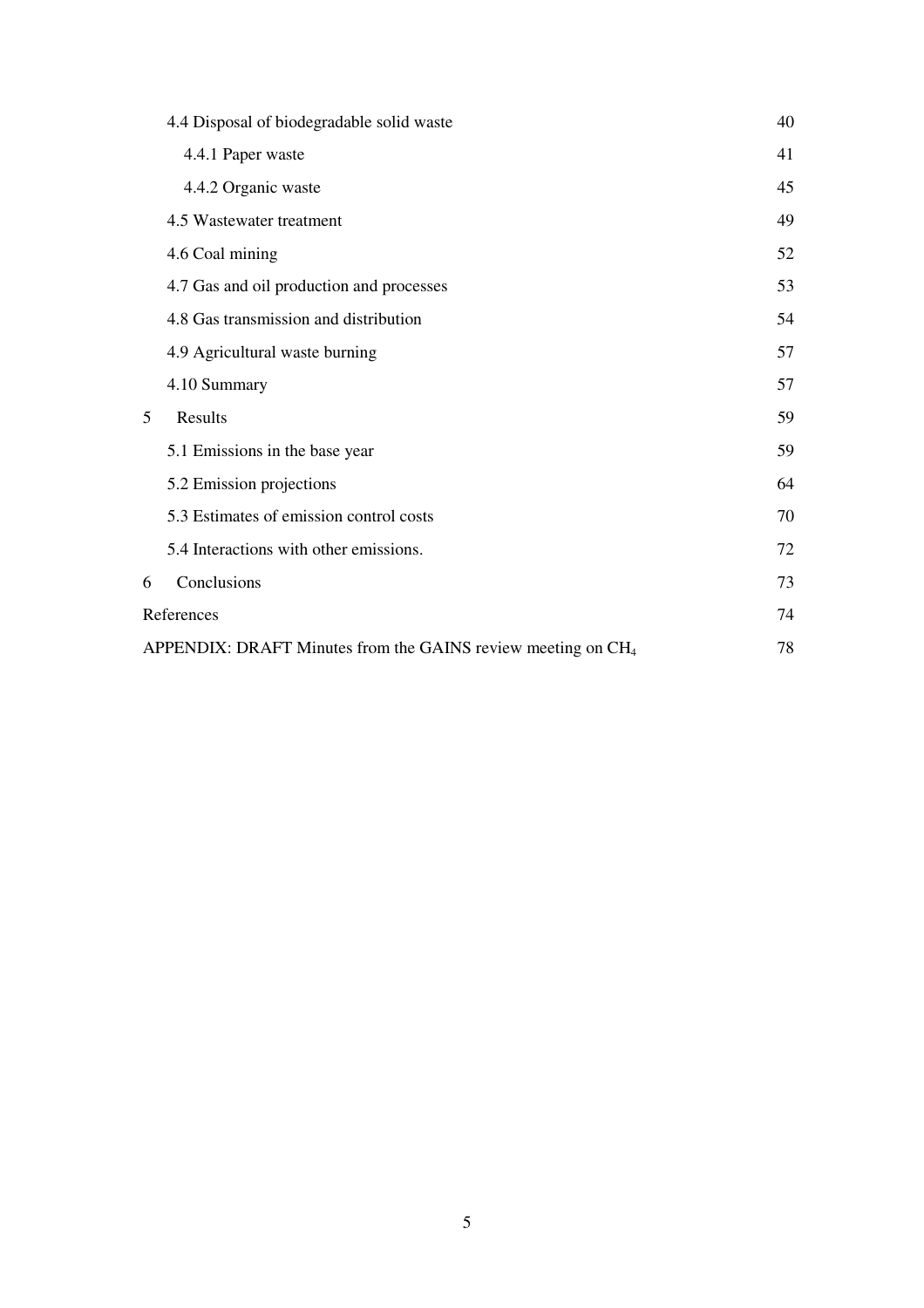| | |
|---|---|
| 4.4 Disposal of biodegradable solid waste | 40 |
| 4.4.1 Paper waste | 41 |
| 4.4.2 Organic waste | 45 |
| 4.5 Wastewater treatment | 49 |
| 4.6 Coal mining | 52 |
| 4.7 Gas and oil production and processes | 53 |
| 4.8 Gas transmission and distribution | 54 |
| 4.9 Agricultural waste burning | 57 |
| 4.10 Summary | 57 |
| 5 Results | 59 |
| 5.1 Emissions in the base year | 59 |
| 5.2 Emission projections | 64 |
| 5.3 Estimates of emission control costs | 70 |
| 5.4 Interactions with other emissions. | 72 |
| 6 Conclusions | 73 |
| References | 74 |
| APPENDIX: DRAFT Minutes from the GAINS review meeting on $CH_4$ | 78 |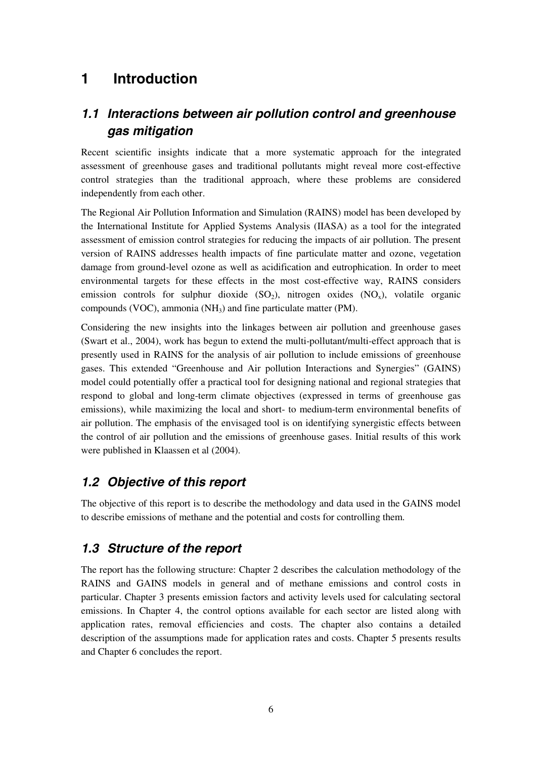# 1 Introduction

## 1.1 Interactions between air pollution control and greenhouse gas mitigation

Recent scientific insights indicate that a more systematic approach for the integrated assessment of greenhouse gases and traditional pollutants might reveal more cost-effective control strategies than the traditional approach, where these problems are considered independently from each other.

The Regional Air Pollution Information and Simulation (RAINS) model has been developed by the International Institute for Applied Systems Analysis (IIASA) as a tool for the integrated assessment of emission control strategies for reducing the impacts of air pollution. The present version of RAINS addresses health impacts of fine particulate matter and ozone, vegetation damage from ground-level ozone as well as acidification and eutrophication. In order to meet environmental targets for these effects in the most cost-effective way, RAINS considers emission controls for sulphur dioxide ($SO_2$), nitrogen oxides ($NO_x$), volatile organic compounds (VOC), ammonia ($NH_3$) and fine particulate matter (PM).

Considering the new insights into the linkages between air pollution and greenhouse gases (Swart et al., 2004), work has begun to extend the multi-pollutant/multi-effect approach that is presently used in RAINS for the analysis of air pollution to include emissions of greenhouse gases. This extended "Greenhouse and Air pollution Interactions and Synergies" (GAINS) model could potentially offer a practical tool for designing national and regional strategies that respond to global and long-term climate objectives (expressed in terms of greenhouse gas emissions), while maximizing the local and short- to medium-term environmental benefits of air pollution. The emphasis of the envisaged tool is on identifying synergistic effects between the control of air pollution and the emissions of greenhouse gases. Initial results of this work were published in Klaassen et al (2004).

## 1.2 Objective of this report

The objective of this report is to describe the methodology and data used in the GAINS model to describe emissions of methane and the potential and costs for controlling them.

## 1.3 Structure of the report

The report has the following structure: Chapter 2 describes the calculation methodology of the RAINS and GAINS models in general and of methane emissions and control costs in particular. Chapter 3 presents emission factors and activity levels used for calculating sectoral emissions. In Chapter 4, the control options available for each sector are listed along with application rates, removal efficiencies and costs. The chapter also contains a detailed description of the assumptions made for application rates and costs. Chapter 5 presents results and Chapter 6 concludes the report.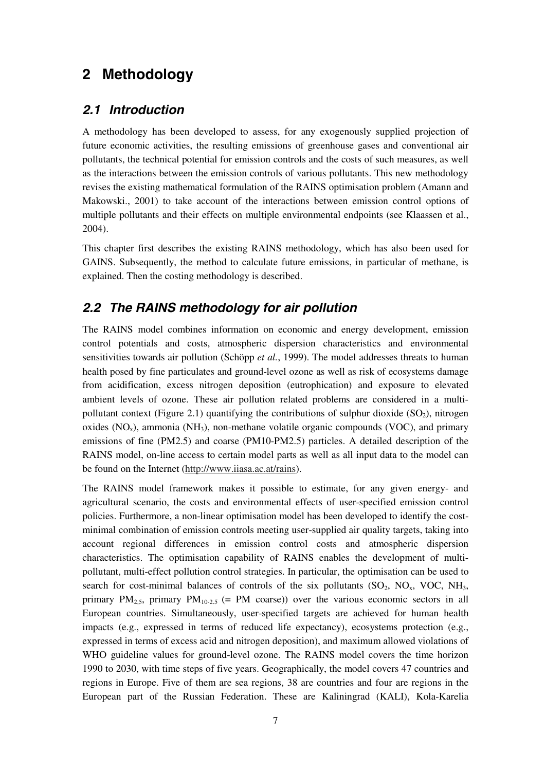# 2 Methodology

## 2.1 Introduction

A methodology has been developed to assess, for any exogenously supplied projection of future economic activities, the resulting emissions of greenhouse gases and conventional air pollutants, the technical potential for emission controls and the costs of such measures, as well as the interactions between the emission controls of various pollutants. This new methodology revises the existing mathematical formulation of the RAINS optimisation problem (Amann and Makowski., 2001) to take account of the interactions between emission control options of multiple pollutants and their effects on multiple environmental endpoints (see Klaassen et al., 2004).

This chapter first describes the existing RAINS methodology, which has also been used for GAINS. Subsequently, the method to calculate future emissions, in particular of methane, is explained. Then the costing methodology is described.

## 2.2 The RAINS methodology for air pollution

The RAINS model combines information on economic and energy development, emission control potentials and costs, atmospheric dispersion characteristics and environmental sensitivities towards air pollution (Schöpp *et al.*, 1999). The model addresses threats to human health posed by fine particulates and ground-level ozone as well as risk of ecosystems damage from acidification, excess nitrogen deposition (eutrophication) and exposure to elevated ambient levels of ozone. These air pollution related problems are considered in a multi-pollutant context (Figure 2.1) quantifying the contributions of sulphur dioxide ($SO_2$), nitrogen oxides ($NO_x$), ammonia ($NH_3$), non-methane volatile organic compounds (VOC), and primary emissions of fine (PM2.5) and coarse (PM10-PM2.5) particles. A detailed description of the RAINS model, on-line access to certain model parts as well as all input data to the model can be found on the Internet (http://www.iiasa.ac.at/rains).

The RAINS model framework makes it possible to estimate, for any given energy- and agricultural scenario, the costs and environmental effects of user-specified emission control policies. Furthermore, a non-linear optimisation model has been developed to identify the cost-minimal combination of emission controls meeting user-supplied air quality targets, taking into account regional differences in emission control costs and atmospheric dispersion characteristics. The optimisation capability of RAINS enables the development of multi-pollutant, multi-effect pollution control strategies. In particular, the optimisation can be used to search for cost-minimal balances of controls of the six pollutants ($SO_2$, $NO_x$, VOC, $NH_3$, primary $PM_{2,5}$, primary $PM_{10\text{-}2.5}$ (= PM coarse)) over the various economic sectors in all European countries. Simultaneously, user-specified targets are achieved for human health impacts (e.g., expressed in terms of reduced life expectancy), ecosystems protection (e.g., expressed in terms of excess acid and nitrogen deposition), and maximum allowed violations of WHO guideline values for ground-level ozone. The RAINS model covers the time horizon 1990 to 2030, with time steps of five years. Geographically, the model covers 47 countries and regions in Europe. Five of them are sea regions, 38 are countries and four are regions in the European part of the Russian Federation. These are Kaliningrad (KALI), Kola-Karelia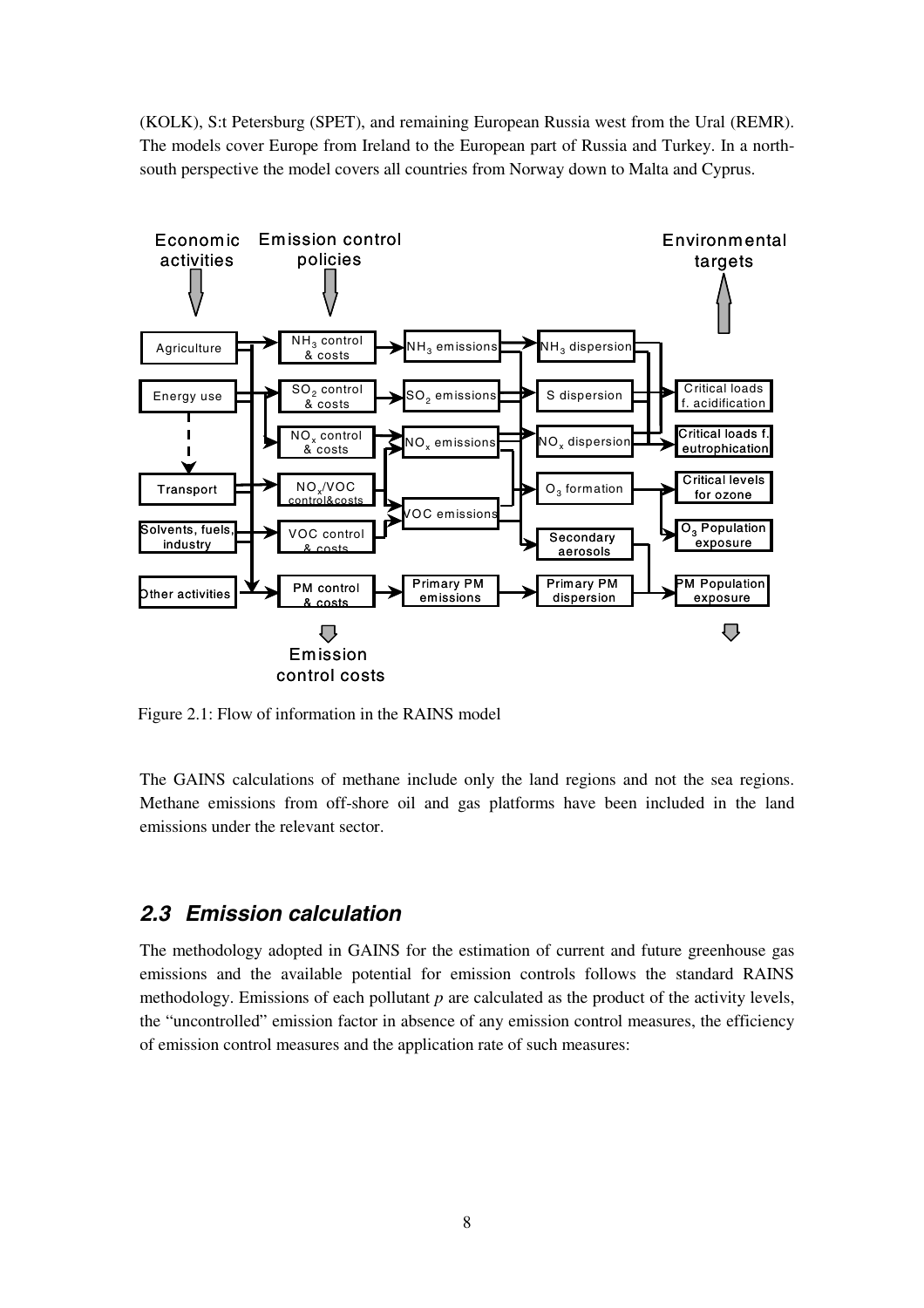(KOLK), S:t Petersburg (SPET), and remaining European Russia west from the Ural (REMR). The models cover Europe from Ireland to the European part of Russia and Turkey. In a north-south perspective the model covers all countries from Norway down to Malta and Cyprus.

Figure 2.1: Flow of information in the RAINS model

The GAINS calculations of methane include only the land regions and not the sea regions. Methane emissions from off-shore oil and gas platforms have been included in the land emissions under the relevant sector.

## 2.3 Emission calculation

The methodology adopted in GAINS for the estimation of current and future greenhouse gas emissions and the available potential for emission controls follows the standard RAINS methodology. Emissions of each pollutant $p$ are calculated as the product of the activity levels, the "uncontrolled" emission factor in absence of any emission control measures, the efficiency of emission control measures and the application rate of such measures: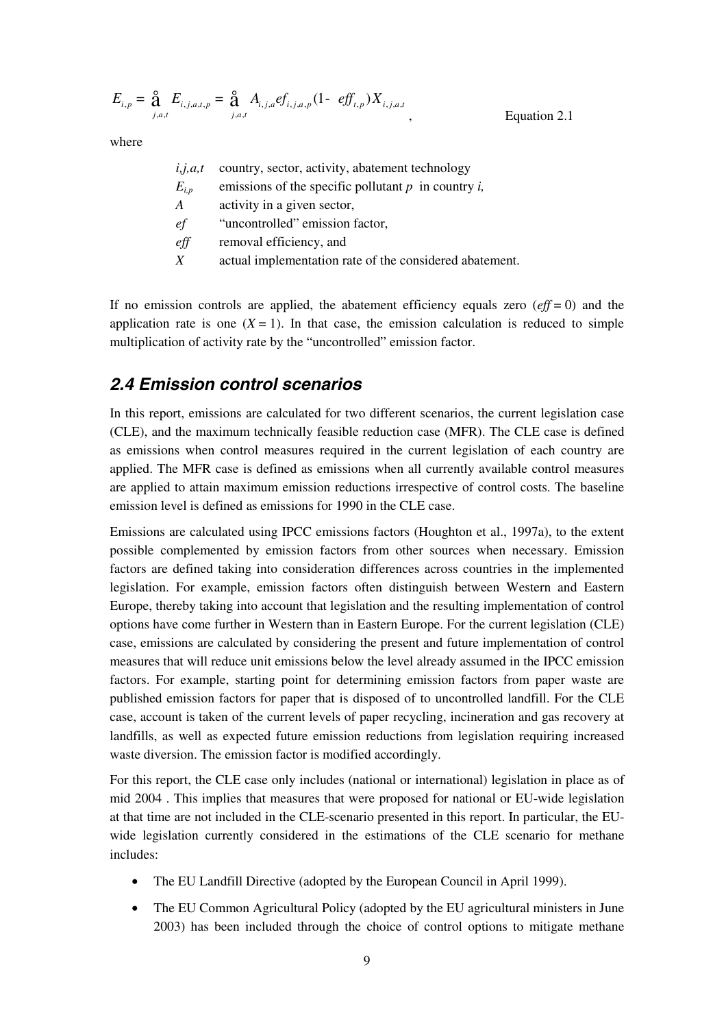$$E_{i,p} = \sum_{j,a,t} E_{i,j,a,t,p} = \sum_{j,a,t} A_{i,j,a} ef_{i,j,a,p} (1 - eff_{t,p}) X_{i,j,a,t} \quad \text{, Equation 2.1}$$

where

- $i,j,a,t$ country, sector, activity, abatement technology
- $E_{i,p}$ emissions of the specific pollutant $p$ in country $i$,
- $A$ activity in a given sector,
- $ef$ "uncontrolled" emission factor,
- $eff$ removal efficiency, and
- $X$ actual implementation rate of the considered abatement.

If no emission controls are applied, the abatement efficiency equals zero ($eff = 0$) and the application rate is one ($X = 1$). In that case, the emission calculation is reduced to simple multiplication of activity rate by the "uncontrolled" emission factor.

## *2.4 Emission control scenarios*

In this report, emissions are calculated for two different scenarios, the current legislation case (CLE), and the maximum technically feasible reduction case (MFR). The CLE case is defined as emissions when control measures required in the current legislation of each country are applied. The MFR case is defined as emissions when all currently available control measures are applied to attain maximum emission reductions irrespective of control costs. The baseline emission level is defined as emissions for 1990 in the CLE case.

Emissions are calculated using IPCC emissions factors (Houghton et al., 1997a), to the extent possible complemented by emission factors from other sources when necessary. Emission factors are defined taking into consideration differences across countries in the implemented legislation. For example, emission factors often distinguish between Western and Eastern Europe, thereby taking into account that legislation and the resulting implementation of control options have come further in Western than in Eastern Europe. For the current legislation (CLE) case, emissions are calculated by considering the present and future implementation of control measures that will reduce unit emissions below the level already assumed in the IPCC emission factors. For example, starting point for determining emission factors from paper waste are published emission factors for paper that is disposed of to uncontrolled landfill. For the CLE case, account is taken of the current levels of paper recycling, incineration and gas recovery at landfills, as well as expected future emission reductions from legislation requiring increased waste diversion. The emission factor is modified accordingly.

For this report, the CLE case only includes (national or international) legislation in place as of mid 2004 . This implies that measures that were proposed for national or EU-wide legislation at that time are not included in the CLE-scenario presented in this report. In particular, the EU-wide legislation currently considered in the estimations of the CLE scenario for methane includes:

- The EU Landfill Directive (adopted by the European Council in April 1999).
- The EU Common Agricultural Policy (adopted by the EU agricultural ministers in June 2003) has been included through the choice of control options to mitigate methane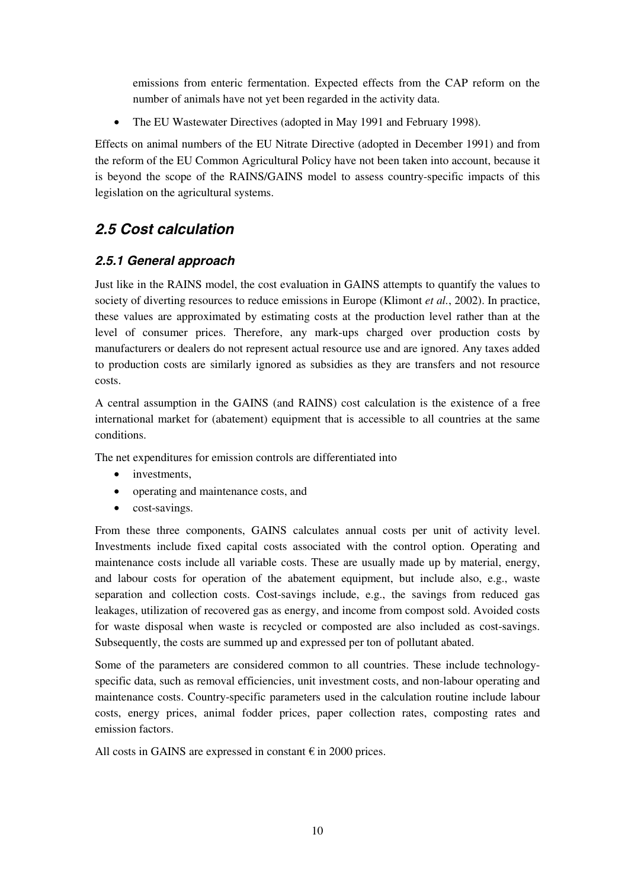emissions from enteric fermentation. Expected effects from the CAP reform on the number of animals have not yet been regarded in the activity data.

- The EU Wastewater Directives (adopted in May 1991 and February 1998).

Effects on animal numbers of the EU Nitrate Directive (adopted in December 1991) and from the reform of the EU Common Agricultural Policy have not been taken into account, because it is beyond the scope of the RAINS/GAINS model to assess country-specific impacts of this legislation on the agricultural systems.

## *2.5 Cost calculation*

### *2.5.1 General approach*

Just like in the RAINS model, the cost evaluation in GAINS attempts to quantify the values to society of diverting resources to reduce emissions in Europe (Klimont *et al.*, 2002). In practice, these values are approximated by estimating costs at the production level rather than at the level of consumer prices. Therefore, any mark-ups charged over production costs by manufacturers or dealers do not represent actual resource use and are ignored. Any taxes added to production costs are similarly ignored as subsidies as they are transfers and not resource costs.

A central assumption in the GAINS (and RAINS) cost calculation is the existence of a free international market for (abatement) equipment that is accessible to all countries at the same conditions.

The net expenditures for emission controls are differentiated into

- investments,
- operating and maintenance costs, and
- cost-savings.

From these three components, GAINS calculates annual costs per unit of activity level. Investments include fixed capital costs associated with the control option. Operating and maintenance costs include all variable costs. These are usually made up by material, energy, and labour costs for operation of the abatement equipment, but include also, e.g., waste separation and collection costs. Cost-savings include, e.g., the savings from reduced gas leakages, utilization of recovered gas as energy, and income from compost sold. Avoided costs for waste disposal when waste is recycled or composted are also included as cost-savings. Subsequently, the costs are summed up and expressed per ton of pollutant abated.

Some of the parameters are considered common to all countries. These include technology-specific data, such as removal efficiencies, unit investment costs, and non-labour operating and maintenance costs. Country-specific parameters used in the calculation routine include labour costs, energy prices, animal fodder prices, paper collection rates, composting rates and emission factors.

All costs in GAINS are expressed in constant € in 2000 prices.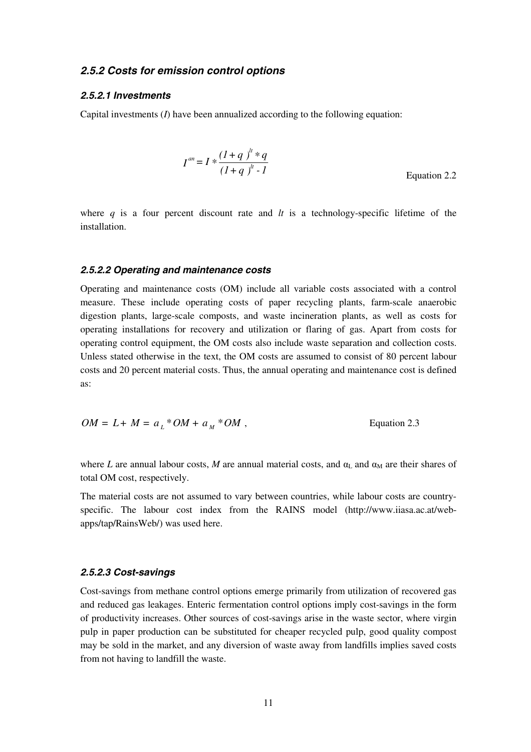### *2.5.2 Costs for emission control options*

#### *2.5.2.1 Investments*

Capital investments (*I*) have been annualized according to the following equation:

$$I^{an} = I * \frac{(1+q)^{lt} * q}{(1+q)^{lt} - 1} \qquad \text{Equation 2.2}$$

where $q$ is a four percent discount rate and $lt$ is a technology-specific lifetime of the installation.

#### *2.5.2.2 Operating and maintenance costs*

Operating and maintenance costs (OM) include all variable costs associated with a control measure. These include operating costs of paper recycling plants, farm-scale anaerobic digestion plants, large-scale composts, and waste incineration plants, as well as costs for operating installations for recovery and utilization or flaring of gas. Apart from costs for operating control equipment, the OM costs also include waste separation and collection costs. Unless stated otherwise in the text, the OM costs are assumed to consist of 80 percent labour costs and 20 percent material costs. Thus, the annual operating and maintenance cost is defined as:

$$OM = L + M = a_L * OM + a_M * OM \,, \qquad \text{Equation 2.3}$$

where $L$ are annual labour costs, $M$ are annual material costs, and $\alpha_L$ and $\alpha_M$ are their shares of total OM cost, respectively.

The material costs are not assumed to vary between countries, while labour costs are country-specific. The labour cost index from the RAINS model (http://www.iiasa.ac.at/web-apps/tap/RainsWeb/) was used here.

#### *2.5.2.3 Cost-savings*

Cost-savings from methane control options emerge primarily from utilization of recovered gas and reduced gas leakages. Enteric fermentation control options imply cost-savings in the form of productivity increases. Other sources of cost-savings arise in the waste sector, where virgin pulp in paper production can be substituted for cheaper recycled pulp, good quality compost may be sold in the market, and any diversion of waste away from landfills implies saved costs from not having to landfill the waste.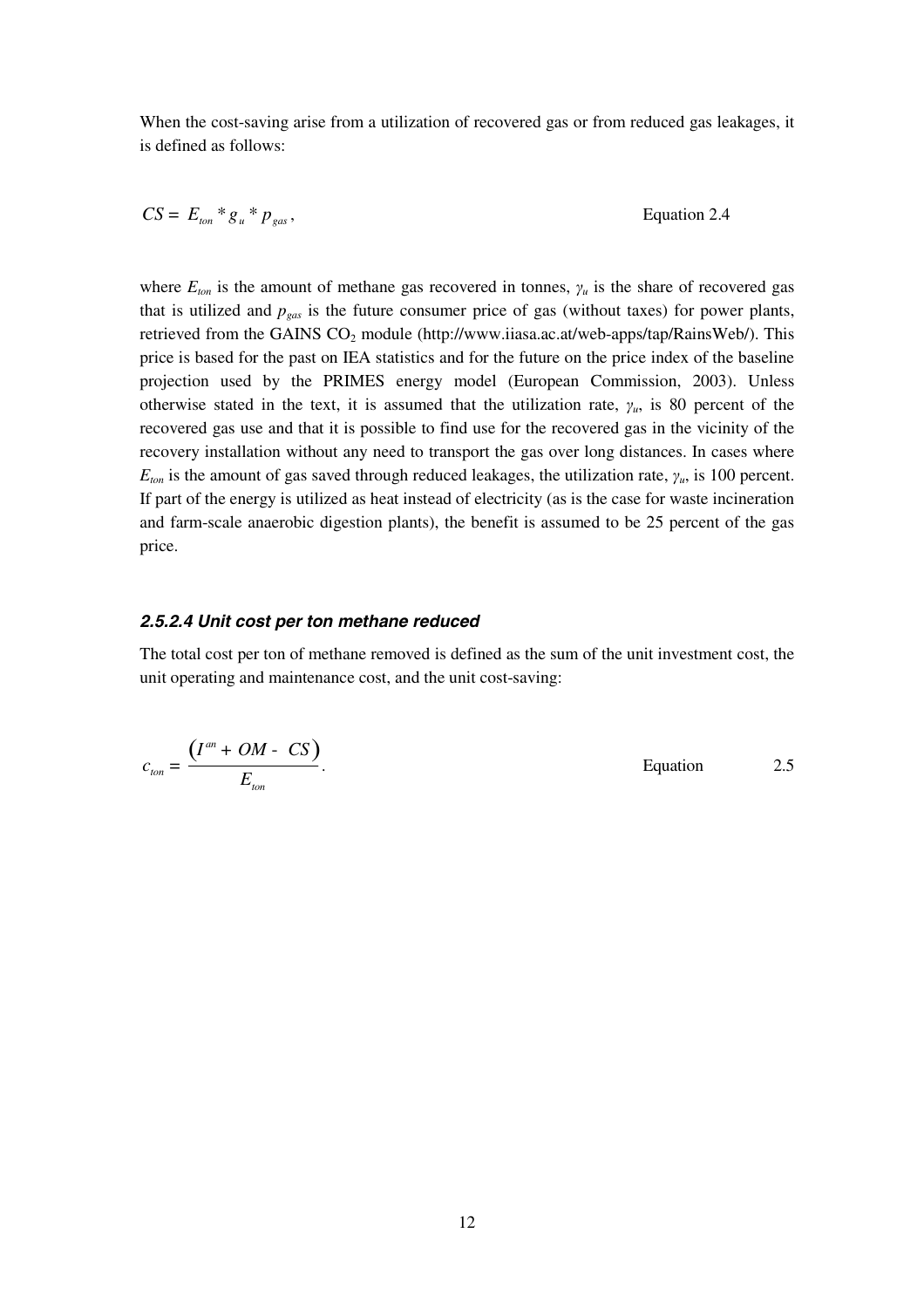When the cost-saving arise from a utilization of recovered gas or from reduced gas leakages, it is defined as follows:

$$CS = E_{ton} * g_u * p_{gas}, \qquad \text{Equation 2.4}$$

where $E_{ton}$ is the amount of methane gas recovered in tonnes, $\gamma_u$ is the share of recovered gas that is utilized and $p_{gas}$ is the future consumer price of gas (without taxes) for power plants, retrieved from the GAINS $CO_2$ module (http://www.iiasa.ac.at/web-apps/tap/RainsWeb/). This price is based for the past on IEA statistics and for the future on the price index of the baseline projection used by the PRIMES energy model (European Commission, 2003). Unless otherwise stated in the text, it is assumed that the utilization rate, $\gamma_u$, is 80 percent of the recovered gas use and that it is possible to find use for the recovered gas in the vicinity of the recovery installation without any need to transport the gas over long distances. In cases where $E_{ton}$ is the amount of gas saved through reduced leakages, the utilization rate, $\gamma_u$, is 100 percent. If part of the energy is utilized as heat instead of electricity (as is the case for waste incineration and farm-scale anaerobic digestion plants), the benefit is assumed to be 25 percent of the gas price.

#### *2.5.2.4 Unit cost per ton methane reduced*

The total cost per ton of methane removed is defined as the sum of the unit investment cost, the unit operating and maintenance cost, and the unit cost-saving:

$$c_{ton} = \frac{\left(I^{an} + OM - CS\right)}{E_{ton}}. \qquad \text{Equation 2.5}$$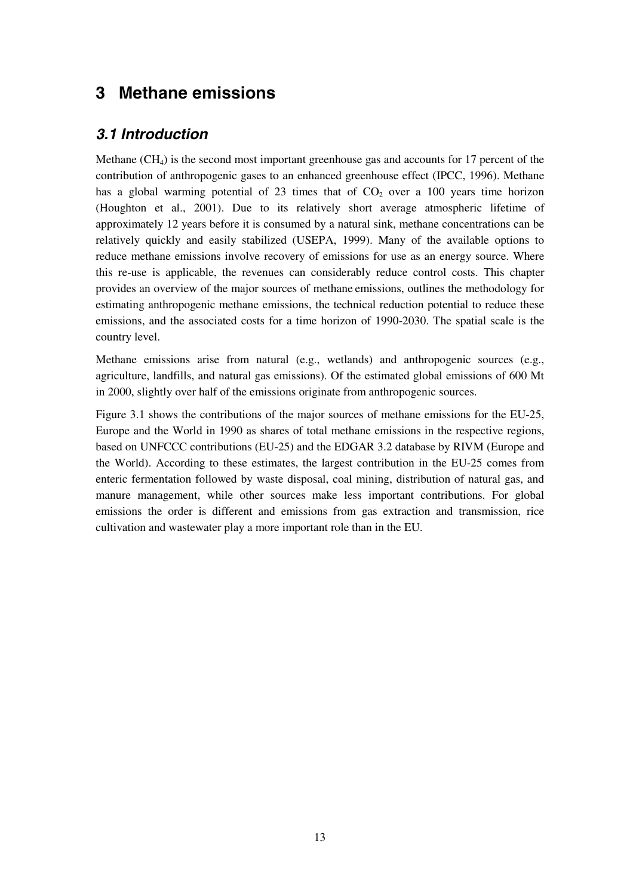# 3 Methane emissions

## *3.1 Introduction*

Methane ($CH_4$) is the second most important greenhouse gas and accounts for 17 percent of the contribution of anthropogenic gases to an enhanced greenhouse effect (IPCC, 1996). Methane has a global warming potential of 23 times that of $CO_2$ over a 100 years time horizon (Houghton et al., 2001). Due to its relatively short average atmospheric lifetime of approximately 12 years before it is consumed by a natural sink, methane concentrations can be relatively quickly and easily stabilized (USEPA, 1999). Many of the available options to reduce methane emissions involve recovery of emissions for use as an energy source. Where this re-use is applicable, the revenues can considerably reduce control costs. This chapter provides an overview of the major sources of methane emissions, outlines the methodology for estimating anthropogenic methane emissions, the technical reduction potential to reduce these emissions, and the associated costs for a time horizon of 1990-2030. The spatial scale is the country level.

Methane emissions arise from natural (e.g., wetlands) and anthropogenic sources (e.g., agriculture, landfills, and natural gas emissions). Of the estimated global emissions of 600 Mt in 2000, slightly over half of the emissions originate from anthropogenic sources.

Figure 3.1 shows the contributions of the major sources of methane emissions for the EU-25, Europe and the World in 1990 as shares of total methane emissions in the respective regions, based on UNFCCC contributions (EU-25) and the EDGAR 3.2 database by RIVM (Europe and the World). According to these estimates, the largest contribution in the EU-25 comes from enteric fermentation followed by waste disposal, coal mining, distribution of natural gas, and manure management, while other sources make less important contributions. For global emissions the order is different and emissions from gas extraction and transmission, rice cultivation and wastewater play a more important role than in the EU.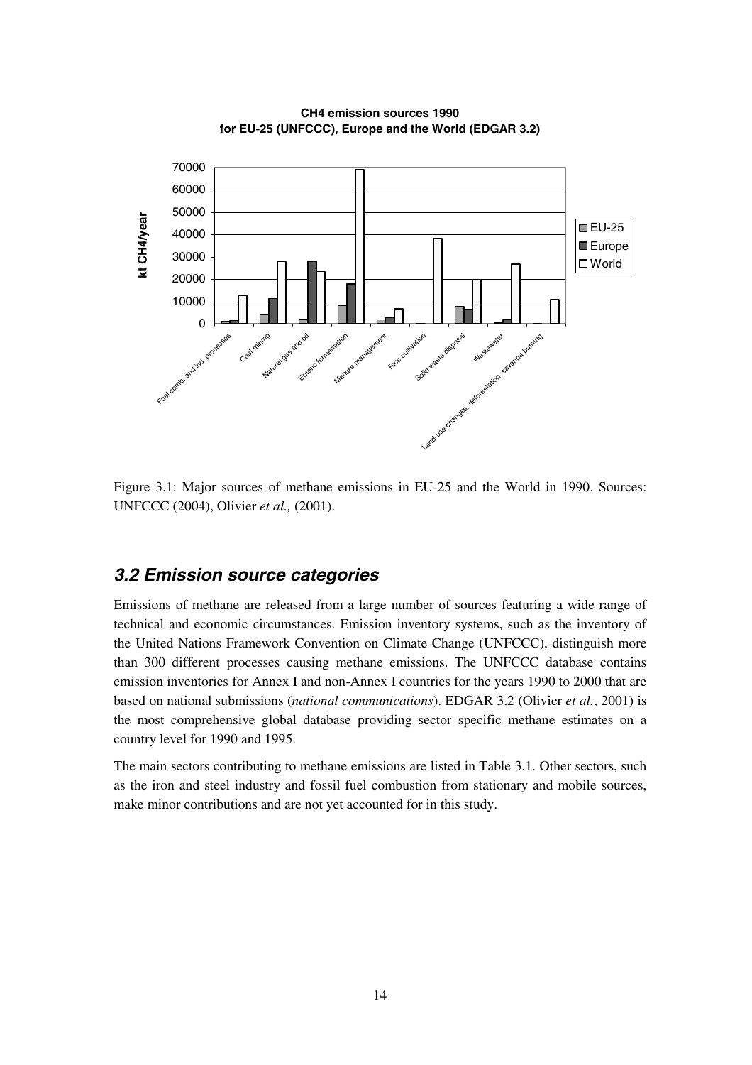Figure 3.1: Major sources of methane emissions in EU-25 and the World in 1990. Sources: UNFCCC (2004), Olivier *et al.,* (2001).

## 3.2 Emission source categories

Emissions of methane are released from a large number of sources featuring a wide range of technical and economic circumstances. Emission inventory systems, such as the inventory of the United Nations Framework Convention on Climate Change (UNFCCC), distinguish more than 300 different processes causing methane emissions. The UNFCCC database contains emission inventories for Annex I and non-Annex I countries for the years 1990 to 2000 that are based on national submissions (*national communications*). EDGAR 3.2 (Olivier *et al.*, 2001) is the most comprehensive global database providing sector specific methane estimates on a country level for 1990 and 1995.

The main sectors contributing to methane emissions are listed in Table 3.1. Other sectors, such as the iron and steel industry and fossil fuel combustion from stationary and mobile sources, make minor contributions and are not yet accounted for in this study.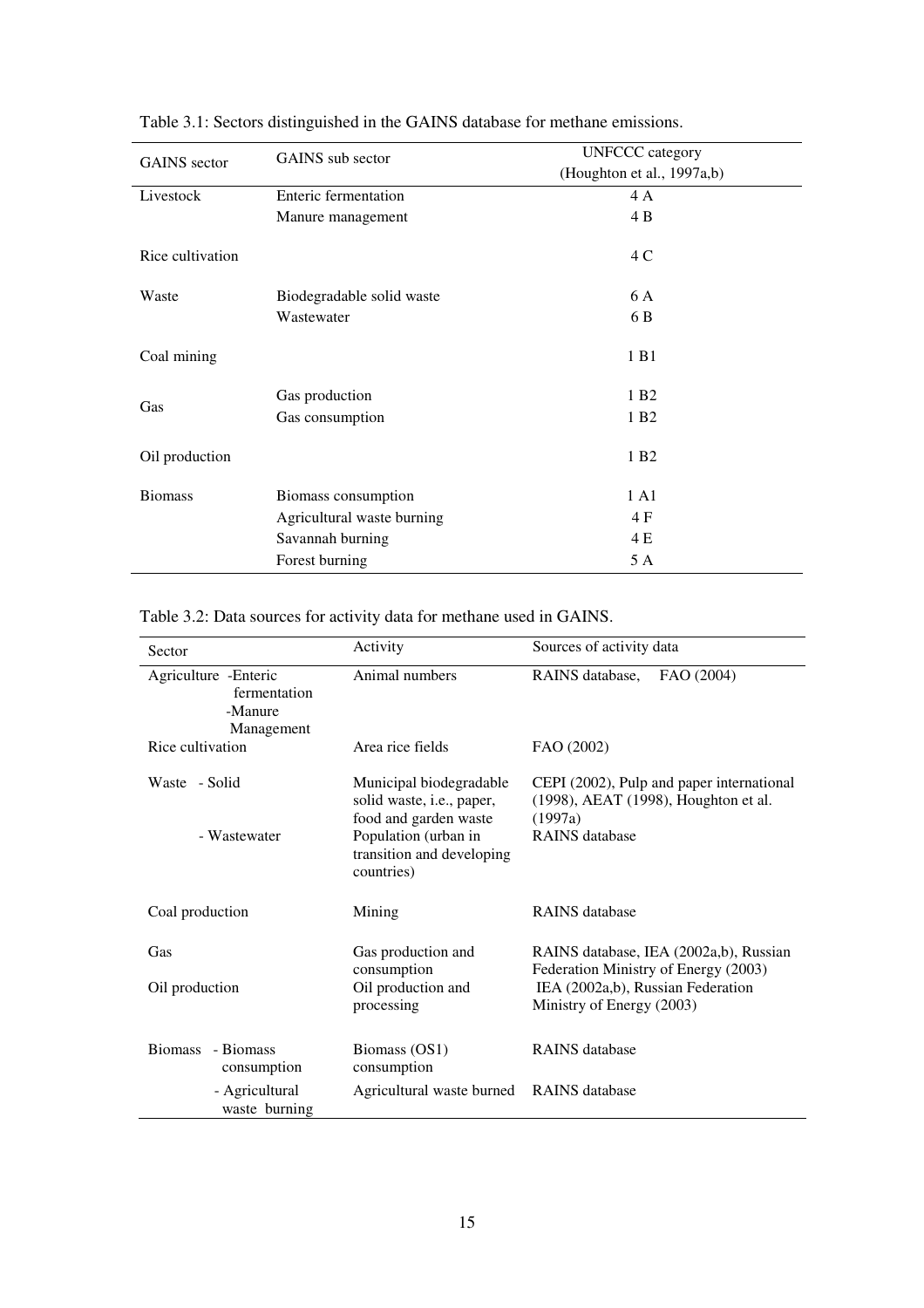Table 3.1: Sectors distinguished in the GAINS database for methane emissions.

| GAINS sector | GAINS sub sector | UNFCCC category (Houghton et al., 1997a,b) |
|---|---|---|
| Livestock | Enteric fermentation | 4 A |
| | Manure management | 4 B |
| Rice cultivation | | 4 C |
| Waste | Biodegradable solid waste | 6 A |
| | Wastewater | 6 B |
| Coal mining | | 1 B1 |
| Gas | Gas production | 1 B2 |
| | Gas consumption | 1 B2 |
| Oil production | | 1 B2 |
| Biomass | Biomass consumption | 1 A1 |
| | Agricultural waste burning | 4 F |
| | Savannah burning | 4 E |
| | Forest burning | 5 A |

Table 3.2: Data sources for activity data for methane used in GAINS.

| Sector | Activity | Sources of activity data |
|---|---|---|
| Agriculture -Enteric fermentation -Manure Management | Animal numbers | RAINS database, FAO (2004) |
| Rice cultivation | Area rice fields | FAO (2002) |
| Waste - Solid | Municipal biodegradable solid waste, i.e., paper, food and garden waste | CEPI (2002), Pulp and paper international (1998), AEAT (1998), Houghton et al. (1997a) |
| - Wastewater | Population (urban in transition and developing countries) | RAINS database |
| Coal production | Mining | RAINS database |
| Gas | Gas production and consumption | RAINS database, IEA (2002a,b), Russian Federation Ministry of Energy (2003) |
| Oil production | Oil production and processing | IEA (2002a,b), Russian Federation Ministry of Energy (2003) |
| Biomass - Biomass consumption | Biomass (OS1) consumption | RAINS database |
| - Agricultural waste burning | Agricultural waste burned | RAINS database |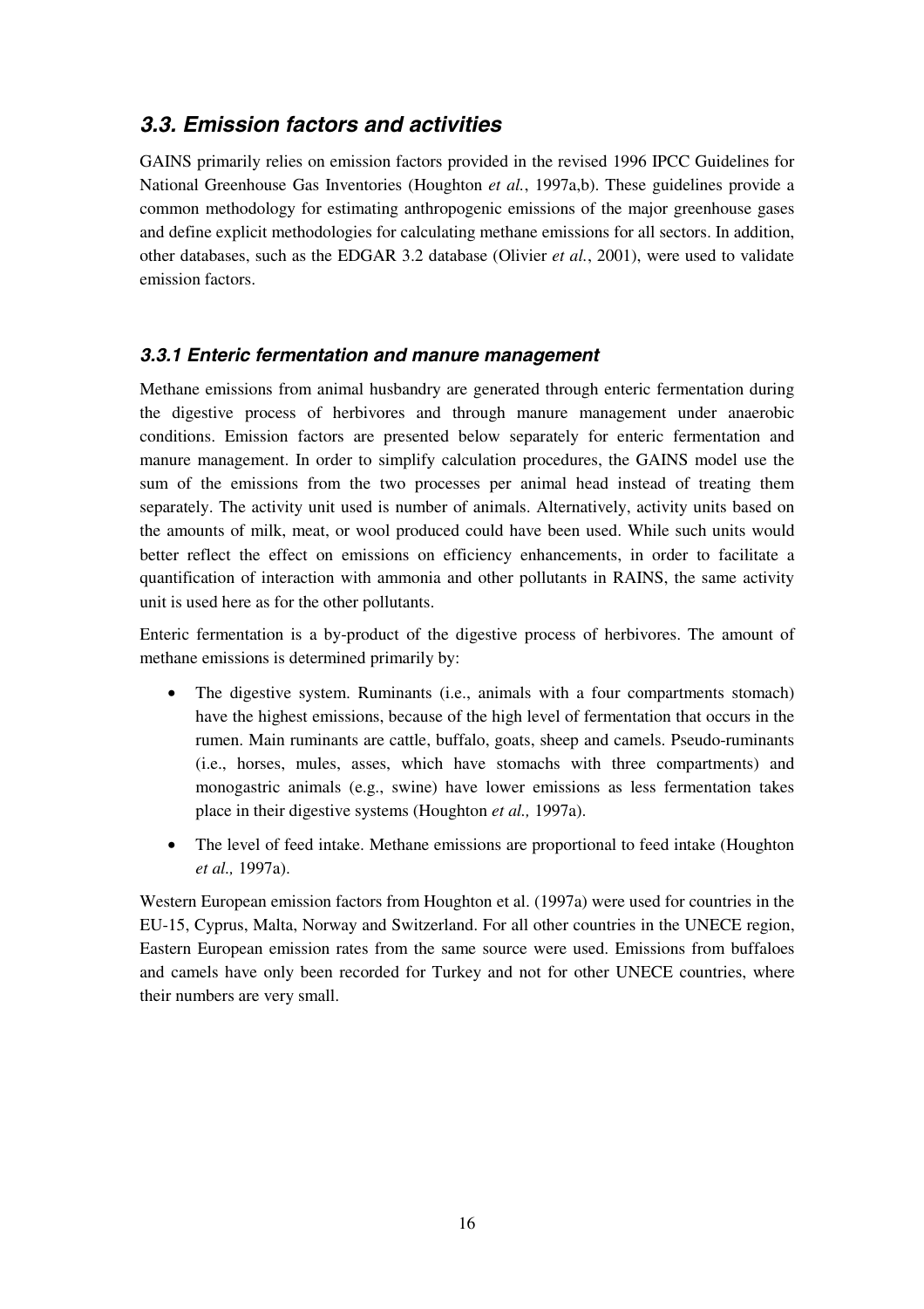## *3.3. Emission factors and activities*

GAINS primarily relies on emission factors provided in the revised 1996 IPCC Guidelines for National Greenhouse Gas Inventories (Houghton *et al.*, 1997a,b). These guidelines provide a common methodology for estimating anthropogenic emissions of the major greenhouse gases and define explicit methodologies for calculating methane emissions for all sectors. In addition, other databases, such as the EDGAR 3.2 database (Olivier *et al.*, 2001), were used to validate emission factors.

### *3.3.1 Enteric fermentation and manure management*

Methane emissions from animal husbandry are generated through enteric fermentation during the digestive process of herbivores and through manure management under anaerobic conditions. Emission factors are presented below separately for enteric fermentation and manure management. In order to simplify calculation procedures, the GAINS model use the sum of the emissions from the two processes per animal head instead of treating them separately. The activity unit used is number of animals. Alternatively, activity units based on the amounts of milk, meat, or wool produced could have been used. While such units would better reflect the effect on emissions on efficiency enhancements, in order to facilitate a quantification of interaction with ammonia and other pollutants in RAINS, the same activity unit is used here as for the other pollutants.

Enteric fermentation is a by-product of the digestive process of herbivores. The amount of methane emissions is determined primarily by:

- The digestive system. Ruminants (i.e., animals with a four compartments stomach) have the highest emissions, because of the high level of fermentation that occurs in the rumen. Main ruminants are cattle, buffalo, goats, sheep and camels. Pseudo-ruminants (i.e., horses, mules, asses, which have stomachs with three compartments) and monogastric animals (e.g., swine) have lower emissions as less fermentation takes place in their digestive systems (Houghton *et al.,* 1997a).
- The level of feed intake. Methane emissions are proportional to feed intake (Houghton *et al.,* 1997a).

Western European emission factors from Houghton et al. (1997a) were used for countries in the EU-15, Cyprus, Malta, Norway and Switzerland. For all other countries in the UNECE region, Eastern European emission rates from the same source were used. Emissions from buffaloes and camels have only been recorded for Turkey and not for other UNECE countries, where their numbers are very small.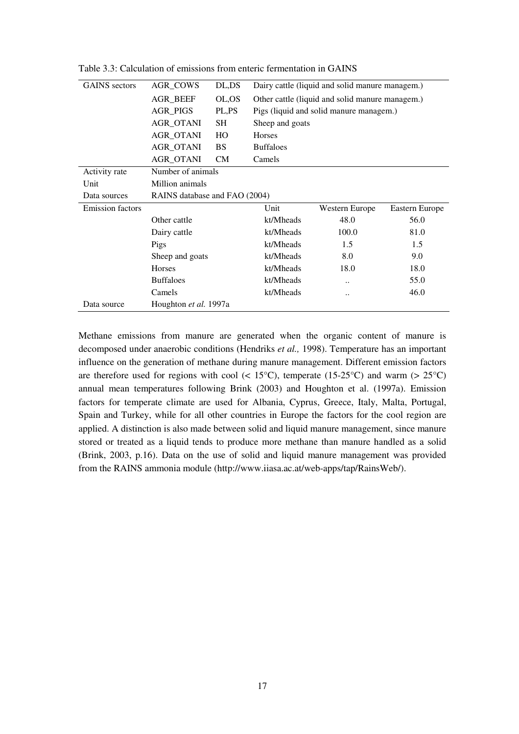Table 3.3: Calculation of emissions from enteric fermentation in GAINS

| | | | | | |
|---|---|---|---|---|---|
| GAINS sectors | AGR_COWS | DL,DS | Dairy cattle (liquid and solid manure managem.) | | |
| | AGR_BEEF | OL,OS | Other cattle (liquid and solid manure managem.) | | |
| | AGR_PIGS | PL,PS | Pigs (liquid and solid manure managem.) | | |
| | AGR_OTANI | SH | Sheep and goats | | |
| | AGR_OTANI | HO | Horses | | |
| | AGR_OTANI | BS | Buffaloes | | |
| | AGR_OTANI | CM | Camels | | |
| Activity rate | Number of animals | | | | |
| Unit | Million animals | | | | |
| Data sources | RAINS database and FAO (2004) | | | | |
| Emission factors | | | Unit | Western Europe | Eastern Europe |
| | Other cattle | | kt/Mheads | 48.0 | 56.0 |
| | Dairy cattle | | kt/Mheads | 100.0 | 81.0 |
| | Pigs | | kt/Mheads | 1.5 | 1.5 |
| | Sheep and goats | | kt/Mheads | 8.0 | 9.0 |
| | Horses | | kt/Mheads | 18.0 | 18.0 |
| | Buffaloes | | kt/Mheads | .. | 55.0 |
| | Camels | | kt/Mheads | .. | 46.0 |
| Data source | Houghton *et al.* 1997a | | | | |

Methane emissions from manure are generated when the organic content of manure is decomposed under anaerobic conditions (Hendriks *et al.,* 1998). Temperature has an important influence on the generation of methane during manure management. Different emission factors are therefore used for regions with cool (< 15°C), temperate (15-25°C) and warm (> 25°C) annual mean temperatures following Brink (2003) and Houghton et al. (1997a). Emission factors for temperate climate are used for Albania, Cyprus, Greece, Italy, Malta, Portugal, Spain and Turkey, while for all other countries in Europe the factors for the cool region are applied. A distinction is also made between solid and liquid manure management, since manure stored or treated as a liquid tends to produce more methane than manure handled as a solid (Brink, 2003, p.16). Data on the use of solid and liquid manure management was provided from the RAINS ammonia module (http://www.iiasa.ac.at/web-apps/tap/RainsWeb/).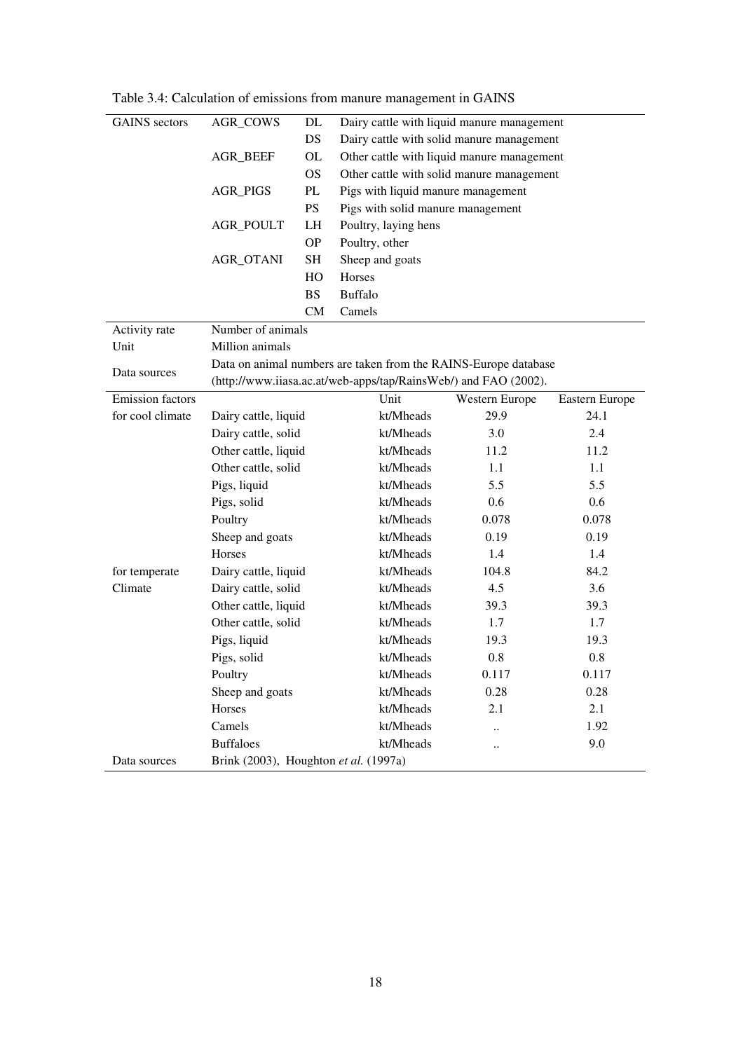Table 3.4: Calculation of emissions from manure management in GAINS

| | | | | | |
|---|---|---|---|---|---|
| GAINS sectors | AGR_COWS | DL | Dairy cattle with liquid manure management | | |
| | | DS | Dairy cattle with solid manure management | | |
| | AGR_BEEF | OL | Other cattle with liquid manure management | | |
| | | OS | Other cattle with solid manure management | | |
| | AGR_PIGS | PL | Pigs with liquid manure management | | |
| | | PS | Pigs with solid manure management | | |
| | AGR_POULT | LH | Poultry, laying hens | | |
| | | OP | Poultry, other | | |
| | AGR_OTANI | SH | Sheep and goats | | |
| | | HO | Horses | | |
| | | BS | Buffalo | | |
| | | CM | Camels | | |
| Activity rate | Number of animals | | | | |
| Unit | Million animals | | | | |
| Data sources | Data on animal numbers are taken from the RAINS-Europe database (http://www.iiasa.ac.at/web-apps/tap/RainsWeb/) and FAO (2002). | | | | |
| Emission factors | | | Unit | Western Europe | Eastern Europe |
| for cool climate | Dairy cattle, liquid | | kt/Mheads | 29.9 | 24.1 |
| | Dairy cattle, solid | | kt/Mheads | 3.0 | 2.4 |
| | Other cattle, liquid | | kt/Mheads | 11.2 | 11.2 |
| | Other cattle, solid | | kt/Mheads | 1.1 | 1.1 |
| | Pigs, liquid | | kt/Mheads | 5.5 | 5.5 |
| | Pigs, solid | | kt/Mheads | 0.6 | 0.6 |
| | Poultry | | kt/Mheads | 0.078 | 0.078 |
| | Sheep and goats | | kt/Mheads | 0.19 | 0.19 |
| | Horses | | kt/Mheads | 1.4 | 1.4 |
| for temperate Climate | Dairy cattle, liquid | | kt/Mheads | 104.8 | 84.2 |
| | Dairy cattle, solid | | kt/Mheads | 4.5 | 3.6 |
| | Other cattle, liquid | | kt/Mheads | 39.3 | 39.3 |
| | Other cattle, solid | | kt/Mheads | 1.7 | 1.7 |
| | Pigs, liquid | | kt/Mheads | 19.3 | 19.3 |
| | Pigs, solid | | kt/Mheads | 0.8 | 0.8 |
| | Poultry | | kt/Mheads | 0.117 | 0.117 |
| | Sheep and goats | | kt/Mheads | 0.28 | 0.28 |
| | Horses | | kt/Mheads | 2.1 | 2.1 |
| | Camels | | kt/Mheads | .. | 1.92 |
| | Buffaloes | | kt/Mheads | .. | 9.0 |
| Data sources | Brink (2003), Houghton *et al.* (1997a) | | | | |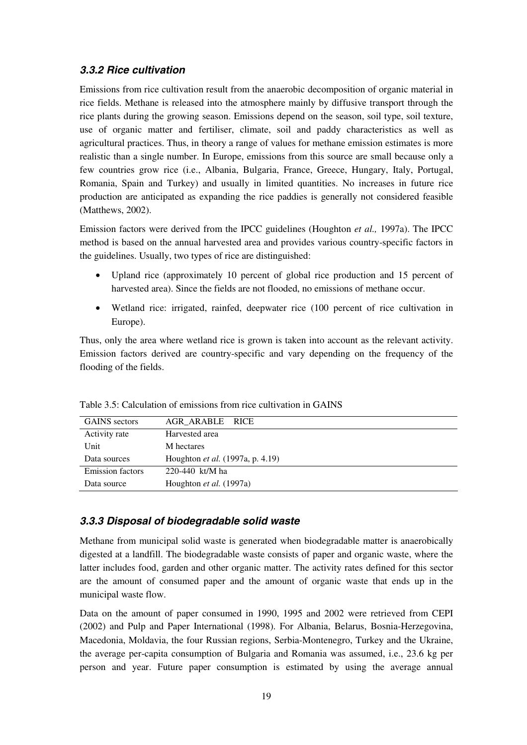### *3.3.2 Rice cultivation*

Emissions from rice cultivation result from the anaerobic decomposition of organic material in rice fields. Methane is released into the atmosphere mainly by diffusive transport through the rice plants during the growing season. Emissions depend on the season, soil type, soil texture, use of organic matter and fertiliser, climate, soil and paddy characteristics as well as agricultural practices. Thus, in theory a range of values for methane emission estimates is more realistic than a single number. In Europe, emissions from this source are small because only a few countries grow rice (i.e., Albania, Bulgaria, France, Greece, Hungary, Italy, Portugal, Romania, Spain and Turkey) and usually in limited quantities. No increases in future rice production are anticipated as expanding the rice paddies is generally not considered feasible (Matthews, 2002).

Emission factors were derived from the IPCC guidelines (Houghton *et al.,* 1997a). The IPCC method is based on the annual harvested area and provides various country-specific factors in the guidelines. Usually, two types of rice are distinguished:

- Upland rice (approximately 10 percent of global rice production and 15 percent of harvested area). Since the fields are not flooded, no emissions of methane occur.
- Wetland rice: irrigated, rainfed, deepwater rice (100 percent of rice cultivation in Europe).

Thus, only the area where wetland rice is grown is taken into account as the relevant activity. Emission factors derived are country-specific and vary depending on the frequency of the flooding of the fields.

Table 3.5: Calculation of emissions from rice cultivation in GAINS

| GAINS sectors | AGR_ARABLE RICE |
|---|---|
| Activity rate | Harvested area |
| Unit | M hectares |
| Data sources | Houghton *et al.* (1997a, p. 4.19) |
| Emission factors | 220-440 kt/M ha |
| Data source | Houghton *et al.* (1997a) |

### *3.3.3 Disposal of biodegradable solid waste*

Methane from municipal solid waste is generated when biodegradable matter is anaerobically digested at a landfill. The biodegradable waste consists of paper and organic waste, where the latter includes food, garden and other organic matter. The activity rates defined for this sector are the amount of consumed paper and the amount of organic waste that ends up in the municipal waste flow.

Data on the amount of paper consumed in 1990, 1995 and 2002 were retrieved from CEPI (2002) and Pulp and Paper International (1998). For Albania, Belarus, Bosnia-Herzegovina, Macedonia, Moldavia, the four Russian regions, Serbia-Montenegro, Turkey and the Ukraine, the average per-capita consumption of Bulgaria and Romania was assumed, i.e., 23.6 kg per person and year. Future paper consumption is estimated by using the average annual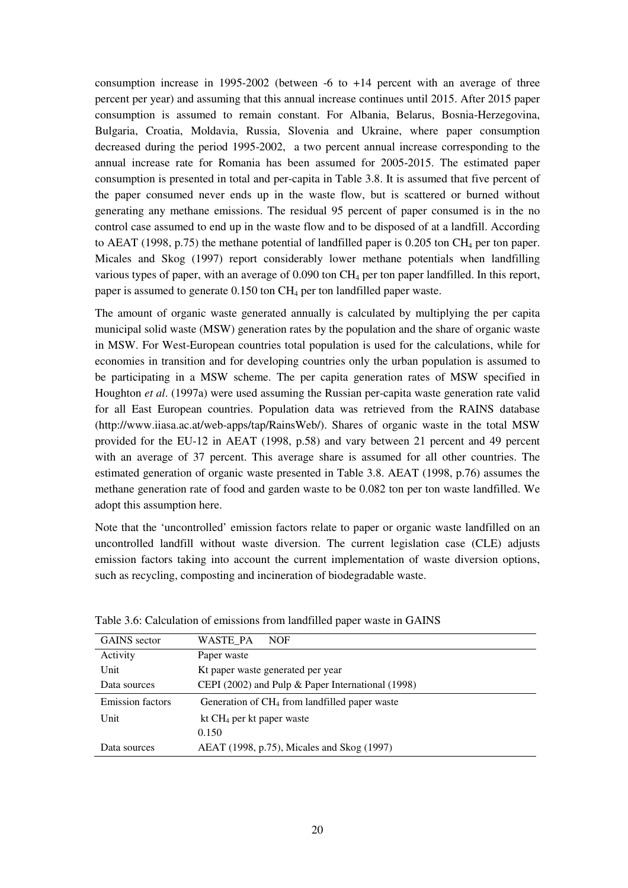consumption increase in 1995-2002 (between -6 to +14 percent with an average of three percent per year) and assuming that this annual increase continues until 2015. After 2015 paper consumption is assumed to remain constant. For Albania, Belarus, Bosnia-Herzegovina, Bulgaria, Croatia, Moldavia, Russia, Slovenia and Ukraine, where paper consumption decreased during the period 1995-2002, a two percent annual increase corresponding to the annual increase rate for Romania has been assumed for 2005-2015. The estimated paper consumption is presented in total and per-capita in Table 3.8. It is assumed that five percent of the paper consumed never ends up in the waste flow, but is scattered or burned without generating any methane emissions. The residual 95 percent of paper consumed is in the no control case assumed to end up in the waste flow and to be disposed of at a landfill. According to AEAT (1998, p.75) the methane potential of landfilled paper is 0.205 ton $CH_4$ per ton paper. Micales and Skog (1997) report considerably lower methane potentials when landfilling various types of paper, with an average of 0.090 ton $CH_4$ per ton paper landfilled. In this report, paper is assumed to generate 0.150 ton $CH_4$ per ton landfilled paper waste.

The amount of organic waste generated annually is calculated by multiplying the per capita municipal solid waste (MSW) generation rates by the population and the share of organic waste in MSW. For West-European countries total population is used for the calculations, while for economies in transition and for developing countries only the urban population is assumed to be participating in a MSW scheme. The per capita generation rates of MSW specified in Houghton *et al*. (1997a) were used assuming the Russian per-capita waste generation rate valid for all East European countries. Population data was retrieved from the RAINS database (http://www.iiasa.ac.at/web-apps/tap/RainsWeb/). Shares of organic waste in the total MSW provided for the EU-12 in AEAT (1998, p.58) and vary between 21 percent and 49 percent with an average of 37 percent. This average share is assumed for all other countries. The estimated generation of organic waste presented in Table 3.8. AEAT (1998, p.76) assumes the methane generation rate of food and garden waste to be 0.082 ton per ton waste landfilled. We adopt this assumption here.

Note that the 'uncontrolled' emission factors relate to paper or organic waste landfilled on an uncontrolled landfill without waste diversion. The current legislation case (CLE) adjusts emission factors taking into account the current implementation of waste diversion options, such as recycling, composting and incineration of biodegradable waste.

Table 3.6: Calculation of emissions from landfilled paper waste in GAINS

| GAINS sector | WASTE_PA NOF |
|---|---|
| Activity | Paper waste |
| Unit | Kt paper waste generated per year |
| Data sources | CEPI (2002) and Pulp & Paper International (1998) |
| Emission factors | Generation of $CH_4$ from landfilled paper waste |
| Unit | kt $CH_4$ per kt paper waste |
| | 0.150 |
| Data sources | AEAT (1998, p.75), Micales and Skog (1997) |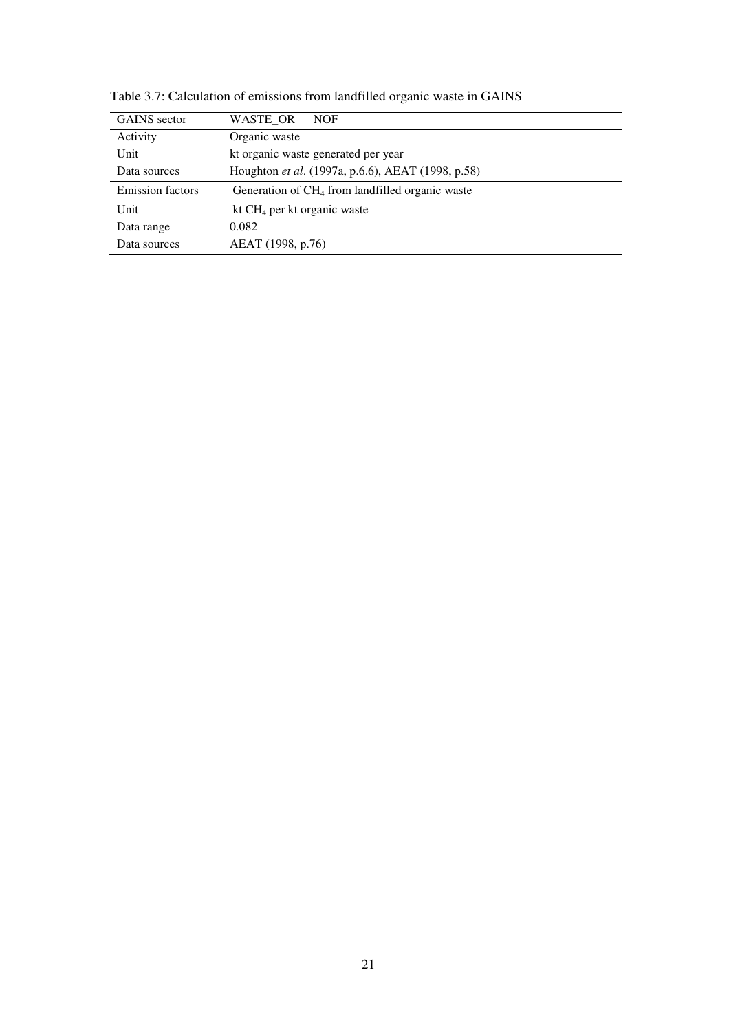Table 3.7: Calculation of emissions from landfilled organic waste in GAINS

| GAINS sector | WASTE_OR NOF |
|---|---|
| Activity | Organic waste |
| Unit | kt organic waste generated per year |
| Data sources | Houghton *et al*. (1997a, p.6.6), AEAT (1998, p.58) |
| Emission factors | Generation of $CH_4$ from landfilled organic waste |
| Unit | kt $CH_4$ per kt organic waste |
| Data range | 0.082 |
| Data sources | AEAT (1998, p.76) |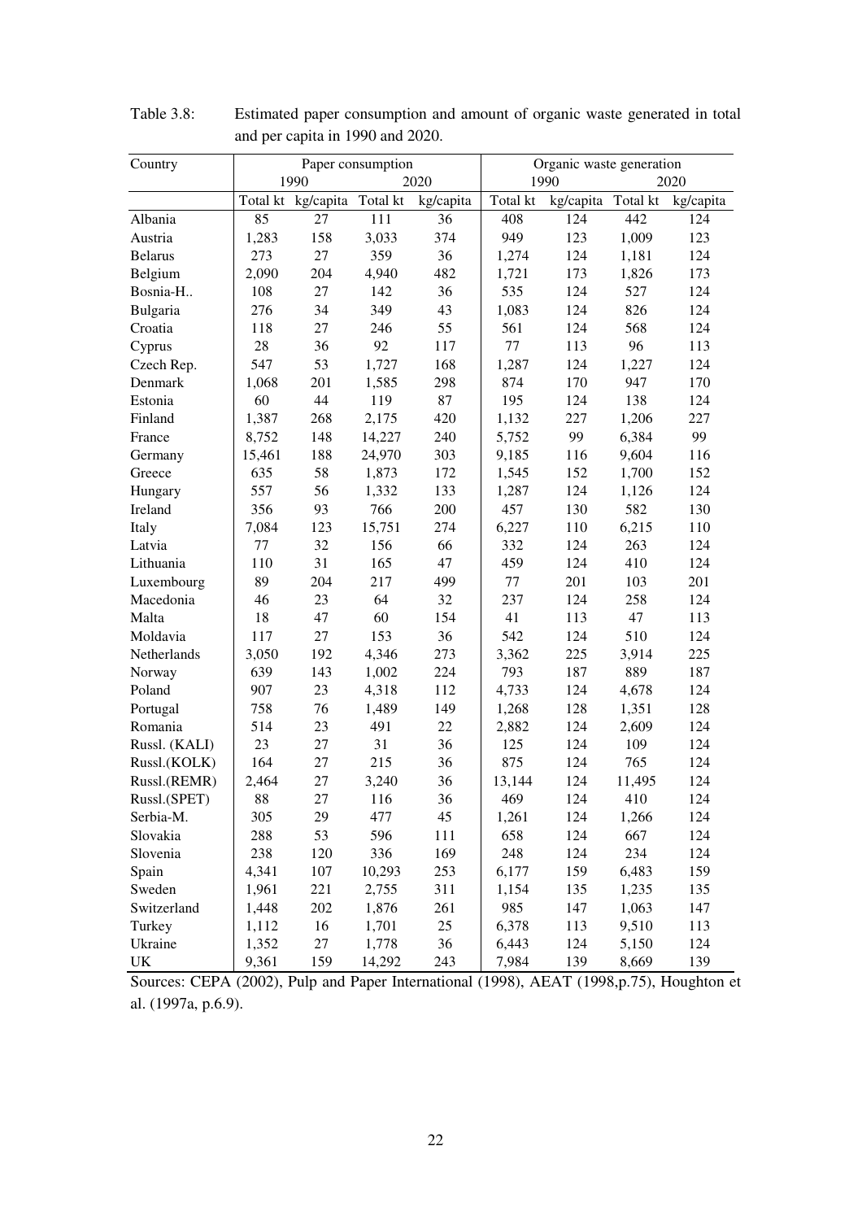Table 3.8: Estimated paper consumption and amount of organic waste generated in total and per capita in 1990 and 2020.

| Country | Paper consumption | | | | Organic waste generation | | | |
|---|---|---|---|---|---|---|---|---|
| | 1990 | | 2020 | | 1990 | | 2020 | |
| | Total kt | kg/capita | Total kt | kg/capita | Total kt | kg/capita | Total kt | kg/capita |
| Albania | 85 | 27 | 111 | 36 | 408 | 124 | 442 | 124 |
| Austria | 1,283 | 158 | 3,033 | 374 | 949 | 123 | 1,009 | 123 |
| Belarus | 273 | 27 | 359 | 36 | 1,274 | 124 | 1,181 | 124 |
| Belgium | 2,090 | 204 | 4,940 | 482 | 1,721 | 173 | 1,826 | 173 |
| Bosnia-H.. | 108 | 27 | 142 | 36 | 535 | 124 | 527 | 124 |
| Bulgaria | 276 | 34 | 349 | 43 | 1,083 | 124 | 826 | 124 |
| Croatia | 118 | 27 | 246 | 55 | 561 | 124 | 568 | 124 |
| Cyprus | 28 | 36 | 92 | 117 | 77 | 113 | 96 | 113 |
| Czech Rep. | 547 | 53 | 1,727 | 168 | 1,287 | 124 | 1,227 | 124 |
| Denmark | 1,068 | 201 | 1,585 | 298 | 874 | 170 | 947 | 170 |
| Estonia | 60 | 44 | 119 | 87 | 195 | 124 | 138 | 124 |
| Finland | 1,387 | 268 | 2,175 | 420 | 1,132 | 227 | 1,206 | 227 |
| France | 8,752 | 148 | 14,227 | 240 | 5,752 | 99 | 6,384 | 99 |
| Germany | 15,461 | 188 | 24,970 | 303 | 9,185 | 116 | 9,604 | 116 |
| Greece | 635 | 58 | 1,873 | 172 | 1,545 | 152 | 1,700 | 152 |
| Hungary | 557 | 56 | 1,332 | 133 | 1,287 | 124 | 1,126 | 124 |
| Ireland | 356 | 93 | 766 | 200 | 457 | 130 | 582 | 130 |
| Italy | 7,084 | 123 | 15,751 | 274 | 6,227 | 110 | 6,215 | 110 |
| Latvia | 77 | 32 | 156 | 66 | 332 | 124 | 263 | 124 |
| Lithuania | 110 | 31 | 165 | 47 | 459 | 124 | 410 | 124 |
| Luxembourg | 89 | 204 | 217 | 499 | 77 | 201 | 103 | 201 |
| Macedonia | 46 | 23 | 64 | 32 | 237 | 124 | 258 | 124 |
| Malta | 18 | 47 | 60 | 154 | 41 | 113 | 47 | 113 |
| Moldavia | 117 | 27 | 153 | 36 | 542 | 124 | 510 | 124 |
| Netherlands | 3,050 | 192 | 4,346 | 273 | 3,362 | 225 | 3,914 | 225 |
| Norway | 639 | 143 | 1,002 | 224 | 793 | 187 | 889 | 187 |
| Poland | 907 | 23 | 4,318 | 112 | 4,733 | 124 | 4,678 | 124 |
| Portugal | 758 | 76 | 1,489 | 149 | 1,268 | 128 | 1,351 | 128 |
| Romania | 514 | 23 | 491 | 22 | 2,882 | 124 | 2,609 | 124 |
| Russl. (KALI) | 23 | 27 | 31 | 36 | 125 | 124 | 109 | 124 |
| Russl.(KOLK) | 164 | 27 | 215 | 36 | 875 | 124 | 765 | 124 |
| Russl.(REMR) | 2,464 | 27 | 3,240 | 36 | 13,144 | 124 | 11,495 | 124 |
| Russl.(SPET) | 88 | 27 | 116 | 36 | 469 | 124 | 410 | 124 |
| Serbia-M. | 305 | 29 | 477 | 45 | 1,261 | 124 | 1,266 | 124 |
| Slovakia | 288 | 53 | 596 | 111 | 658 | 124 | 667 | 124 |
| Slovenia | 238 | 120 | 336 | 169 | 248 | 124 | 234 | 124 |
| Spain | 4,341 | 107 | 10,293 | 253 | 6,177 | 159 | 6,483 | 159 |
| Sweden | 1,961 | 221 | 2,755 | 311 | 1,154 | 135 | 1,235 | 135 |
| Switzerland | 1,448 | 202 | 1,876 | 261 | 985 | 147 | 1,063 | 147 |
| Turkey | 1,112 | 16 | 1,701 | 25 | 6,378 | 113 | 9,510 | 113 |
| Ukraine | 1,352 | 27 | 1,778 | 36 | 6,443 | 124 | 5,150 | 124 |
| UK | 9,361 | 159 | 14,292 | 243 | 7,984 | 139 | 8,669 | 139 |

Sources: CEPA (2002), Pulp and Paper International (1998), AEAT (1998,p.75), Houghton et al. (1997a, p.6.9).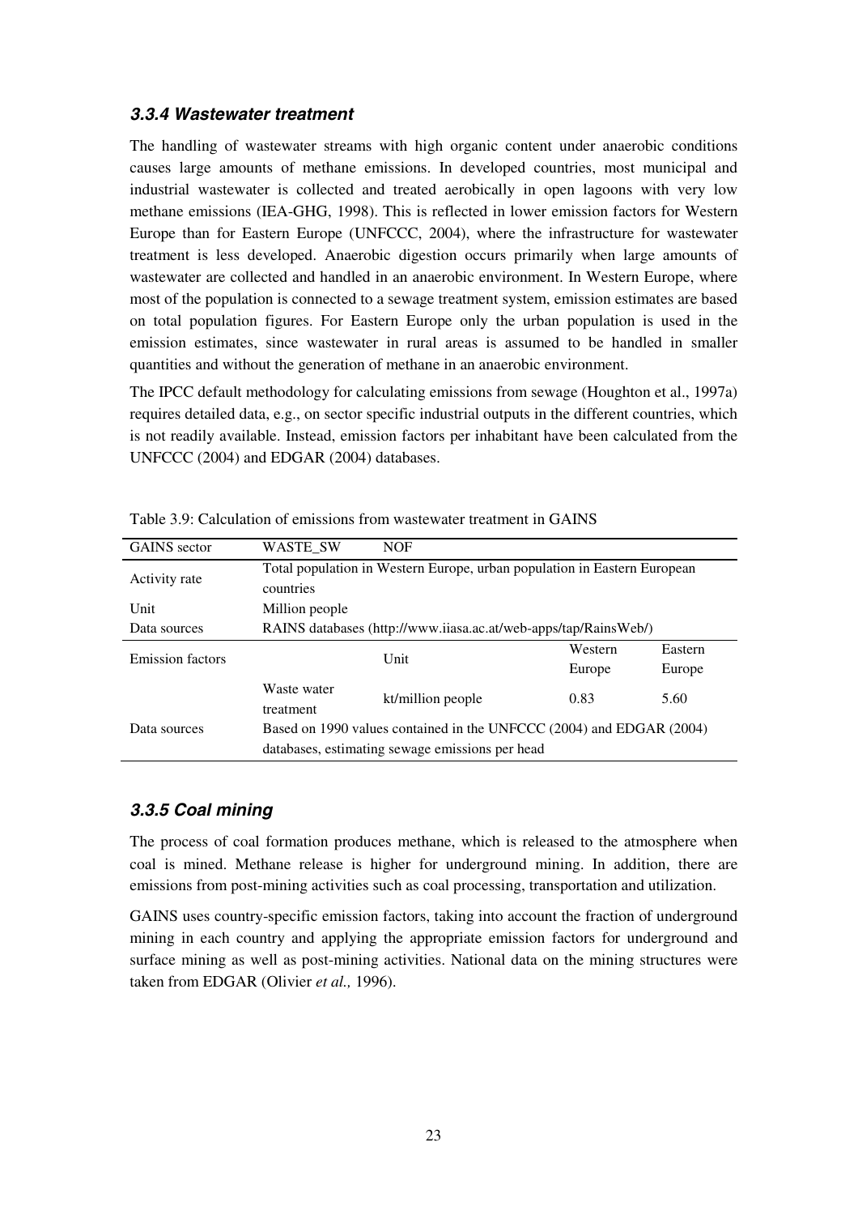### *3.3.4 Wastewater treatment*

The handling of wastewater streams with high organic content under anaerobic conditions causes large amounts of methane emissions. In developed countries, most municipal and industrial wastewater is collected and treated aerobically in open lagoons with very low methane emissions (IEA-GHG, 1998). This is reflected in lower emission factors for Western Europe than for Eastern Europe (UNFCCC, 2004), where the infrastructure for wastewater treatment is less developed. Anaerobic digestion occurs primarily when large amounts of wastewater are collected and handled in an anaerobic environment. In Western Europe, where most of the population is connected to a sewage treatment system, emission estimates are based on total population figures. For Eastern Europe only the urban population is used in the emission estimates, since wastewater in rural areas is assumed to be handled in smaller quantities and without the generation of methane in an anaerobic environment.

The IPCC default methodology for calculating emissions from sewage (Houghton et al., 1997a) requires detailed data, e.g., on sector specific industrial outputs in the different countries, which is not readily available. Instead, emission factors per inhabitant have been calculated from the UNFCCC (2004) and EDGAR (2004) databases.

Table 3.9: Calculation of emissions from wastewater treatment in GAINS

| GAINS sector | WASTE_SW | NOF | | |
|---|---|---|---|---|
| Activity rate | Total population in Western Europe, urban population in Eastern European countries | | | |
| Unit | Million people | | | |
| Data sources | RAINS databases (http://www.iiasa.ac.at/web-apps/tap/RainsWeb/) | | | |
| Emission factors | | Unit | Western Europe | Eastern Europe |
| | Waste water treatment | kt/million people | 0.83 | 5.60 |
| Data sources | Based on 1990 values contained in the UNFCCC (2004) and EDGAR (2004) databases, estimating sewage emissions per head | | | |

### *3.3.5 Coal mining*

The process of coal formation produces methane, which is released to the atmosphere when coal is mined. Methane release is higher for underground mining. In addition, there are emissions from post-mining activities such as coal processing, transportation and utilization.

GAINS uses country-specific emission factors, taking into account the fraction of underground mining in each country and applying the appropriate emission factors for underground and surface mining as well as post-mining activities. National data on the mining structures were taken from EDGAR (Olivier *et al.,* 1996).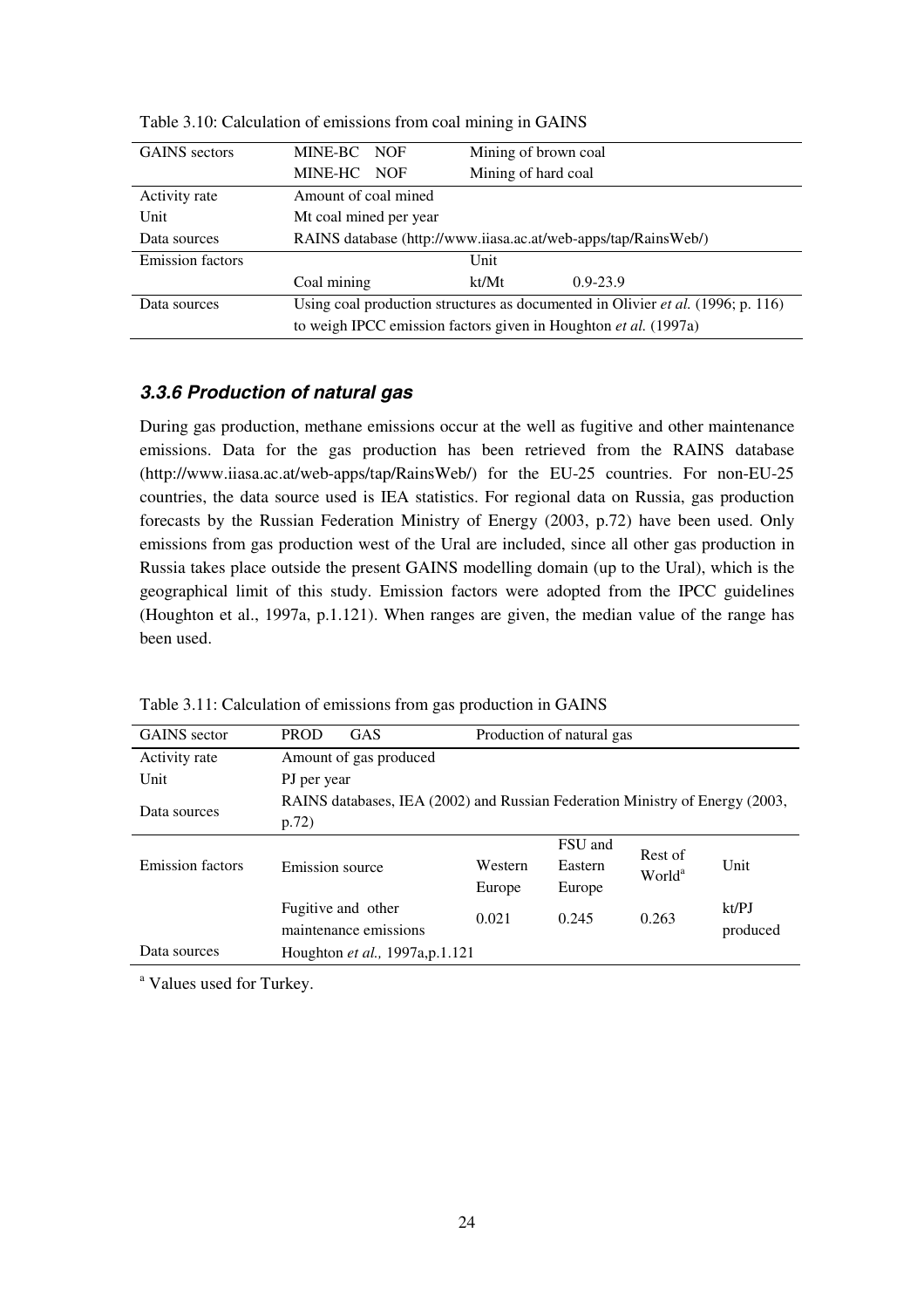Table 3.10: Calculation of emissions from coal mining in GAINS

| GAINS sectors | MINE-BC NOF | Mining of brown coal | |
|---|---|---|---|
| | MINE-HC NOF | Mining of hard coal | |
| Activity rate | Amount of coal mined | | |
| Unit | Mt coal mined per year | | |
| Data sources | RAINS database (http://www.iiasa.ac.at/web-apps/tap/RainsWeb/) | | |
| Emission factors | | Unit | |
| | Coal mining | kt/Mt | 0.9-23.9 |
| Data sources | Using coal production structures as documented in Olivier *et al.* (1996; p. 116) to weigh IPCC emission factors given in Houghton *et al.* (1997a) | | |

### *3.3.6 Production of natural gas*

During gas production, methane emissions occur at the well as fugitive and other maintenance emissions. Data for the gas production has been retrieved from the RAINS database (http://www.iiasa.ac.at/web-apps/tap/RainsWeb/) for the EU-25 countries. For non-EU-25 countries, the data source used is IEA statistics. For regional data on Russia, gas production forecasts by the Russian Federation Ministry of Energy (2003, p.72) have been used. Only emissions from gas production west of the Ural are included, since all other gas production in Russia takes place outside the present GAINS modelling domain (up to the Ural), which is the geographical limit of this study. Emission factors were adopted from the IPCC guidelines (Houghton et al., 1997a, p.1.121). When ranges are given, the median value of the range has been used.

Table 3.11: Calculation of emissions from gas production in GAINS

| GAINS sector | PROD GAS | Production of natural gas | | | |
|---|---|---|---|---|---|
| Activity rate | Amount of gas produced | | | | |
| Unit | PJ per year | | | | |
| Data sources | RAINS databases, IEA (2002) and Russian Federation Ministry of Energy (2003, p.72) | | | | |
| Emission factors | Emission source | Western Europe | FSU and Eastern Europe | Rest of World[a] | Unit |
| | Fugitive and other maintenance emissions | 0.021 | 0.245 | 0.263 | kt/PJ produced |
| Data sources | Houghton *et al.,* 1997a,p.1.121 | | | | |

[a] Values used for Turkey.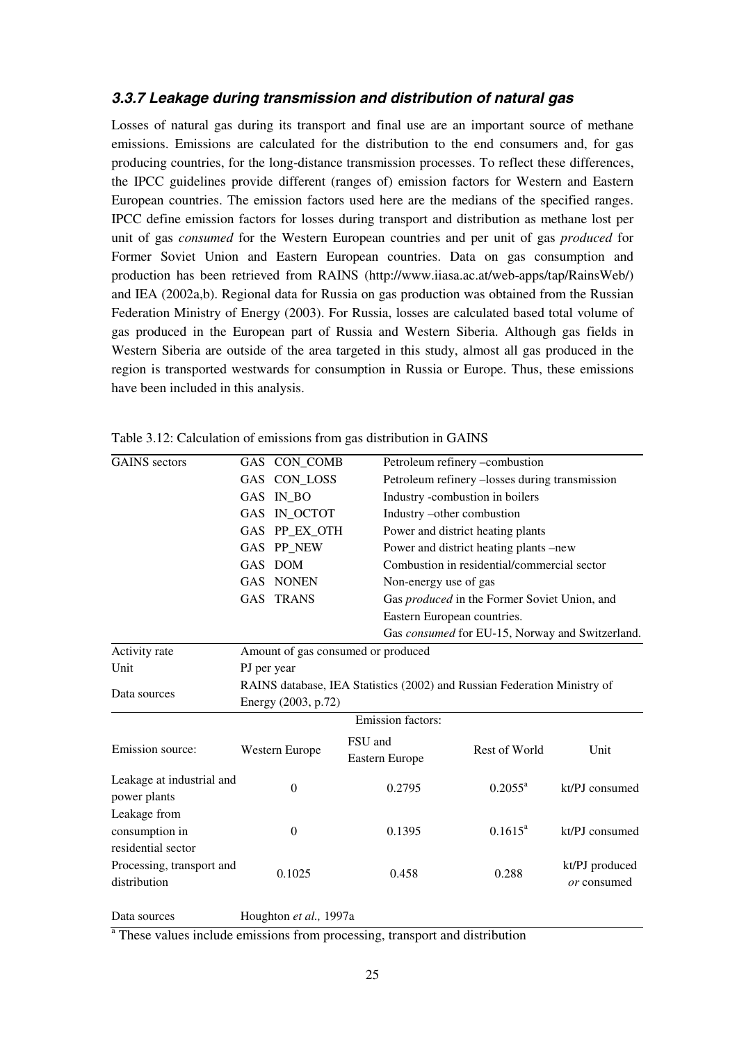### *3.3.7 Leakage during transmission and distribution of natural gas*

Losses of natural gas during its transport and final use are an important source of methane emissions. Emissions are calculated for the distribution to the end consumers and, for gas producing countries, for the long-distance transmission processes. To reflect these differences, the IPCC guidelines provide different (ranges of) emission factors for Western and Eastern European countries. The emission factors used here are the medians of the specified ranges. IPCC define emission factors for losses during transport and distribution as methane lost per unit of gas *consumed* for the Western European countries and per unit of gas *produced* for Former Soviet Union and Eastern European countries. Data on gas consumption and production has been retrieved from RAINS (http://www.iiasa.ac.at/web-apps/tap/RainsWeb/) and IEA (2002a,b). Regional data for Russia on gas production was obtained from the Russian Federation Ministry of Energy (2003). For Russia, losses are calculated based total volume of gas produced in the European part of Russia and Western Siberia. Although gas fields in Western Siberia are outside of the area targeted in this study, almost all gas produced in the region is transported westwards for consumption in Russia or Europe. Thus, these emissions have been included in this analysis.

Table 3.12: Calculation of emissions from gas distribution in GAINS

| GAINS sectors | GAS CON_COMB | | Petroleum refinery –combustion | |
|---|---|---|---|---|
| | GAS CON_LOSS | | Petroleum refinery –losses during transmission | |
| | GAS IN_BO | | Industry -combustion in boilers | |
| | GAS IN_OCTOT | | Industry –other combustion | |
| | GAS PP_EX_OTH | | Power and district heating plants | |
| | GAS PP_NEW | | Power and district heating plants –new | |
| | GAS DOM | | Combustion in residential/commercial sector | |
| | GAS NONEN | | Non-energy use of gas | |
| | GAS TRANS | | Gas *produced* in the Former Soviet Union, and Eastern European countries. Gas *consumed* for EU-15, Norway and Switzerland. | |
| Activity rate | Amount of gas consumed or produced | | | |
| Unit | PJ per year | | | |
| Data sources | RAINS database, IEA Statistics (2002) and Russian Federation Ministry of Energy (2003, p.72) | | | |
| | | Emission factors: | | |
| Emission source: | Western Europe | FSU and Eastern Europe | Rest of World | Unit |
| Leakage at industrial and power plants | 0 | 0.2795 | 0.2055[a] | kt/PJ consumed |
| Leakage from consumption in residential sector | 0 | 0.1395 | 0.1615[a] | kt/PJ consumed |
| Processing, transport and distribution | 0.1025 | 0.458 | 0.288 | kt/PJ produced *or* consumed |
| Data sources | Houghton *et al.,* 1997a | | | |

[a] These values include emissions from processing, transport and distribution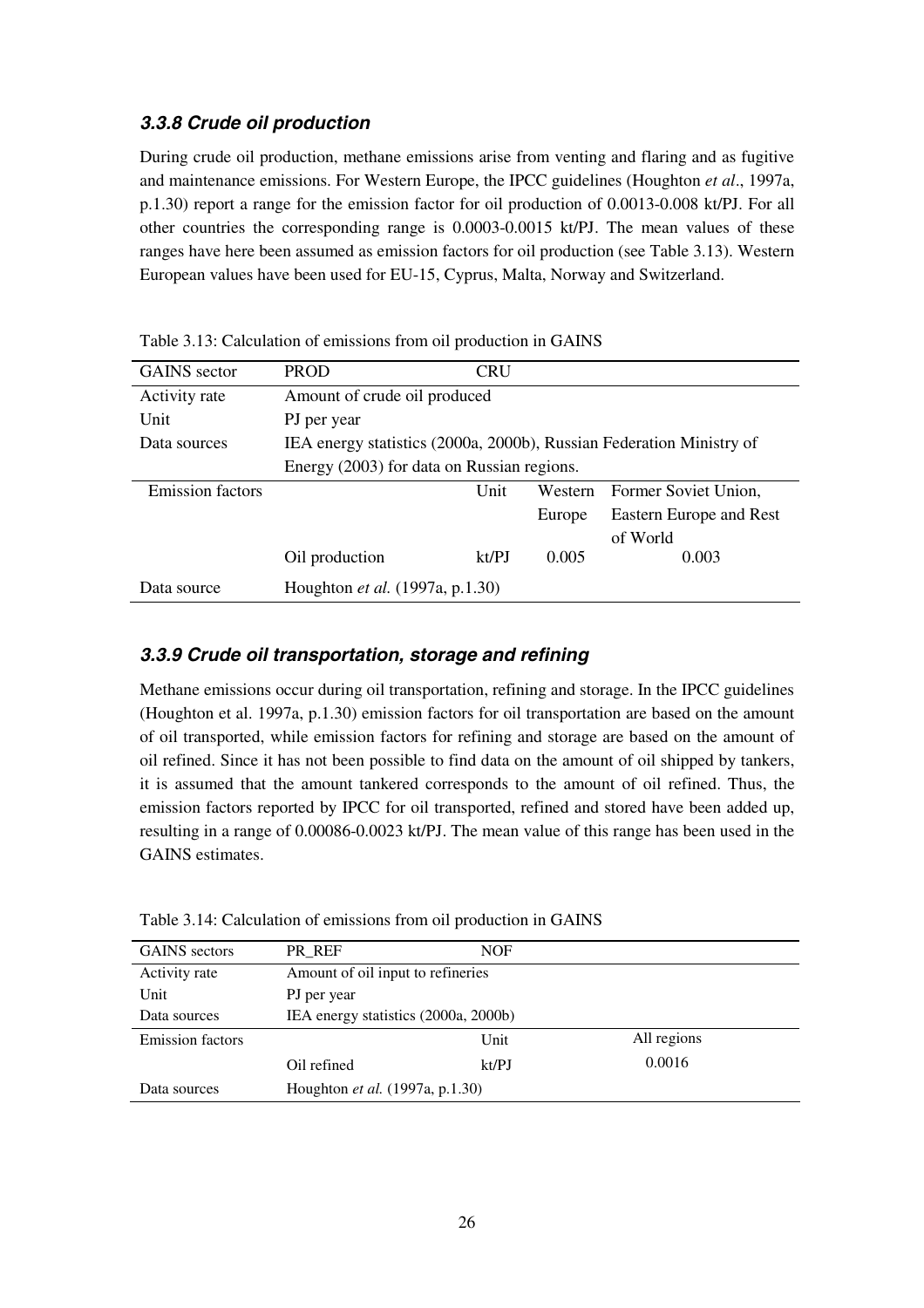### 3.3.8 Crude oil production

During crude oil production, methane emissions arise from venting and flaring and as fugitive and maintenance emissions. For Western Europe, the IPCC guidelines (Houghton *et al*., 1997a, p.1.30) report a range for the emission factor for oil production of 0.0013-0.008 kt/PJ. For all other countries the corresponding range is 0.0003-0.0015 kt/PJ. The mean values of these ranges have here been assumed as emission factors for oil production (see Table 3.13). Western European values have been used for EU-15, Cyprus, Malta, Norway and Switzerland.

Table 3.13: Calculation of emissions from oil production in GAINS

| GAINS sector | PROD | CRU | | |
|---|---|---|---|---|
| Activity rate | Amount of crude oil produced | | | |
| Unit | PJ per year | | | |
| Data sources | IEA energy statistics (2000a, 2000b), Russian Federation Ministry of Energy (2003) for data on Russian regions. | | | |
| Emission factors | | Unit | Western Europe | Former Soviet Union, Eastern Europe and Rest of World |
| | Oil production | kt/PJ | 0.005 | 0.003 |
| Data source | Houghton *et al.* (1997a, p.1.30) | | | |

### 3.3.9 Crude oil transportation, storage and refining

Methane emissions occur during oil transportation, refining and storage. In the IPCC guidelines (Houghton et al. 1997a, p.1.30) emission factors for oil transportation are based on the amount of oil transported, while emission factors for refining and storage are based on the amount of oil refined. Since it has not been possible to find data on the amount of oil shipped by tankers, it is assumed that the amount tankered corresponds to the amount of oil refined. Thus, the emission factors reported by IPCC for oil transported, refined and stored have been added up, resulting in a range of 0.00086-0.0023 kt/PJ. The mean value of this range has been used in the GAINS estimates.

Table 3.14: Calculation of emissions from oil production in GAINS

| GAINS sectors | PR_REF | NOF | |
|---|---|---|---|
| Activity rate | Amount of oil input to refineries | | |
| Unit | PJ per year | | |
| Data sources | IEA energy statistics (2000a, 2000b) | | |
| Emission factors | | Unit | All regions |
| | Oil refined | kt/PJ | 0.0016 |
| Data sources | Houghton *et al.* (1997a, p.1.30) | | |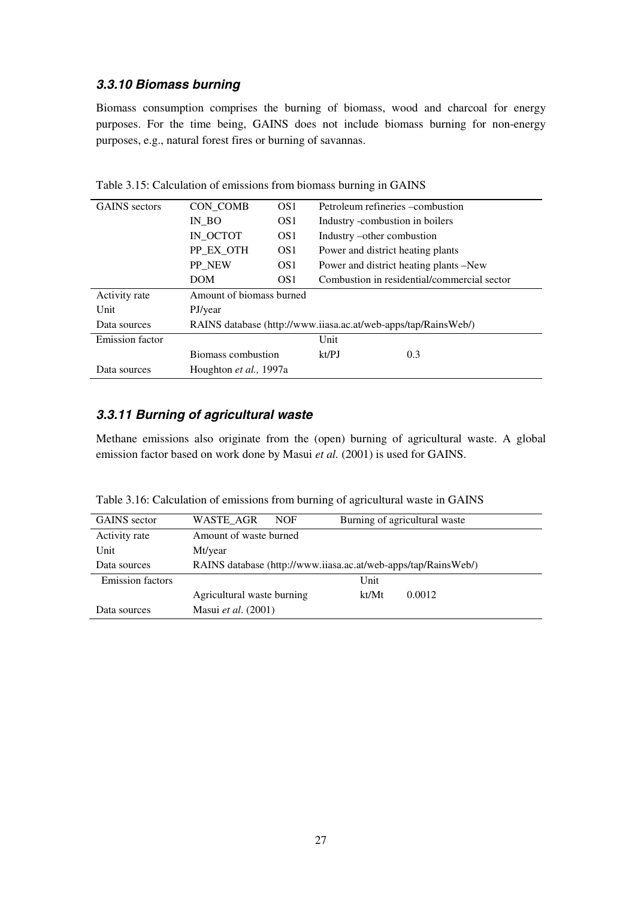### *3.3.10 Biomass burning*

Biomass consumption comprises the burning of biomass, wood and charcoal for energy purposes. For the time being, GAINS does not include biomass burning for non-energy purposes, e.g., natural forest fires or burning of savannas.

Table 3.15: Calculation of emissions from biomass burning in GAINS

| | | | | |
|---|---|---|---|---|
| GAINS sectors | CON_COMB | OS1 | Petroleum refineries –combustion | |
| | IN_BO | OS1 | Industry -combustion in boilers | |
| | IN_OCTOT | OS1 | Industry –other combustion | |
| | PP_EX_OTH | OS1 | Power and district heating plants | |
| | PP_NEW | OS1 | Power and district heating plants –New | |
| | DOM | OS1 | Combustion in residential/commercial sector | |
| Activity rate | Amount of biomass burned | | | |
| Unit | PJ/year | | | |
| Data sources | RAINS database (http://www.iiasa.ac.at/web-apps/tap/RainsWeb/) | | | |
| Emission factor | | | Unit | |
| | Biomass combustion | | kt/PJ | 0.3 |
| Data sources | Houghton *et al.,* 1997a | | | |

### *3.3.11 Burning of agricultural waste*

Methane emissions also originate from the (open) burning of agricultural waste. A global emission factor based on work done by Masui *et al.* (2001) is used for GAINS.

Table 3.16: Calculation of emissions from burning of agricultural waste in GAINS

| | | | | |
|---|---|---|---|---|
| GAINS sector | WASTE_AGR | NOF | Burning of agricultural waste | |
| Activity rate | Amount of waste burned | | | |
| Unit | Mt/year | | | |
| Data sources | RAINS database (http://www.iiasa.ac.at/web-apps/tap/RainsWeb/) | | | |
| Emission factors | | | Unit | |
| | Agricultural waste burning | | kt/Mt | 0.0012 |
| Data sources | Masui *et al*. (2001) | | | |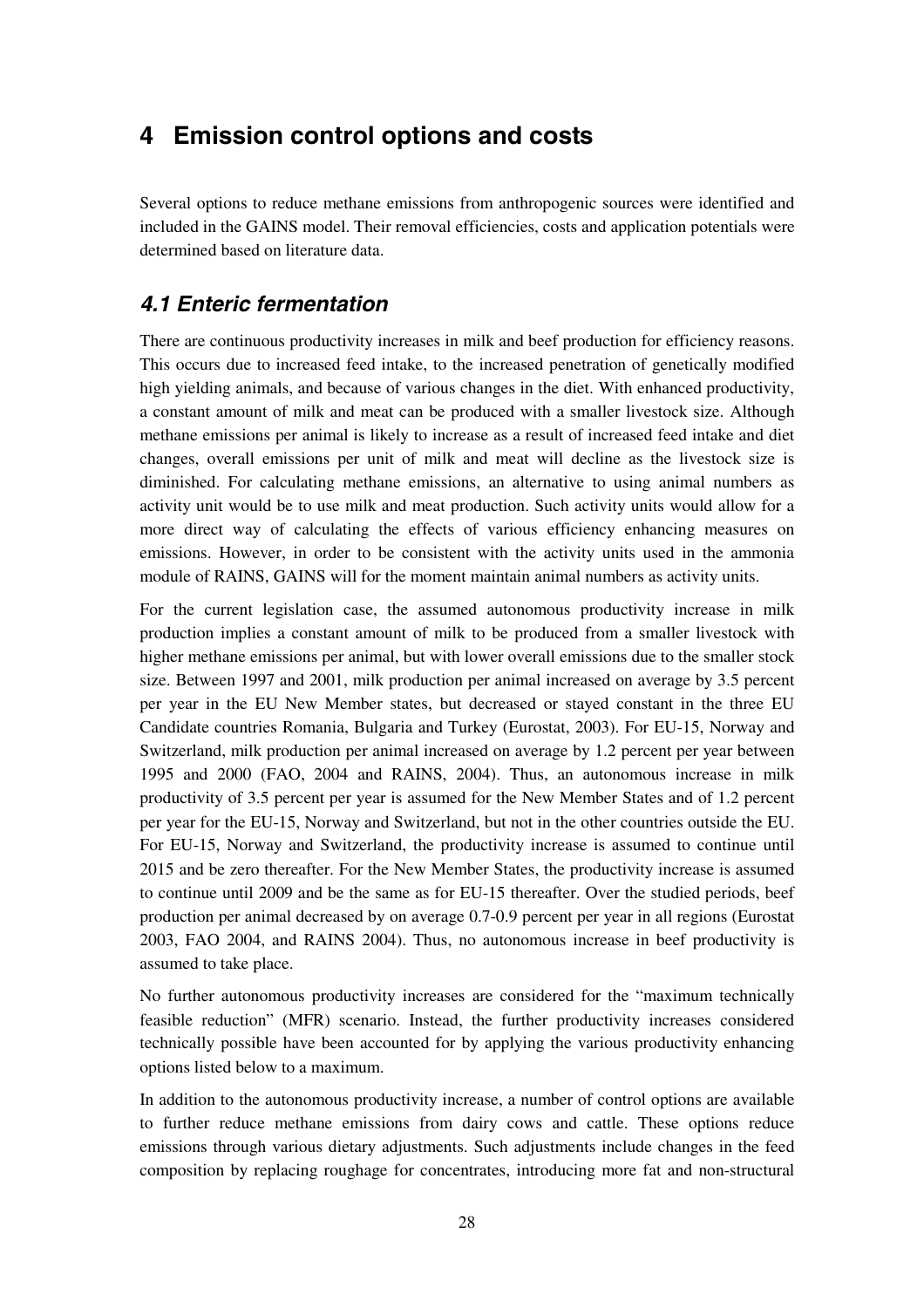# 4 Emission control options and costs

Several options to reduce methane emissions from anthropogenic sources were identified and included in the GAINS model. Their removal efficiencies, costs and application potentials were determined based on literature data.

## *4.1 Enteric fermentation*

There are continuous productivity increases in milk and beef production for efficiency reasons. This occurs due to increased feed intake, to the increased penetration of genetically modified high yielding animals, and because of various changes in the diet. With enhanced productivity, a constant amount of milk and meat can be produced with a smaller livestock size. Although methane emissions per animal is likely to increase as a result of increased feed intake and diet changes, overall emissions per unit of milk and meat will decline as the livestock size is diminished. For calculating methane emissions, an alternative to using animal numbers as activity unit would be to use milk and meat production. Such activity units would allow for a more direct way of calculating the effects of various efficiency enhancing measures on emissions. However, in order to be consistent with the activity units used in the ammonia module of RAINS, GAINS will for the moment maintain animal numbers as activity units.

For the current legislation case, the assumed autonomous productivity increase in milk production implies a constant amount of milk to be produced from a smaller livestock with higher methane emissions per animal, but with lower overall emissions due to the smaller stock size. Between 1997 and 2001, milk production per animal increased on average by 3.5 percent per year in the EU New Member states, but decreased or stayed constant in the three EU Candidate countries Romania, Bulgaria and Turkey (Eurostat, 2003). For EU-15, Norway and Switzerland, milk production per animal increased on average by 1.2 percent per year between 1995 and 2000 (FAO, 2004 and RAINS, 2004). Thus, an autonomous increase in milk productivity of 3.5 percent per year is assumed for the New Member States and of 1.2 percent per year for the EU-15, Norway and Switzerland, but not in the other countries outside the EU. For EU-15, Norway and Switzerland, the productivity increase is assumed to continue until 2015 and be zero thereafter. For the New Member States, the productivity increase is assumed to continue until 2009 and be the same as for EU-15 thereafter. Over the studied periods, beef production per animal decreased by on average 0.7-0.9 percent per year in all regions (Eurostat 2003, FAO 2004, and RAINS 2004). Thus, no autonomous increase in beef productivity is assumed to take place.

No further autonomous productivity increases are considered for the "maximum technically feasible reduction" (MFR) scenario. Instead, the further productivity increases considered technically possible have been accounted for by applying the various productivity enhancing options listed below to a maximum.

In addition to the autonomous productivity increase, a number of control options are available to further reduce methane emissions from dairy cows and cattle. These options reduce emissions through various dietary adjustments. Such adjustments include changes in the feed composition by replacing roughage for concentrates, introducing more fat and non-structural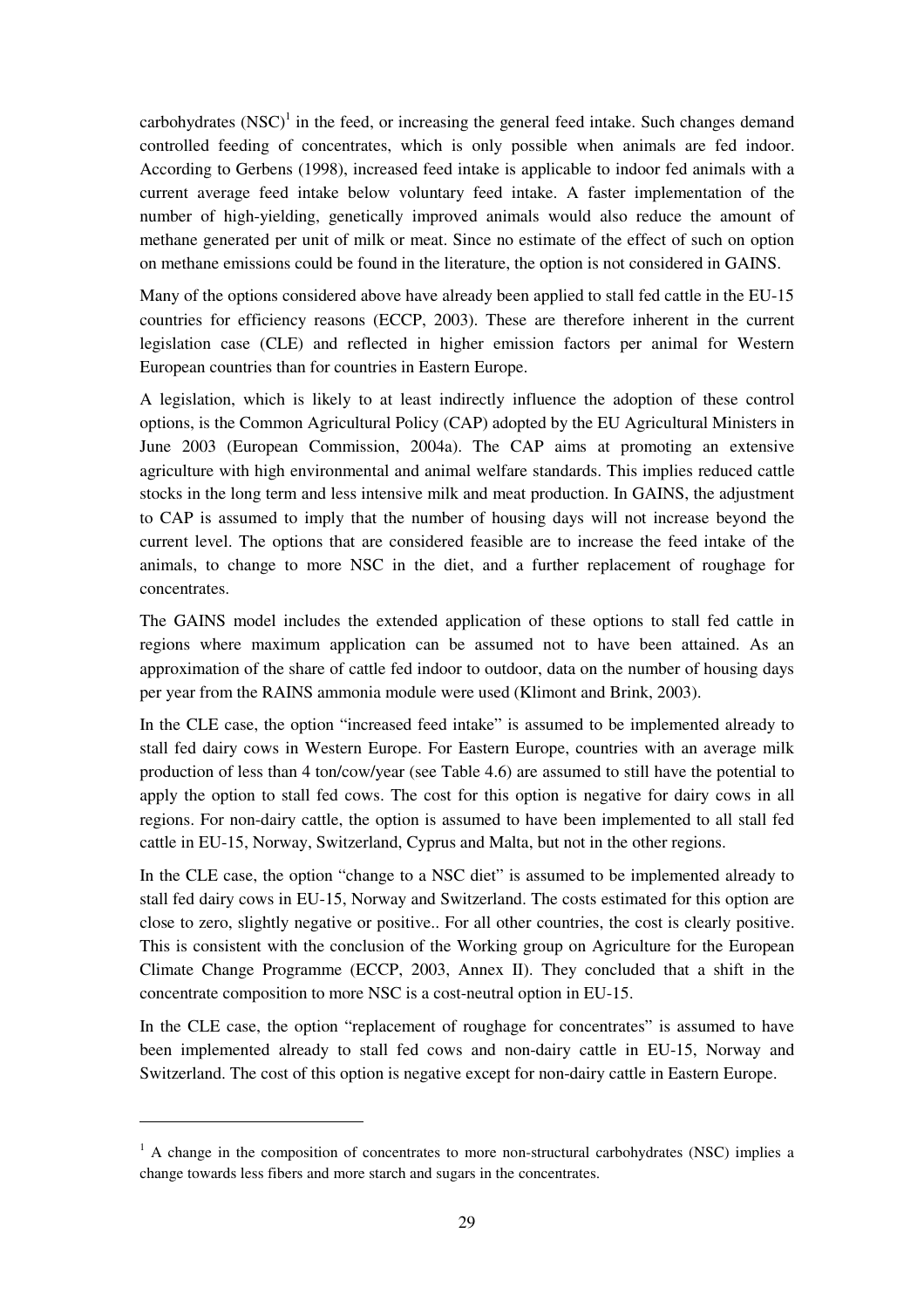carbohydrates (NSC)[1] in the feed, or increasing the general feed intake. Such changes demand controlled feeding of concentrates, which is only possible when animals are fed indoor. According to Gerbens (1998), increased feed intake is applicable to indoor fed animals with a current average feed intake below voluntary feed intake. A faster implementation of the number of high-yielding, genetically improved animals would also reduce the amount of methane generated per unit of milk or meat. Since no estimate of the effect of such on option on methane emissions could be found in the literature, the option is not considered in GAINS.

Many of the options considered above have already been applied to stall fed cattle in the EU-15 countries for efficiency reasons (ECCP, 2003). These are therefore inherent in the current legislation case (CLE) and reflected in higher emission factors per animal for Western European countries than for countries in Eastern Europe.

A legislation, which is likely to at least indirectly influence the adoption of these control options, is the Common Agricultural Policy (CAP) adopted by the EU Agricultural Ministers in June 2003 (European Commission, 2004a). The CAP aims at promoting an extensive agriculture with high environmental and animal welfare standards. This implies reduced cattle stocks in the long term and less intensive milk and meat production. In GAINS, the adjustment to CAP is assumed to imply that the number of housing days will not increase beyond the current level. The options that are considered feasible are to increase the feed intake of the animals, to change to more NSC in the diet, and a further replacement of roughage for concentrates.

The GAINS model includes the extended application of these options to stall fed cattle in regions where maximum application can be assumed not to have been attained. As an approximation of the share of cattle fed indoor to outdoor, data on the number of housing days per year from the RAINS ammonia module were used (Klimont and Brink, 2003).

In the CLE case, the option "increased feed intake" is assumed to be implemented already to stall fed dairy cows in Western Europe. For Eastern Europe, countries with an average milk production of less than 4 ton/cow/year (see Table 4.6) are assumed to still have the potential to apply the option to stall fed cows. The cost for this option is negative for dairy cows in all regions. For non-dairy cattle, the option is assumed to have been implemented to all stall fed cattle in EU-15, Norway, Switzerland, Cyprus and Malta, but not in the other regions.

In the CLE case, the option "change to a NSC diet" is assumed to be implemented already to stall fed dairy cows in EU-15, Norway and Switzerland. The costs estimated for this option are close to zero, slightly negative or positive.. For all other countries, the cost is clearly positive. This is consistent with the conclusion of the Working group on Agriculture for the European Climate Change Programme (ECCP, 2003, Annex II). They concluded that a shift in the concentrate composition to more NSC is a cost-neutral option in EU-15.

In the CLE case, the option "replacement of roughage for concentrates" is assumed to have been implemented already to stall fed cows and non-dairy cattle in EU-15, Norway and Switzerland. The cost of this option is negative except for non-dairy cattle in Eastern Europe.

---

[1] A change in the composition of concentrates to more non-structural carbohydrates (NSC) implies a change towards less fibers and more starch and sugars in the concentrates.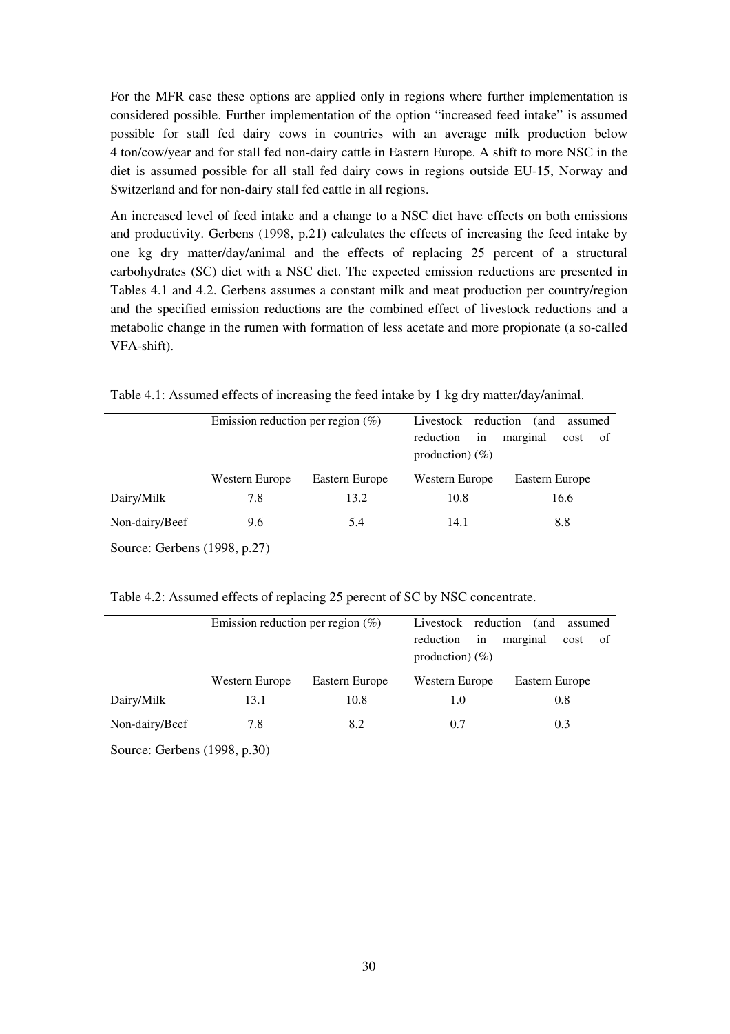For the MFR case these options are applied only in regions where further implementation is considered possible. Further implementation of the option "increased feed intake" is assumed possible for stall fed dairy cows in countries with an average milk production below 4 ton/cow/year and for stall fed non-dairy cattle in Eastern Europe. A shift to more NSC in the diet is assumed possible for all stall fed dairy cows in regions outside EU-15, Norway and Switzerland and for non-dairy stall fed cattle in all regions.

An increased level of feed intake and a change to a NSC diet have effects on both emissions and productivity. Gerbens (1998, p.21) calculates the effects of increasing the feed intake by one kg dry matter/day/animal and the effects of replacing 25 percent of a structural carbohydrates (SC) diet with a NSC diet. The expected emission reductions are presented in Tables 4.1 and 4.2. Gerbens assumes a constant milk and meat production per country/region and the specified emission reductions are the combined effect of livestock reductions and a metabolic change in the rumen with formation of less acetate and more propionate (a so-called VFA-shift).

Table 4.1: Assumed effects of increasing the feed intake by 1 kg dry matter/day/animal.

| | Emission reduction per region (%) | | Livestock reduction (and assumed reduction in marginal cost of production) (%) | |
|---|---|---|---|---|
| | Western Europe | Eastern Europe | Western Europe | Eastern Europe |
| Dairy/Milk | 7.8 | 13.2 | 10.8 | 16.6 |
| Non-dairy/Beef | 9.6 | 5.4 | 14.1 | 8.8 |

Source: Gerbens (1998, p.27)

Table 4.2: Assumed effects of replacing 25 perecnt of SC by NSC concentrate.

| | Emission reduction per region (%) | | Livestock reduction (and assumed reduction in marginal cost of production) (%) | |
|---|---|---|---|---|
| | Western Europe | Eastern Europe | Western Europe | Eastern Europe |
| Dairy/Milk | 13.1 | 10.8 | 1.0 | 0.8 |
| Non-dairy/Beef | 7.8 | 8.2 | 0.7 | 0.3 |

Source: Gerbens (1998, p.30)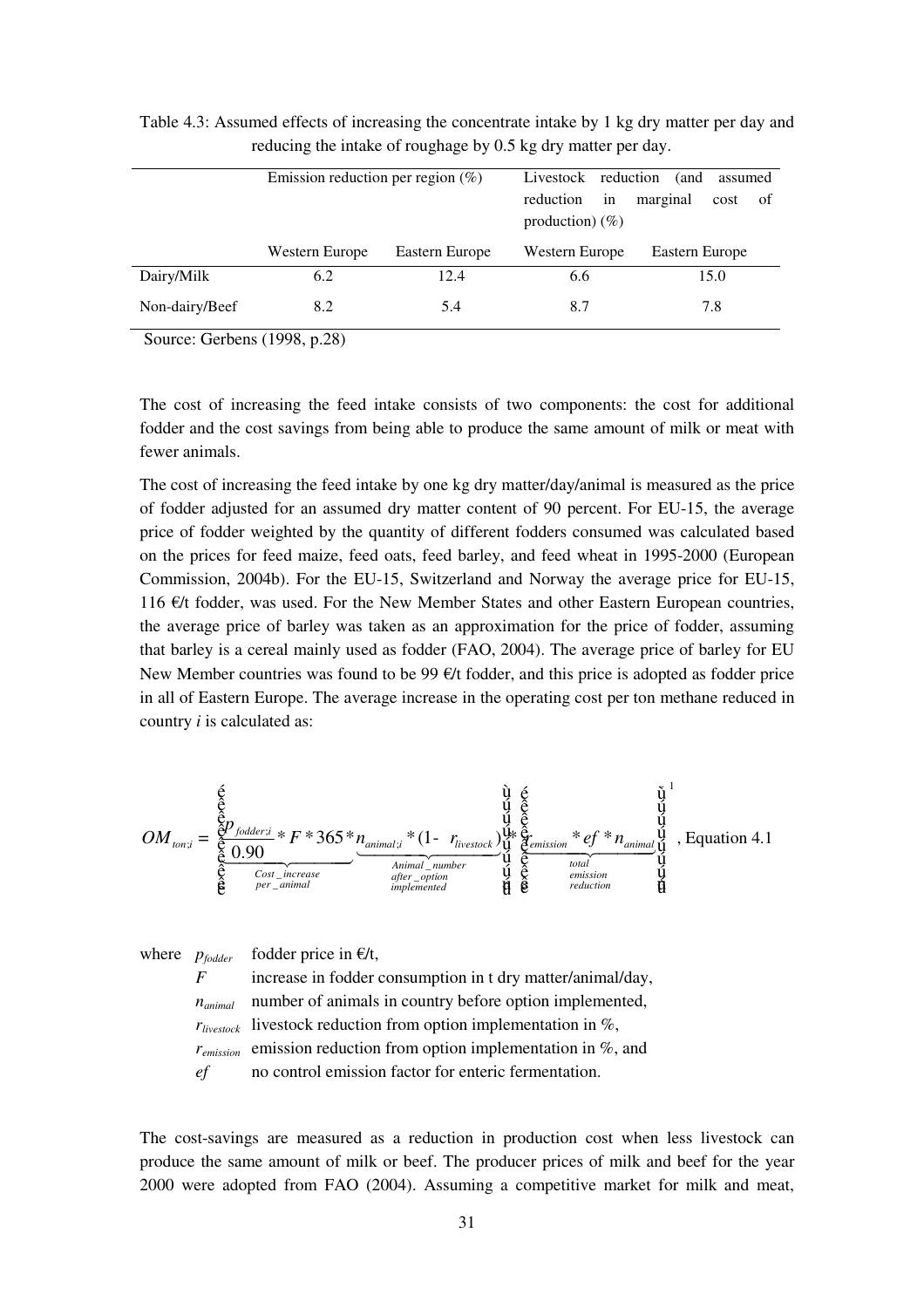Table 4.3: Assumed effects of increasing the concentrate intake by 1 kg dry matter per day and reducing the intake of roughage by 0.5 kg dry matter per day.

| | Emission reduction per region (%) | | Livestock reduction (and assumed reduction in marginal cost of production) (%) | |
|---|---|---|---|---|
| | Western Europe | Eastern Europe | Western Europe | Eastern Europe |
| Dairy/Milk | 6.2 | 12.4 | 6.6 | 15.0 |
| Non-dairy/Beef | 8.2 | 5.4 | 8.7 | 7.8 |

Source: Gerbens (1998, p.28)

The cost of increasing the feed intake consists of two components: the cost for additional fodder and the cost savings from being able to produce the same amount of milk or meat with fewer animals.

The cost of increasing the feed intake by one kg dry matter/day/animal is measured as the price of fodder adjusted for an assumed dry matter content of 90 percent. For EU-15, the average price of fodder weighted by the quantity of different fodders consumed was calculated based on the prices for feed maize, feed oats, feed barley, and feed wheat in 1995-2000 (European Commission, 2004b). For the EU-15, Switzerland and Norway the average price for EU-15, 116 €/t fodder, was used. For the New Member States and other Eastern European countries, the average price of barley was taken as an approximation for the price of fodder, assuming that barley is a cereal mainly used as fodder (FAO, 2004). The average price of barley for EU New Member countries was found to be 99 €/t fodder, and this price is adopted as fodder price in all of Eastern Europe. The average increase in the operating cost per ton methane reduced in country *i* is calculated as:

$$OM_{ton;i} = \left[ \underbrace{\frac{p_{fodder;i}}{0.90} * F * 365}_{Cost\_increase\ per\_animal} * \underbrace{n_{animal;i} * (1 - r_{livestock})}_{Animal\_number\ after\_option\ implemented} \right] * \left[ \underbrace{r_{emission} * ef * n_{animal}}_{total\ emission\ reduction} \right]^{-1} \text{, Equation 4.1}$$

where $p_{fodder}$ fodder price in €/t,
$F$ increase in fodder consumption in t dry matter/animal/day,
$n_{animal}$ number of animals in country before option implemented,
$r_{livestock}$ livestock reduction from option implementation in %,
$r_{emission}$ emission reduction from option implementation in %, and
$ef$ no control emission factor for enteric fermentation.

The cost-savings are measured as a reduction in production cost when less livestock can produce the same amount of milk or beef. The producer prices of milk and beef for the year 2000 were adopted from FAO (2004). Assuming a competitive market for milk and meat,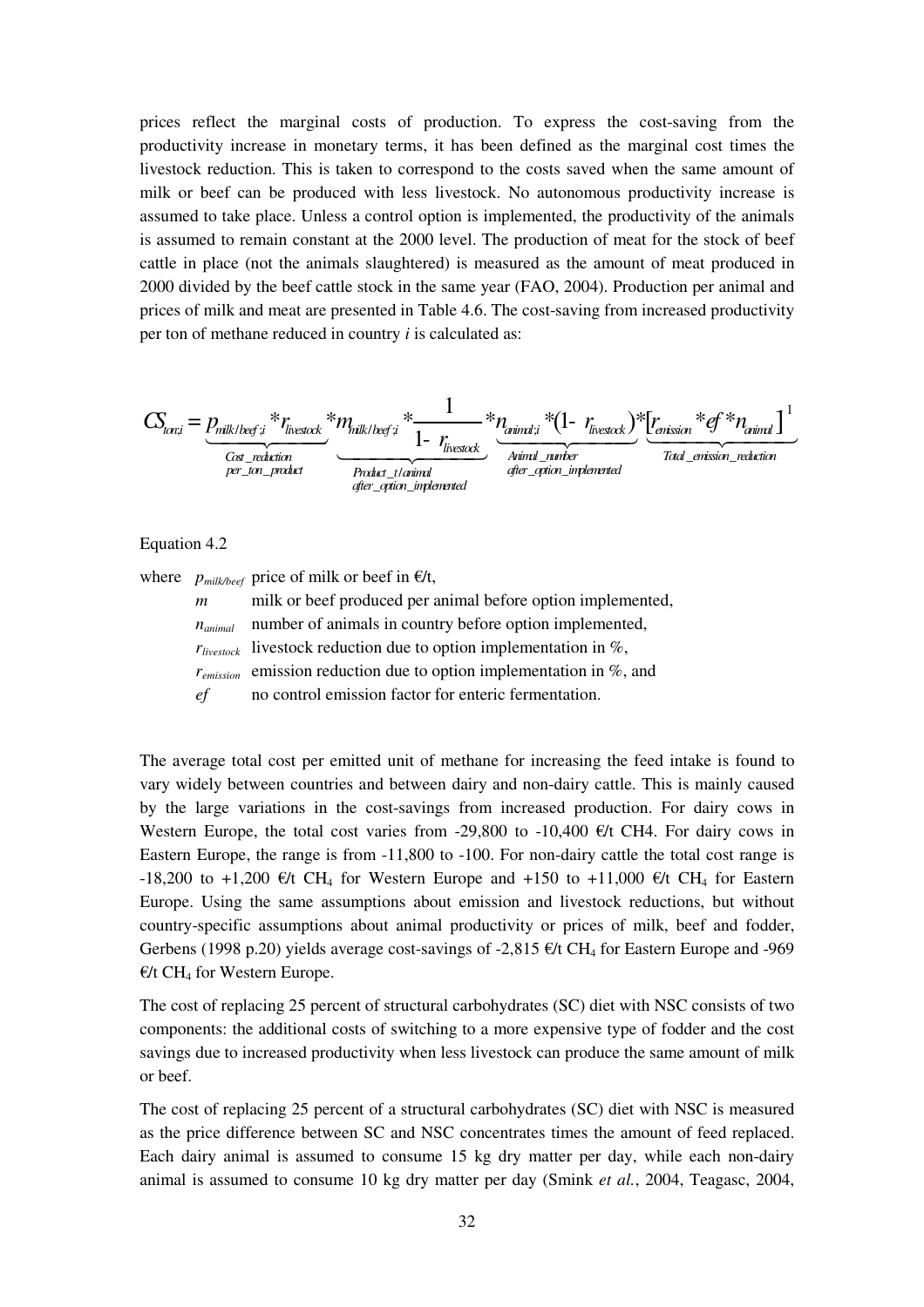prices reflect the marginal costs of production. To express the cost-saving from the productivity increase in monetary terms, it has been defined as the marginal cost times the livestock reduction. This is taken to correspond to the costs saved when the same amount of milk or beef can be produced with less livestock. No autonomous productivity increase is assumed to take place. Unless a control option is implemented, the productivity of the animals is assumed to remain constant at the 2000 level. The production of meat for the stock of beef cattle in place (not the animals slaughtered) is measured as the amount of meat produced in 2000 divided by the beef cattle stock in the same year (FAO, 2004). Production per animal and prices of milk and meat are presented in Table 4.6. The cost-saving from increased productivity per ton of methane reduced in country *i* is calculated as:

$$CS_{ton;i} = \underbrace{p_{milk/beef;i} * r_{livestock}}_{Cost\_reduction\ per\_ton\_product} * \underbrace{m_{milk/beef;i} * \frac{1}{1 - r_{livestock}}}_{Product\_t/animal\ after\_option\_implemented} * \underbrace{n_{animal;i} * (1 - r_{livestock})}_{Animal\_number\ after\_option\_implemented} * \underbrace{\left[r_{emission} * ef * n_{animal}\right]^{1}}_{Total\_emission\_reduction}$$

Equation 4.2

where $p_{milk/beef}$ price of milk or beef in €/t,
$m$ milk or beef produced per animal before option implemented,
$n_{animal}$ number of animals in country before option implemented,
$r_{livestock}$ livestock reduction due to option implementation in %,
$r_{emission}$ emission reduction due to option implementation in %, and
$ef$ no control emission factor for enteric fermentation.

The average total cost per emitted unit of methane for increasing the feed intake is found to vary widely between countries and between dairy and non-dairy cattle. This is mainly caused by the large variations in the cost-savings from increased production. For dairy cows in Western Europe, the total cost varies from -29,800 to -10,400 €/t CH4. For dairy cows in Eastern Europe, the range is from -11,800 to -100. For non-dairy cattle the total cost range is -18,200 to +1,200 €/t $CH_4$ for Western Europe and +150 to +11,000 €/t $CH_4$ for Eastern Europe. Using the same assumptions about emission and livestock reductions, but without country-specific assumptions about animal productivity or prices of milk, beef and fodder, Gerbens (1998 p.20) yields average cost-savings of -2,815 €/t $CH_4$ for Eastern Europe and -969 €/t $CH_4$ for Western Europe.

The cost of replacing 25 percent of structural carbohydrates (SC) diet with NSC consists of two components: the additional costs of switching to a more expensive type of fodder and the cost savings due to increased productivity when less livestock can produce the same amount of milk or beef.

The cost of replacing 25 percent of a structural carbohydrates (SC) diet with NSC is measured as the price difference between SC and NSC concentrates times the amount of feed replaced. Each dairy animal is assumed to consume 15 kg dry matter per day, while each non-dairy animal is assumed to consume 10 kg dry matter per day (Smink *et al.*, 2004, Teagasc, 2004,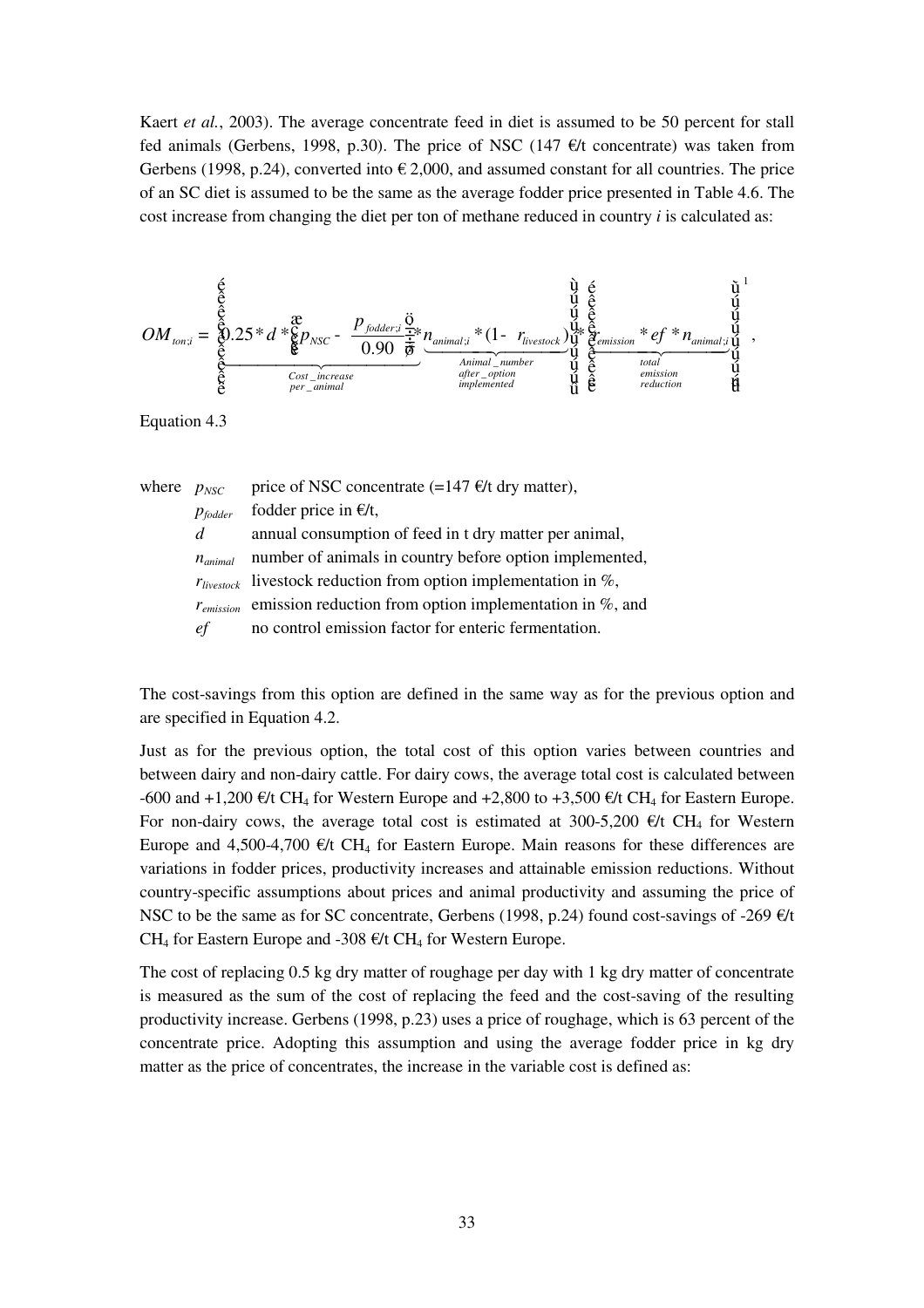Kaert *et al.*, 2003). The average concentrate feed in diet is assumed to be 50 percent for stall fed animals (Gerbens, 1998, p.30). The price of NSC (147 €/t concentrate) was taken from Gerbens (1998, p.24), converted into € 2,000, and assumed constant for all countries. The price of an SC diet is assumed to be the same as the average fodder price presented in Table 4.6. The cost increase from changing the diet per ton of methane reduced in country *i* is calculated as:

$$OM_{ton;i} = \left[ \underbrace{0.25 * d * \left( p_{NSC} - \frac{p_{fodder;i}}{0.90} \right)}_{Cost\_increase\ per\_animal} * \underbrace{n_{animal;i} * (1 - r_{livestock})}_{Animal\_number\ after\_option\ implemented} \right] * \left[ \underbrace{r_{emission} * ef * n_{animal;i}}_{total\ emission\ reduction} \right]^{-1},$$

Equation 4.3

where $p_{NSC}$ price of NSC concentrate (=147 €/t dry matter),
$p_{fodder}$ fodder price in €/t,
$d$ annual consumption of feed in t dry matter per animal,
$n_{animal}$ number of animals in country before option implemented,
$r_{livestock}$ livestock reduction from option implementation in %,
$r_{emission}$ emission reduction from option implementation in %, and
$ef$ no control emission factor for enteric fermentation.

The cost-savings from this option are defined in the same way as for the previous option and are specified in Equation 4.2.

Just as for the previous option, the total cost of this option varies between countries and between dairy and non-dairy cattle. For dairy cows, the average total cost is calculated between -600 and +1,200 €/t $CH_4$ for Western Europe and +2,800 to +3,500 €/t $CH_4$ for Eastern Europe. For non-dairy cows, the average total cost is estimated at 300-5,200 €/t $CH_4$ for Western Europe and 4,500-4,700 €/t $CH_4$ for Eastern Europe. Main reasons for these differences are variations in fodder prices, productivity increases and attainable emission reductions. Without country-specific assumptions about prices and animal productivity and assuming the price of NSC to be the same as for SC concentrate, Gerbens (1998, p.24) found cost-savings of -269 €/t $CH_4$ for Eastern Europe and -308 €/t $CH_4$ for Western Europe.

The cost of replacing 0.5 kg dry matter of roughage per day with 1 kg dry matter of concentrate is measured as the sum of the cost of replacing the feed and the cost-saving of the resulting productivity increase. Gerbens (1998, p.23) uses a price of roughage, which is 63 percent of the concentrate price. Adopting this assumption and using the average fodder price in kg dry matter as the price of concentrates, the increase in the variable cost is defined as: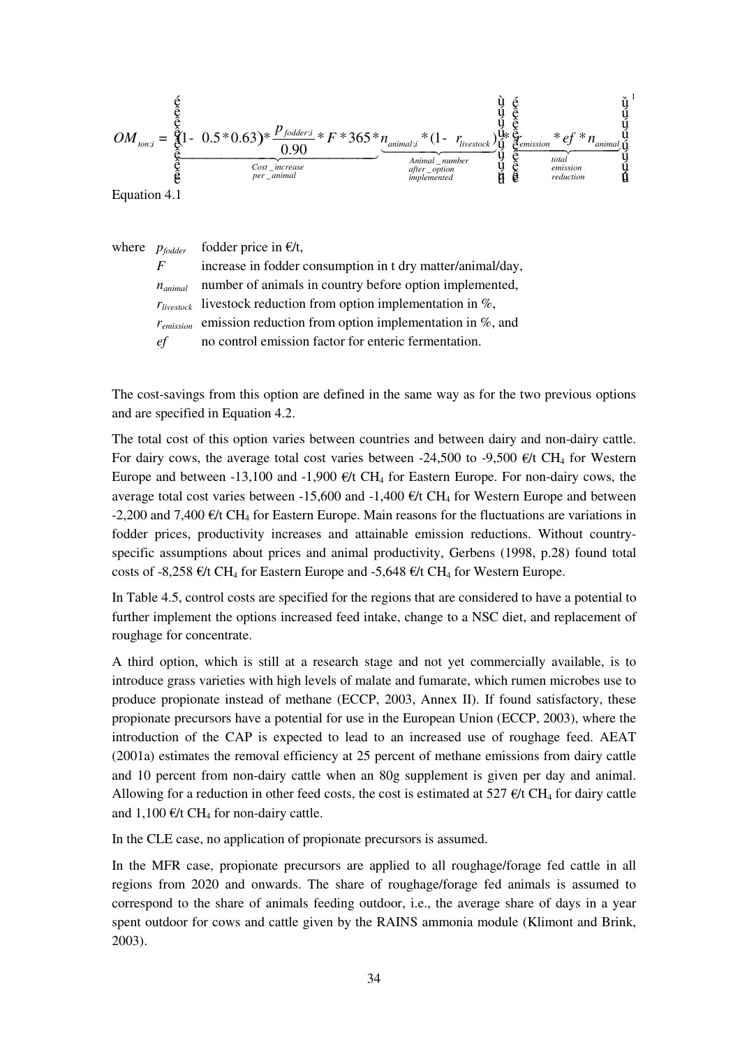$$OM_{ton;i} = \left[ \frac{\underbrace{(1 - 0.5 * 0.63) * \frac{p_{fodder;i}}{0.90} * F * 365 *}_{Cost\_increase\ per\_animal} \underbrace{n_{animal;i} * (1 - r_{livestock})}_{Animal\_number\ after\_option\ implemented}}{} \right] * \left[ \underbrace{r_{emission} * ef * n_{animal}}_{total\ emission\ reduction} \right]^{-1}$$

Equation 4.1

where
- $p_{fodder}$ fodder price in €/t,
- $F$ increase in fodder consumption in t dry matter/animal/day,
- $n_{animal}$ number of animals in country before option implemented,
- $r_{livestock}$ livestock reduction from option implementation in %,
- $r_{emission}$ emission reduction from option implementation in %, and
- $ef$ no control emission factor for enteric fermentation.

The cost-savings from this option are defined in the same way as for the two previous options and are specified in Equation 4.2.

The total cost of this option varies between countries and between dairy and non-dairy cattle. For dairy cows, the average total cost varies between -24,500 to -9,500 €/t $CH_4$ for Western Europe and between -13,100 and -1,900 €/t $CH_4$ for Eastern Europe. For non-dairy cows, the average total cost varies between -15,600 and -1,400 €/t $CH_4$ for Western Europe and between -2,200 and 7,400 €/t $CH_4$ for Eastern Europe. Main reasons for the fluctuations are variations in fodder prices, productivity increases and attainable emission reductions. Without country-specific assumptions about prices and animal productivity, Gerbens (1998, p.28) found total costs of -8,258 €/t $CH_4$ for Eastern Europe and -5,648 €/t $CH_4$ for Western Europe.

In Table 4.5, control costs are specified for the regions that are considered to have a potential to further implement the options increased feed intake, change to a NSC diet, and replacement of roughage for concentrate.

A third option, which is still at a research stage and not yet commercially available, is to introduce grass varieties with high levels of malate and fumarate, which rumen microbes use to produce propionate instead of methane (ECCP, 2003, Annex II). If found satisfactory, these propionate precursors have a potential for use in the European Union (ECCP, 2003), where the introduction of the CAP is expected to lead to an increased use of roughage feed. AEAT (2001a) estimates the removal efficiency at 25 percent of methane emissions from dairy cattle and 10 percent from non-dairy cattle when an 80g supplement is given per day and animal. Allowing for a reduction in other feed costs, the cost is estimated at 527 €/t $CH_4$ for dairy cattle and 1,100 €/t $CH_4$ for non-dairy cattle.

In the CLE case, no application of propionate precursors is assumed.

In the MFR case, propionate precursors are applied to all roughage/forage fed cattle in all regions from 2020 and onwards. The share of roughage/forage fed animals is assumed to correspond to the share of animals feeding outdoor, i.e., the average share of days in a year spent outdoor for cows and cattle given by the RAINS ammonia module (Klimont and Brink, 2003).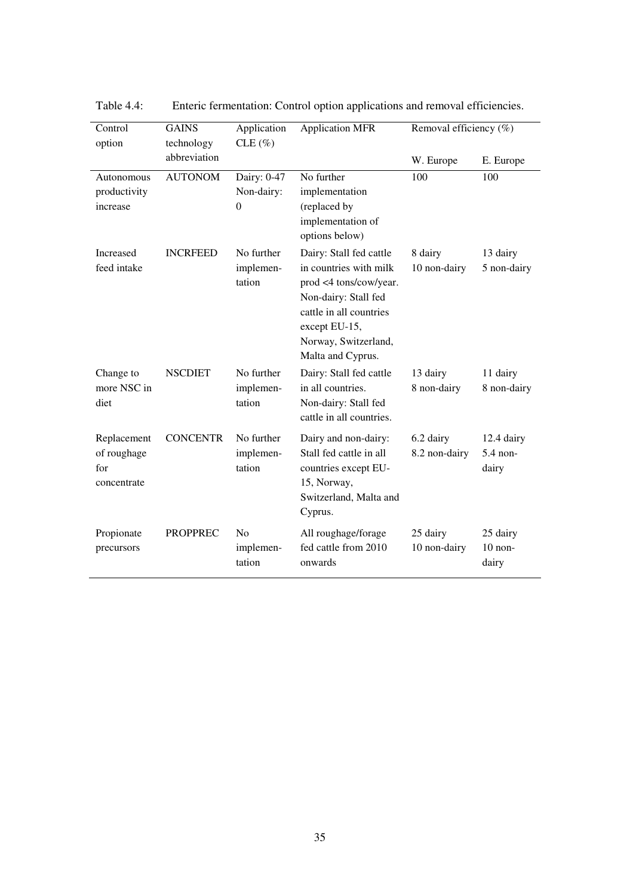Table 4.4: Enteric fermentation: Control option applications and removal efficiencies.

| Control option | GAINS technology abbreviation | Application CLE (%) | Application MFR | Removal efficiency (%) | |
|---|---|---|---|---|---|
| | | | | W. Europe | E. Europe |
| Autonomous productivity increase | AUTONOM | Dairy: 0-47 Non-dairy: 0 | No further implementation (replaced by implementation of options below) | 100 | 100 |
| Increased feed intake | INCRFEED | No further implementation | Dairy: Stall fed cattle in countries with milk prod <4 tons/cow/year. Non-dairy: Stall fed cattle in all countries except EU-15, Norway, Switzerland, Malta and Cyprus. | 8 dairy 10 non-dairy | 13 dairy 5 non-dairy |
| Change to more NSC in diet | NSCDIET | No further implementation | Dairy: Stall fed cattle in all countries. Non-dairy: Stall fed cattle in all countries. | 13 dairy 8 non-dairy | 11 dairy 8 non-dairy |
| Replacement of roughage for concentrate | CONCENTR | No further implementation | Dairy and non-dairy: Stall fed cattle in all countries except EU-15, Norway, Switzerland, Malta and Cyprus. | 6.2 dairy 8.2 non-dairy | 12.4 dairy 5.4 non-dairy |
| Propionate precursors | PROPPREC | No implementation | All roughage/forage fed cattle from 2010 onwards | 25 dairy 10 non-dairy | 25 dairy 10 non-dairy |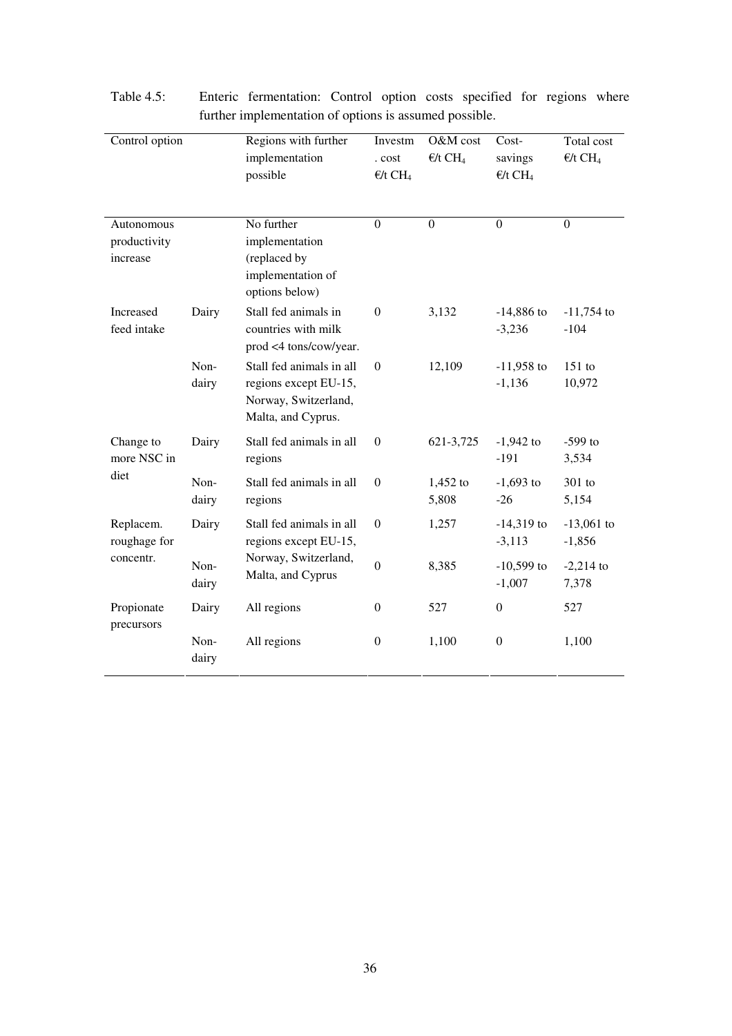Table 4.5: Enteric fermentation: Control option costs specified for regions where further implementation of options is assumed possible.

| Control option | | Regions with further implementation possible | Investm. cost €/t $CH_4$ | O&M cost €/t $CH_4$ | Cost-savings €/t $CH_4$ | Total cost €/t $CH_4$ |
|---|---|---|---|---|---|---|
| Autonomous productivity increase | | No further implementation (replaced by implementation of options below) | 0 | 0 | 0 | 0 |
| Increased feed intake | Dairy | Stall fed animals in countries with milk prod <4 tons/cow/year. | 0 | 3,132 | -14,886 to -3,236 | -11,754 to -104 |
| | Non-dairy | Stall fed animals in all regions except EU-15, Norway, Switzerland, Malta, and Cyprus. | 0 | 12,109 | -11,958 to -1,136 | 151 to 10,972 |
| Change to more NSC in diet | Dairy | Stall fed animals in all regions | 0 | 621-3,725 | -1,942 to -191 | -599 to 3,534 |
| | Non-dairy | Stall fed animals in all regions | 0 | 1,452 to 5,808 | -1,693 to -26 | 301 to 5,154 |
| Replacem. roughage for concentr. | Dairy | Stall fed animals in all regions except EU-15, Norway, Switzerland, Malta, and Cyprus | 0 | 1,257 | -14,319 to -3,113 | -13,061 to -1,856 |
| | Non-dairy | | 0 | 8,385 | -10,599 to -1,007 | -2,214 to 7,378 |
| Propionate precursors | Dairy | All regions | 0 | 527 | 0 | 527 |
| | Non-dairy | All regions | 0 | 1,100 | 0 | 1,100 |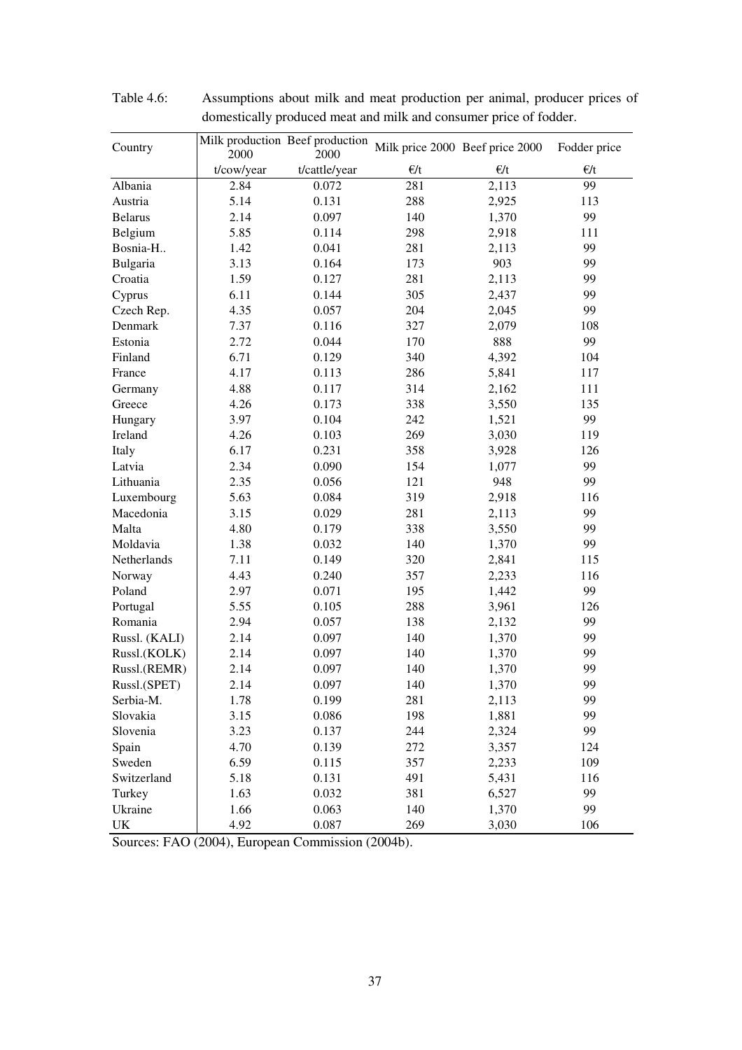Table 4.6: Assumptions about milk and meat production per animal, producer prices of domestically produced meat and milk and consumer price of fodder.

| Country | Milk production 2000 | Beef production 2000 | Milk price 2000 | Beef price 2000 | Fodder price |
|---|---|---|---|---|---|
| | t/cow/year | t/cattle/year | €/t | €/t | €/t |
| Albania | 2.84 | 0.072 | 281 | 2,113 | 99 |
| Austria | 5.14 | 0.131 | 288 | 2,925 | 113 |
| Belarus | 2.14 | 0.097 | 140 | 1,370 | 99 |
| Belgium | 5.85 | 0.114 | 298 | 2,918 | 111 |
| Bosnia-H.. | 1.42 | 0.041 | 281 | 2,113 | 99 |
| Bulgaria | 3.13 | 0.164 | 173 | 903 | 99 |
| Croatia | 1.59 | 0.127 | 281 | 2,113 | 99 |
| Cyprus | 6.11 | 0.144 | 305 | 2,437 | 99 |
| Czech Rep. | 4.35 | 0.057 | 204 | 2,045 | 99 |
| Denmark | 7.37 | 0.116 | 327 | 2,079 | 108 |
| Estonia | 2.72 | 0.044 | 170 | 888 | 99 |
| Finland | 6.71 | 0.129 | 340 | 4,392 | 104 |
| France | 4.17 | 0.113 | 286 | 5,841 | 117 |
| Germany | 4.88 | 0.117 | 314 | 2,162 | 111 |
| Greece | 4.26 | 0.173 | 338 | 3,550 | 135 |
| Hungary | 3.97 | 0.104 | 242 | 1,521 | 99 |
| Ireland | 4.26 | 0.103 | 269 | 3,030 | 119 |
| Italy | 6.17 | 0.231 | 358 | 3,928 | 126 |
| Latvia | 2.34 | 0.090 | 154 | 1,077 | 99 |
| Lithuania | 2.35 | 0.056 | 121 | 948 | 99 |
| Luxembourg | 5.63 | 0.084 | 319 | 2,918 | 116 |
| Macedonia | 3.15 | 0.029 | 281 | 2,113 | 99 |
| Malta | 4.80 | 0.179 | 338 | 3,550 | 99 |
| Moldavia | 1.38 | 0.032 | 140 | 1,370 | 99 |
| Netherlands | 7.11 | 0.149 | 320 | 2,841 | 115 |
| Norway | 4.43 | 0.240 | 357 | 2,233 | 116 |
| Poland | 2.97 | 0.071 | 195 | 1,442 | 99 |
| Portugal | 5.55 | 0.105 | 288 | 3,961 | 126 |
| Romania | 2.94 | 0.057 | 138 | 2,132 | 99 |
| Russl. (KALI) | 2.14 | 0.097 | 140 | 1,370 | 99 |
| Russl.(KOLK) | 2.14 | 0.097 | 140 | 1,370 | 99 |
| Russl.(REMR) | 2.14 | 0.097 | 140 | 1,370 | 99 |
| Russl.(SPET) | 2.14 | 0.097 | 140 | 1,370 | 99 |
| Serbia-M. | 1.78 | 0.199 | 281 | 2,113 | 99 |
| Slovakia | 3.15 | 0.086 | 198 | 1,881 | 99 |
| Slovenia | 3.23 | 0.137 | 244 | 2,324 | 99 |
| Spain | 4.70 | 0.139 | 272 | 3,357 | 124 |
| Sweden | 6.59 | 0.115 | 357 | 2,233 | 109 |
| Switzerland | 5.18 | 0.131 | 491 | 5,431 | 116 |
| Turkey | 1.63 | 0.032 | 381 | 6,527 | 99 |
| Ukraine | 1.66 | 0.063 | 140 | 1,370 | 99 |
| UK | 4.92 | 0.087 | 269 | 3,030 | 106 |

Sources: FAO (2004), European Commission (2004b).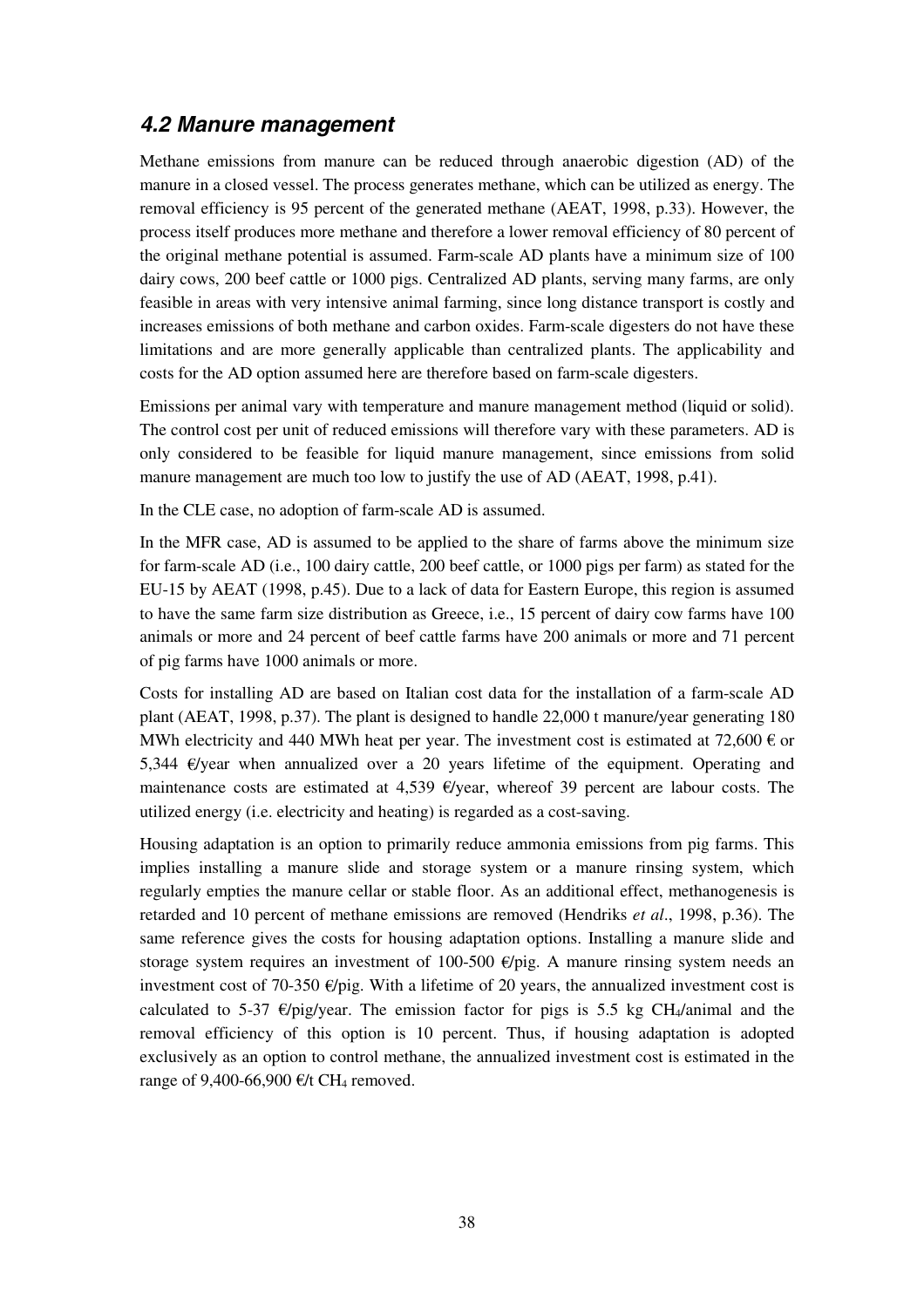### *4.2 Manure management*

Methane emissions from manure can be reduced through anaerobic digestion (AD) of the manure in a closed vessel. The process generates methane, which can be utilized as energy. The removal efficiency is 95 percent of the generated methane (AEAT, 1998, p.33). However, the process itself produces more methane and therefore a lower removal efficiency of 80 percent of the original methane potential is assumed. Farm-scale AD plants have a minimum size of 100 dairy cows, 200 beef cattle or 1000 pigs. Centralized AD plants, serving many farms, are only feasible in areas with very intensive animal farming, since long distance transport is costly and increases emissions of both methane and carbon oxides. Farm-scale digesters do not have these limitations and are more generally applicable than centralized plants. The applicability and costs for the AD option assumed here are therefore based on farm-scale digesters.

Emissions per animal vary with temperature and manure management method (liquid or solid). The control cost per unit of reduced emissions will therefore vary with these parameters. AD is only considered to be feasible for liquid manure management, since emissions from solid manure management are much too low to justify the use of AD (AEAT, 1998, p.41).

In the CLE case, no adoption of farm-scale AD is assumed.

In the MFR case, AD is assumed to be applied to the share of farms above the minimum size for farm-scale AD (i.e., 100 dairy cattle, 200 beef cattle, or 1000 pigs per farm) as stated for the EU-15 by AEAT (1998, p.45). Due to a lack of data for Eastern Europe, this region is assumed to have the same farm size distribution as Greece, i.e., 15 percent of dairy cow farms have 100 animals or more and 24 percent of beef cattle farms have 200 animals or more and 71 percent of pig farms have 1000 animals or more.

Costs for installing AD are based on Italian cost data for the installation of a farm-scale AD plant (AEAT, 1998, p.37). The plant is designed to handle 22,000 t manure/year generating 180 MWh electricity and 440 MWh heat per year. The investment cost is estimated at 72,600 € or 5,344 €/year when annualized over a 20 years lifetime of the equipment. Operating and maintenance costs are estimated at 4,539 €/year, whereof 39 percent are labour costs. The utilized energy (i.e. electricity and heating) is regarded as a cost-saving.

Housing adaptation is an option to primarily reduce ammonia emissions from pig farms. This implies installing a manure slide and storage system or a manure rinsing system, which regularly empties the manure cellar or stable floor. As an additional effect, methanogenesis is retarded and 10 percent of methane emissions are removed (Hendriks *et al*., 1998, p.36). The same reference gives the costs for housing adaptation options. Installing a manure slide and storage system requires an investment of 100-500 €/pig. A manure rinsing system needs an investment cost of 70-350 €/pig. With a lifetime of 20 years, the annualized investment cost is calculated to 5-37 €/pig/year. The emission factor for pigs is 5.5 kg $CH_4$/animal and the removal efficiency of this option is 10 percent. Thus, if housing adaptation is adopted exclusively as an option to control methane, the annualized investment cost is estimated in the range of 9,400-66,900 €/t $CH_4$ removed.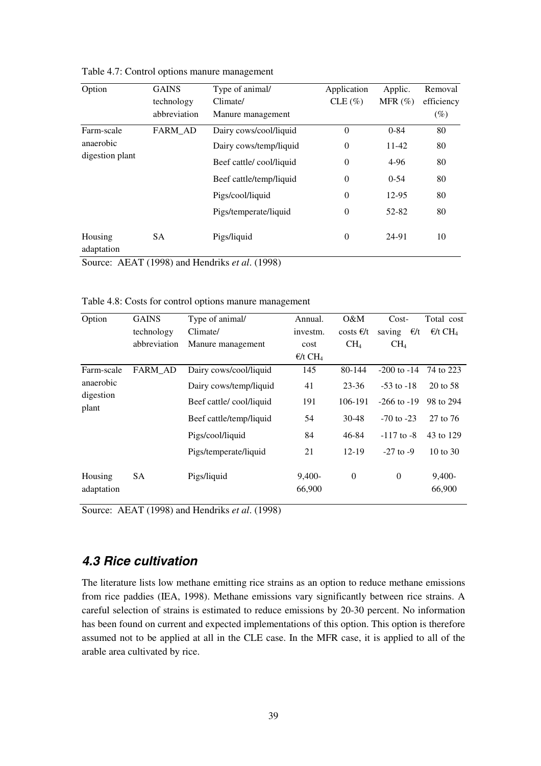Table 4.7: Control options manure management

| Option | GAINS technology abbreviation | Type of animal/ Climate/ Manure management | Application CLE (%) | Applic. MFR (%) | Removal efficiency (%) |
|---|---|---|---|---|---|
| Farm-scale anaerobic digestion plant | FARM_AD | Dairy cows/cool/liquid | 0 | 0-84 | 80 |
| | | Dairy cows/temp/liquid | 0 | 11-42 | 80 |
| | | Beef cattle/ cool/liquid | 0 | 4-96 | 80 |
| | | Beef cattle/temp/liquid | 0 | 0-54 | 80 |
| | | Pigs/cool/liquid | 0 | 12-95 | 80 |
| | | Pigs/temperate/liquid | 0 | 52-82 | 80 |
| Housing adaptation | SA | Pigs/liquid | 0 | 24-91 | 10 |

Source: AEAT (1998) and Hendriks *et al*. (1998)

Table 4.8: Costs for control options manure management

| Option | GAINS technology abbreviation | Type of animal/ Climate/ Manure management | Annual. investm. cost €/t $CH_4$ | O&M costs €/t $CH_4$ | Cost-saving €/t $CH_4$ | Total cost €/t $CH_4$ |
|---|---|---|---|---|---|---|
| Farm-scale anaerobic digestion plant | FARM_AD | Dairy cows/cool/liquid | 145 | 80-144 | -200 to -14 | 74 to 223 |
| | | Dairy cows/temp/liquid | 41 | 23-36 | -53 to -18 | 20 to 58 |
| | | Beef cattle/ cool/liquid | 191 | 106-191 | -266 to -19 | 98 to 294 |
| | | Beef cattle/temp/liquid | 54 | 30-48 | -70 to -23 | 27 to 76 |
| | | Pigs/cool/liquid | 84 | 46-84 | -117 to -8 | 43 to 129 |
| | | Pigs/temperate/liquid | 21 | 12-19 | -27 to -9 | 10 to 30 |
| Housing adaptation | SA | Pigs/liquid | 9,400-66,900 | 0 | 0 | 9,400-66,900 |

Source: AEAT (1998) and Hendriks *et al*. (1998)

## *4.3 Rice cultivation*

The literature lists low methane emitting rice strains as an option to reduce methane emissions from rice paddies (IEA, 1998). Methane emissions vary significantly between rice strains. A careful selection of strains is estimated to reduce emissions by 20-30 percent. No information has been found on current and expected implementations of this option. This option is therefore assumed not to be applied at all in the CLE case. In the MFR case, it is applied to all of the arable area cultivated by rice.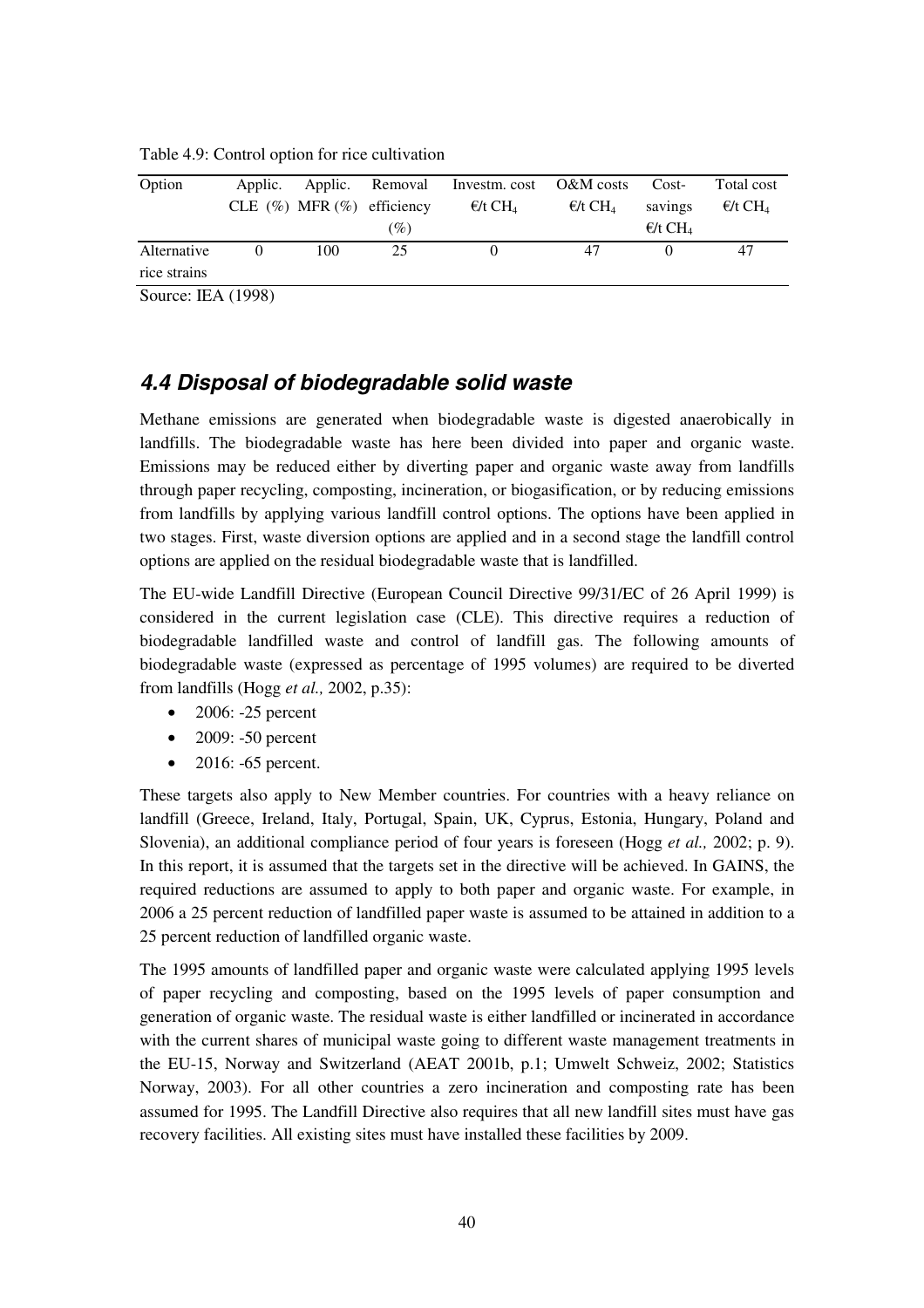Table 4.9: Control option for rice cultivation

| Option | Applic. CLE (%) | Applic. MFR (%) | Removal efficiency (%) | Investm. cost €/t $CH_4$ | O&M costs €/t $CH_4$ | Cost-savings €/t $CH_4$ | Total cost €/t $CH_4$ |
|---|---|---|---|---|---|---|---|
| Alternative rice strains | 0 | 100 | 25 | 0 | 47 | 0 | 47 |

Source: IEA (1998)

## *4.4 Disposal of biodegradable solid waste*

Methane emissions are generated when biodegradable waste is digested anaerobically in landfills. The biodegradable waste has here been divided into paper and organic waste. Emissions may be reduced either by diverting paper and organic waste away from landfills through paper recycling, composting, incineration, or biogasification, or by reducing emissions from landfills by applying various landfill control options. The options have been applied in two stages. First, waste diversion options are applied and in a second stage the landfill control options are applied on the residual biodegradable waste that is landfilled.

The EU-wide Landfill Directive (European Council Directive 99/31/EC of 26 April 1999) is considered in the current legislation case (CLE). This directive requires a reduction of biodegradable landfilled waste and control of landfill gas. The following amounts of biodegradable waste (expressed as percentage of 1995 volumes) are required to be diverted from landfills (Hogg *et al.,* 2002, p.35):

- 2006: -25 percent
- 2009: -50 percent
- 2016: -65 percent.

These targets also apply to New Member countries. For countries with a heavy reliance on landfill (Greece, Ireland, Italy, Portugal, Spain, UK, Cyprus, Estonia, Hungary, Poland and Slovenia), an additional compliance period of four years is foreseen (Hogg *et al.,* 2002; p. 9). In this report, it is assumed that the targets set in the directive will be achieved. In GAINS, the required reductions are assumed to apply to both paper and organic waste. For example, in 2006 a 25 percent reduction of landfilled paper waste is assumed to be attained in addition to a 25 percent reduction of landfilled organic waste.

The 1995 amounts of landfilled paper and organic waste were calculated applying 1995 levels of paper recycling and composting, based on the 1995 levels of paper consumption and generation of organic waste. The residual waste is either landfilled or incinerated in accordance with the current shares of municipal waste going to different waste management treatments in the EU-15, Norway and Switzerland (AEAT 2001b, p.1; Umwelt Schweiz, 2002; Statistics Norway, 2003). For all other countries a zero incineration and composting rate has been assumed for 1995. The Landfill Directive also requires that all new landfill sites must have gas recovery facilities. All existing sites must have installed these facilities by 2009.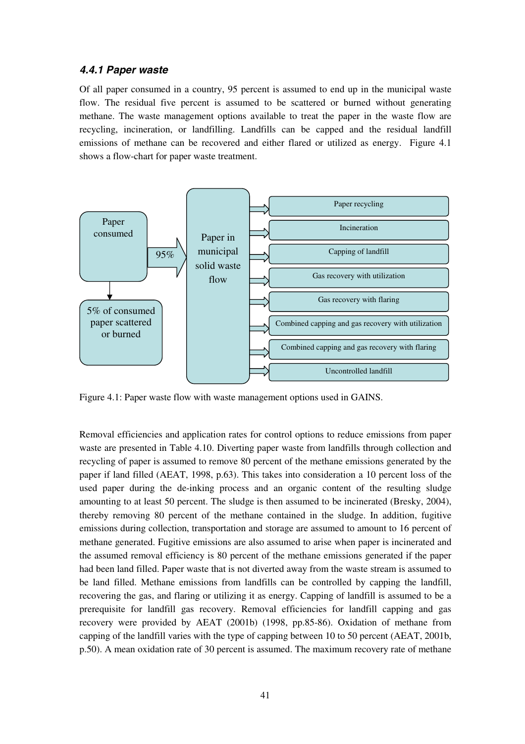### *4.4.1 Paper waste*

Of all paper consumed in a country, 95 percent is assumed to end up in the municipal waste flow. The residual five percent is assumed to be scattered or burned without generating methane. The waste management options available to treat the paper in the waste flow are recycling, incineration, or landfilling. Landfills can be capped and the residual landfill emissions of methane can be recovered and either flared or utilized as energy. Figure 4.1 shows a flow-chart for paper waste treatment.

Figure 4.1: Paper waste flow with waste management options used in GAINS.

Removal efficiencies and application rates for control options to reduce emissions from paper waste are presented in Table 4.10. Diverting paper waste from landfills through collection and recycling of paper is assumed to remove 80 percent of the methane emissions generated by the paper if land filled (AEAT, 1998, p.63). This takes into consideration a 10 percent loss of the used paper during the de-inking process and an organic content of the resulting sludge amounting to at least 50 percent. The sludge is then assumed to be incinerated (Bresky, 2004), thereby removing 80 percent of the methane contained in the sludge. In addition, fugitive emissions during collection, transportation and storage are assumed to amount to 16 percent of methane generated. Fugitive emissions are also assumed to arise when paper is incinerated and the assumed removal efficiency is 80 percent of the methane emissions generated if the paper had been land filled. Paper waste that is not diverted away from the waste stream is assumed to be land filled. Methane emissions from landfills can be controlled by capping the landfill, recovering the gas, and flaring or utilizing it as energy. Capping of landfill is assumed to be a prerequisite for landfill gas recovery. Removal efficiencies for landfill capping and gas recovery were provided by AEAT (2001b) (1998, pp.85-86). Oxidation of methane from capping of the landfill varies with the type of capping between 10 to 50 percent (AEAT, 2001b, p.50). A mean oxidation rate of 30 percent is assumed. The maximum recovery rate of methane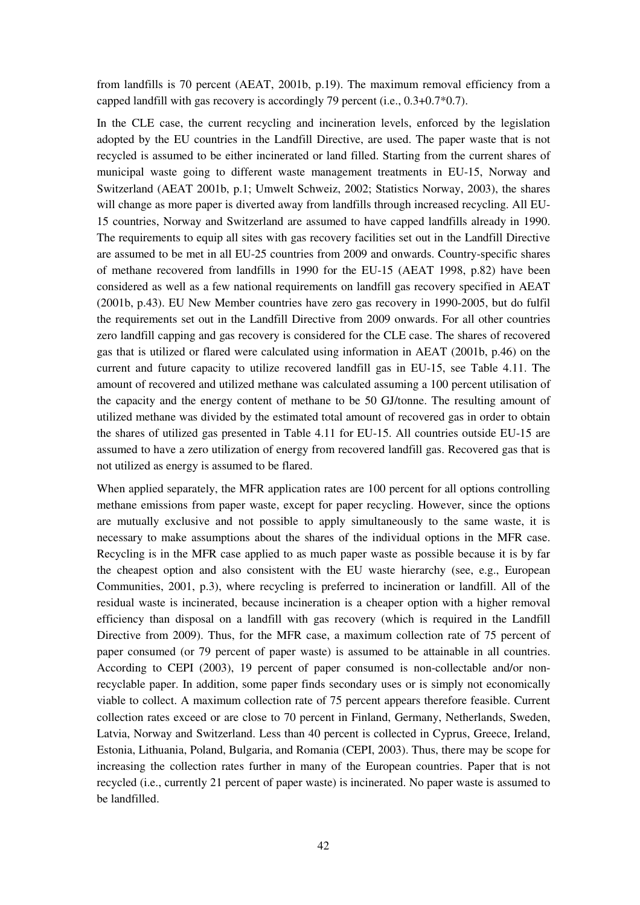from landfills is 70 percent (AEAT, 2001b, p.19). The maximum removal efficiency from a capped landfill with gas recovery is accordingly 79 percent (i.e., 0.3+0.7*0.7).

In the CLE case, the current recycling and incineration levels, enforced by the legislation adopted by the EU countries in the Landfill Directive, are used. The paper waste that is not recycled is assumed to be either incinerated or land filled. Starting from the current shares of municipal waste going to different waste management treatments in EU-15, Norway and Switzerland (AEAT 2001b, p.1; Umwelt Schweiz, 2002; Statistics Norway, 2003), the shares will change as more paper is diverted away from landfills through increased recycling. All EU-15 countries, Norway and Switzerland are assumed to have capped landfills already in 1990. The requirements to equip all sites with gas recovery facilities set out in the Landfill Directive are assumed to be met in all EU-25 countries from 2009 and onwards. Country-specific shares of methane recovered from landfills in 1990 for the EU-15 (AEAT 1998, p.82) have been considered as well as a few national requirements on landfill gas recovery specified in AEAT (2001b, p.43). EU New Member countries have zero gas recovery in 1990-2005, but do fulfil the requirements set out in the Landfill Directive from 2009 onwards. For all other countries zero landfill capping and gas recovery is considered for the CLE case. The shares of recovered gas that is utilized or flared were calculated using information in AEAT (2001b, p.46) on the current and future capacity to utilize recovered landfill gas in EU-15, see Table 4.11. The amount of recovered and utilized methane was calculated assuming a 100 percent utilisation of the capacity and the energy content of methane to be 50 GJ/tonne. The resulting amount of utilized methane was divided by the estimated total amount of recovered gas in order to obtain the shares of utilized gas presented in Table 4.11 for EU-15. All countries outside EU-15 are assumed to have a zero utilization of energy from recovered landfill gas. Recovered gas that is not utilized as energy is assumed to be flared.

When applied separately, the MFR application rates are 100 percent for all options controlling methane emissions from paper waste, except for paper recycling. However, since the options are mutually exclusive and not possible to apply simultaneously to the same waste, it is necessary to make assumptions about the shares of the individual options in the MFR case. Recycling is in the MFR case applied to as much paper waste as possible because it is by far the cheapest option and also consistent with the EU waste hierarchy (see, e.g., European Communities, 2001, p.3), where recycling is preferred to incineration or landfill. All of the residual waste is incinerated, because incineration is a cheaper option with a higher removal efficiency than disposal on a landfill with gas recovery (which is required in the Landfill Directive from 2009). Thus, for the MFR case, a maximum collection rate of 75 percent of paper consumed (or 79 percent of paper waste) is assumed to be attainable in all countries. According to CEPI (2003), 19 percent of paper consumed is non-collectable and/or non-recyclable paper. In addition, some paper finds secondary uses or is simply not economically viable to collect. A maximum collection rate of 75 percent appears therefore feasible. Current collection rates exceed or are close to 70 percent in Finland, Germany, Netherlands, Sweden, Latvia, Norway and Switzerland. Less than 40 percent is collected in Cyprus, Greece, Ireland, Estonia, Lithuania, Poland, Bulgaria, and Romania (CEPI, 2003). Thus, there may be scope for increasing the collection rates further in many of the European countries. Paper that is not recycled (i.e., currently 21 percent of paper waste) is incinerated. No paper waste is assumed to be landfilled.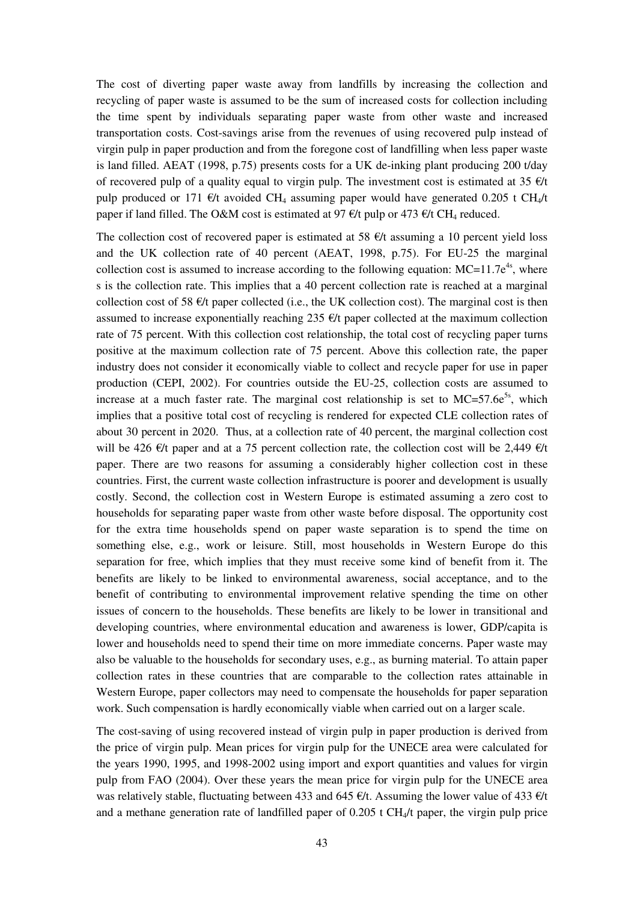The cost of diverting paper waste away from landfills by increasing the collection and recycling of paper waste is assumed to be the sum of increased costs for collection including the time spent by individuals separating paper waste from other waste and increased transportation costs. Cost-savings arise from the revenues of using recovered pulp instead of virgin pulp in paper production and from the foregone cost of landfilling when less paper waste is land filled. AEAT (1998, p.75) presents costs for a UK de-inking plant producing 200 t/day of recovered pulp of a quality equal to virgin pulp. The investment cost is estimated at 35 €/t pulp produced or 171 €/t avoided $CH_4$ assuming paper would have generated 0.205 t $CH_4$/t paper if land filled. The O&M cost is estimated at 97 €/t pulp or 473 €/t $CH_4$ reduced.

The collection cost of recovered paper is estimated at 58 €/t assuming a 10 percent yield loss and the UK collection rate of 40 percent (AEAT, 1998, p.75). For EU-25 the marginal collection cost is assumed to increase according to the following equation: $MC=11.7e^{4s}$, where s is the collection rate. This implies that a 40 percent collection rate is reached at a marginal collection cost of 58 €/t paper collected (i.e., the UK collection cost). The marginal cost is then assumed to increase exponentially reaching 235 €/t paper collected at the maximum collection rate of 75 percent. With this collection cost relationship, the total cost of recycling paper turns positive at the maximum collection rate of 75 percent. Above this collection rate, the paper industry does not consider it economically viable to collect and recycle paper for use in paper production (CEPI, 2002). For countries outside the EU-25, collection costs are assumed to increase at a much faster rate. The marginal cost relationship is set to $MC=57.6e^{5s}$, which implies that a positive total cost of recycling is rendered for expected CLE collection rates of about 30 percent in 2020. Thus, at a collection rate of 40 percent, the marginal collection cost will be 426 €/t paper and at a 75 percent collection rate, the collection cost will be 2,449 €/t paper. There are two reasons for assuming a considerably higher collection cost in these countries. First, the current waste collection infrastructure is poorer and development is usually costly. Second, the collection cost in Western Europe is estimated assuming a zero cost to households for separating paper waste from other waste before disposal. The opportunity cost for the extra time households spend on paper waste separation is to spend the time on something else, e.g., work or leisure. Still, most households in Western Europe do this separation for free, which implies that they must receive some kind of benefit from it. The benefits are likely to be linked to environmental awareness, social acceptance, and to the benefit of contributing to environmental improvement relative spending the time on other issues of concern to the households. These benefits are likely to be lower in transitional and developing countries, where environmental education and awareness is lower, GDP/capita is lower and households need to spend their time on more immediate concerns. Paper waste may also be valuable to the households for secondary uses, e.g., as burning material. To attain paper collection rates in these countries that are comparable to the collection rates attainable in Western Europe, paper collectors may need to compensate the households for paper separation work. Such compensation is hardly economically viable when carried out on a larger scale.

The cost-saving of using recovered instead of virgin pulp in paper production is derived from the price of virgin pulp. Mean prices for virgin pulp for the UNECE area were calculated for the years 1990, 1995, and 1998-2002 using import and export quantities and values for virgin pulp from FAO (2004). Over these years the mean price for virgin pulp for the UNECE area was relatively stable, fluctuating between 433 and 645 €/t. Assuming the lower value of 433 €/t and a methane generation rate of landfilled paper of 0.205 t $CH_4$/t paper, the virgin pulp price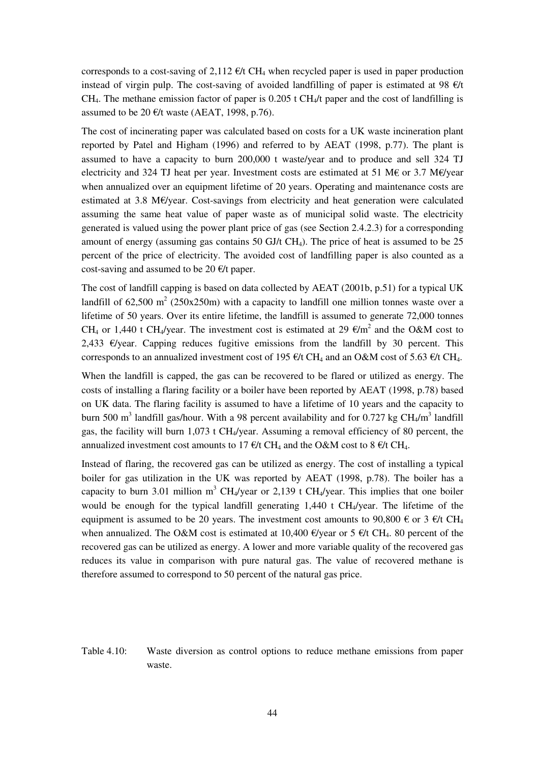corresponds to a cost-saving of 2,112 €/t $CH_4$ when recycled paper is used in paper production instead of virgin pulp. The cost-saving of avoided landfilling of paper is estimated at 98 €/t $CH_4$. The methane emission factor of paper is 0.205 t $CH_4$/t paper and the cost of landfilling is assumed to be 20 €/t waste (AEAT, 1998, p.76).

The cost of incinerating paper was calculated based on costs for a UK waste incineration plant reported by Patel and Higham (1996) and referred to by AEAT (1998, p.77). The plant is assumed to have a capacity to burn 200,000 t waste/year and to produce and sell 324 TJ electricity and 324 TJ heat per year. Investment costs are estimated at 51 M€ or 3.7 M€/year when annualized over an equipment lifetime of 20 years. Operating and maintenance costs are estimated at 3.8 M€/year. Cost-savings from electricity and heat generation were calculated assuming the same heat value of paper waste as of municipal solid waste. The electricity generated is valued using the power plant price of gas (see Section 2.4.2.3) for a corresponding amount of energy (assuming gas contains 50 GJ/t $CH_4$). The price of heat is assumed to be 25 percent of the price of electricity. The avoided cost of landfilling paper is also counted as a cost-saving and assumed to be 20 €/t paper.

The cost of landfill capping is based on data collected by AEAT (2001b, p.51) for a typical UK landfill of 62,500 $m^2$ (250x250m) with a capacity to landfill one million tonnes waste over a lifetime of 50 years. Over its entire lifetime, the landfill is assumed to generate 72,000 tonnes $CH_4$ or 1,440 t $CH_4$/year. The investment cost is estimated at 29 €/$m^2$ and the O&M cost to 2,433 €/year. Capping reduces fugitive emissions from the landfill by 30 percent. This corresponds to an annualized investment cost of 195 €/t $CH_4$ and an O&M cost of 5.63 €/t $CH_4$.

When the landfill is capped, the gas can be recovered to be flared or utilized as energy. The costs of installing a flaring facility or a boiler have been reported by AEAT (1998, p.78) based on UK data. The flaring facility is assumed to have a lifetime of 10 years and the capacity to burn 500 $m^3$ landfill gas/hour. With a 98 percent availability and for 0.727 kg $CH_4$/$m^3$ landfill gas, the facility will burn 1,073 t $CH_4$/year. Assuming a removal efficiency of 80 percent, the annualized investment cost amounts to 17 €/t $CH_4$ and the O&M cost to 8 €/t $CH_4$.

Instead of flaring, the recovered gas can be utilized as energy. The cost of installing a typical boiler for gas utilization in the UK was reported by AEAT (1998, p.78). The boiler has a capacity to burn 3.01 million $m^3$ $CH_4$/year or 2,139 t $CH_4$/year. This implies that one boiler would be enough for the typical landfill generating 1,440 t $CH_4$/year. The lifetime of the equipment is assumed to be 20 years. The investment cost amounts to 90,800 € or 3 €/t $CH_4$ when annualized. The O&M cost is estimated at 10,400 €/year or 5 €/t $CH_4$. 80 percent of the recovered gas can be utilized as energy. A lower and more variable quality of the recovered gas reduces its value in comparison with pure natural gas. The value of recovered methane is therefore assumed to correspond to 50 percent of the natural gas price.

Table 4.10: Waste diversion as control options to reduce methane emissions from paper waste.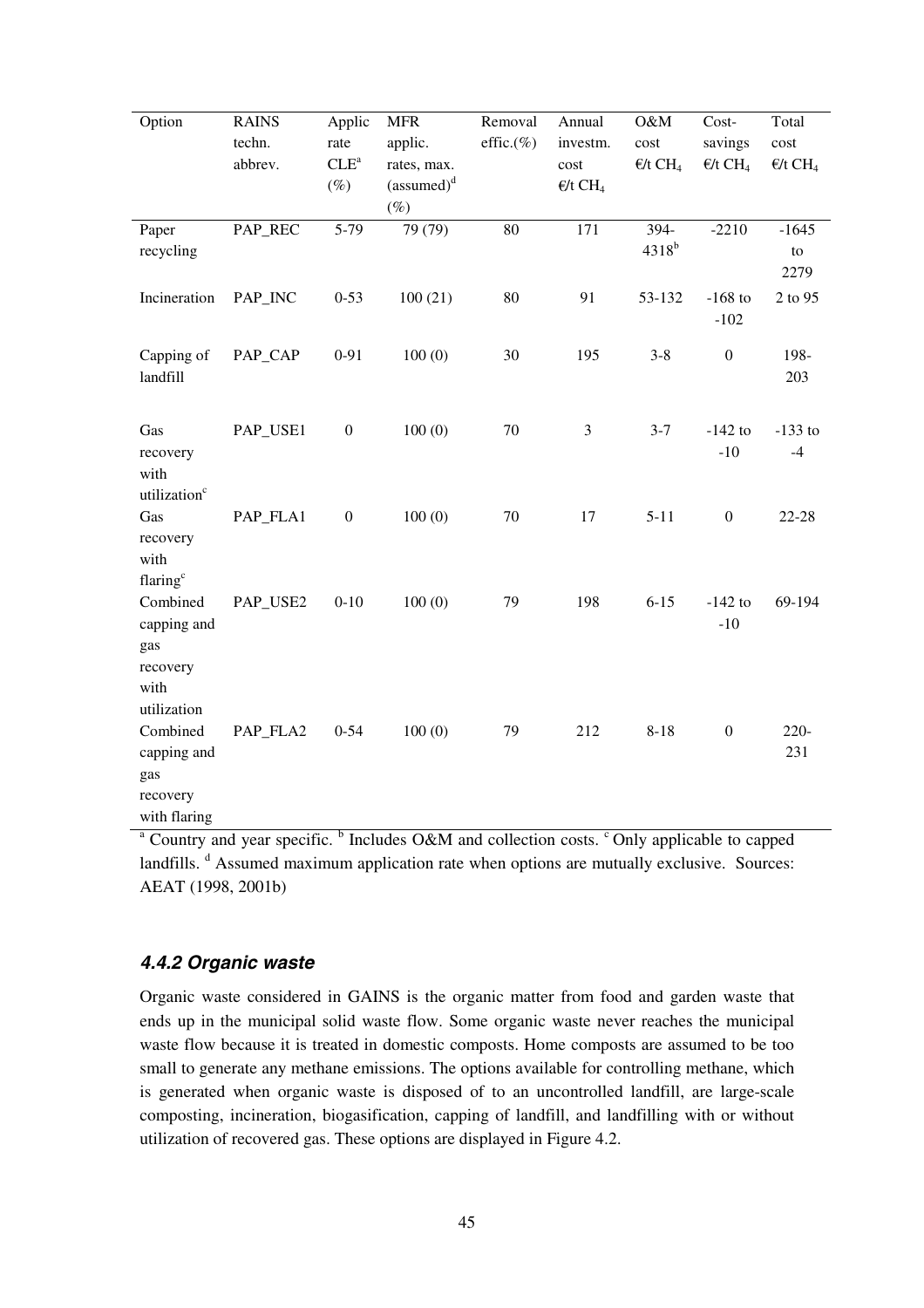| Option | RAINS techn. abbrev. | Applic rate CLE[a] (%) | MFR applic. rates, max. (assumed)[d] (%) | Removal effic.(%) | Annual investm. cost €/t $CH_4$ | O&M cost €/t $CH_4$ | Cost-savings €/t $CH_4$ | Total cost €/t $CH_4$ |
|---|---|---|---|---|---|---|---|---|
| Paper recycling | PAP_REC | 5-79 | 79 (79) | 80 | 171 | 394-4318[b] | -2210 | -1645 to 2279 |
| Incineration | PAP_INC | 0-53 | 100 (21) | 80 | 91 | 53-132 | -168 to -102 | 2 to 95 |
| Capping of landfill | PAP_CAP | 0-91 | 100 (0) | 30 | 195 | 3-8 | 0 | 198-203 |
| Gas recovery with utilization[c] | PAP_USE1 | 0 | 100 (0) | 70 | 3 | 3-7 | -142 to -10 | -133 to -4 |
| Gas recovery with flaring[c] | PAP_FLA1 | 0 | 100 (0) | 70 | 17 | 5-11 | 0 | 22-28 |
| Combined capping and gas recovery with utilization | PAP_USE2 | 0-10 | 100 (0) | 79 | 198 | 6-15 | -142 to -10 | 69-194 |
| Combined capping and gas recovery with flaring | PAP_FLA2 | 0-54 | 100 (0) | 79 | 212 | 8-18 | 0 | 220-231 |

[a] Country and year specific. [b] Includes O&M and collection costs. [c] Only applicable to capped landfills. [d] Assumed maximum application rate when options are mutually exclusive. Sources: AEAT (1998, 2001b)

### *4.4.2 Organic waste*

Organic waste considered in GAINS is the organic matter from food and garden waste that ends up in the municipal solid waste flow. Some organic waste never reaches the municipal waste flow because it is treated in domestic composts. Home composts are assumed to be too small to generate any methane emissions. The options available for controlling methane, which is generated when organic waste is disposed of to an uncontrolled landfill, are large-scale composting, incineration, biogasification, capping of landfill, and landfilling with or without utilization of recovered gas. These options are displayed in Figure 4.2.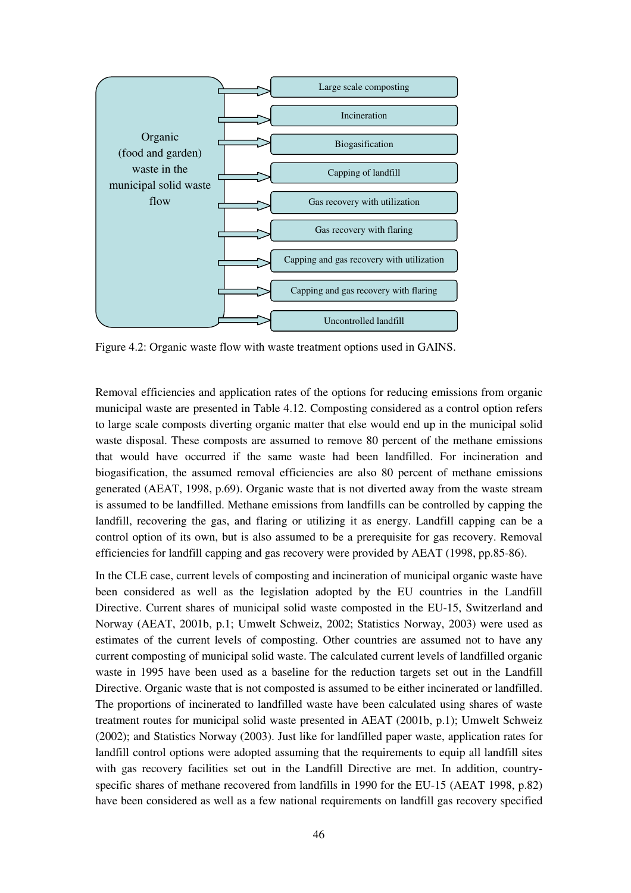Organic (food and garden) waste in the municipal solid waste flow

- Large scale composting
- Incineration
- Biogasification
- Capping of landfill
- Gas recovery with utilization
- Gas recovery with flaring
- Capping and gas recovery with utilization
- Capping and gas recovery with flaring
- Uncontrolled landfill

Figure 4.2: Organic waste flow with waste treatment options used in GAINS.

Removal efficiencies and application rates of the options for reducing emissions from organic municipal waste are presented in Table 4.12. Composting considered as a control option refers to large scale composts diverting organic matter that else would end up in the municipal solid waste disposal. These composts are assumed to remove 80 percent of the methane emissions that would have occurred if the same waste had been landfilled. For incineration and biogasification, the assumed removal efficiencies are also 80 percent of methane emissions generated (AEAT, 1998, p.69). Organic waste that is not diverted away from the waste stream is assumed to be landfilled. Methane emissions from landfills can be controlled by capping the landfill, recovering the gas, and flaring or utilizing it as energy. Landfill capping can be a control option of its own, but is also assumed to be a prerequisite for gas recovery. Removal efficiencies for landfill capping and gas recovery were provided by AEAT (1998, pp.85-86).

In the CLE case, current levels of composting and incineration of municipal organic waste have been considered as well as the legislation adopted by the EU countries in the Landfill Directive. Current shares of municipal solid waste composted in the EU-15, Switzerland and Norway (AEAT, 2001b, p.1; Umwelt Schweiz, 2002; Statistics Norway, 2003) were used as estimates of the current levels of composting. Other countries are assumed not to have any current composting of municipal solid waste. The calculated current levels of landfilled organic waste in 1995 have been used as a baseline for the reduction targets set out in the Landfill Directive. Organic waste that is not composted is assumed to be either incinerated or landfilled. The proportions of incinerated to landfilled waste have been calculated using shares of waste treatment routes for municipal solid waste presented in AEAT (2001b, p.1); Umwelt Schweiz (2002); and Statistics Norway (2003). Just like for landfilled paper waste, application rates for landfill control options were adopted assuming that the requirements to equip all landfill sites with gas recovery facilities set out in the Landfill Directive are met. In addition, country-specific shares of methane recovered from landfills in 1990 for the EU-15 (AEAT 1998, p.82) have been considered as well as a few national requirements on landfill gas recovery specified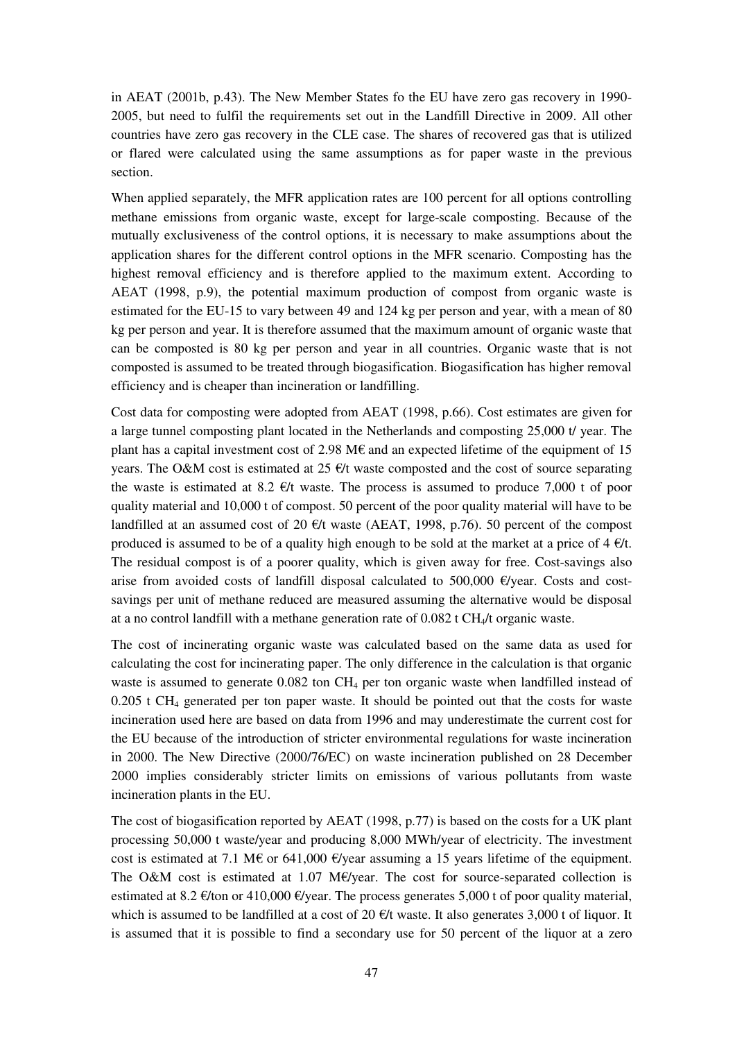in AEAT (2001b, p.43). The New Member States fo the EU have zero gas recovery in 1990-2005, but need to fulfil the requirements set out in the Landfill Directive in 2009. All other countries have zero gas recovery in the CLE case. The shares of recovered gas that is utilized or flared were calculated using the same assumptions as for paper waste in the previous section.

When applied separately, the MFR application rates are 100 percent for all options controlling methane emissions from organic waste, except for large-scale composting. Because of the mutually exclusiveness of the control options, it is necessary to make assumptions about the application shares for the different control options in the MFR scenario. Composting has the highest removal efficiency and is therefore applied to the maximum extent. According to AEAT (1998, p.9), the potential maximum production of compost from organic waste is estimated for the EU-15 to vary between 49 and 124 kg per person and year, with a mean of 80 kg per person and year. It is therefore assumed that the maximum amount of organic waste that can be composted is 80 kg per person and year in all countries. Organic waste that is not composted is assumed to be treated through biogasification. Biogasification has higher removal efficiency and is cheaper than incineration or landfilling.

Cost data for composting were adopted from AEAT (1998, p.66). Cost estimates are given for a large tunnel composting plant located in the Netherlands and composting 25,000 t/ year. The plant has a capital investment cost of 2.98 M€ and an expected lifetime of the equipment of 15 years. The O&M cost is estimated at 25 €/t waste composted and the cost of source separating the waste is estimated at 8.2 €/t waste. The process is assumed to produce 7,000 t of poor quality material and 10,000 t of compost. 50 percent of the poor quality material will have to be landfilled at an assumed cost of 20 €/t waste (AEAT, 1998, p.76). 50 percent of the compost produced is assumed to be of a quality high enough to be sold at the market at a price of 4 €/t. The residual compost is of a poorer quality, which is given away for free. Cost-savings also arise from avoided costs of landfill disposal calculated to 500,000 €/year. Costs and cost-savings per unit of methane reduced are measured assuming the alternative would be disposal at a no control landfill with a methane generation rate of 0.082 t $CH_4$/t organic waste.

The cost of incinerating organic waste was calculated based on the same data as used for calculating the cost for incinerating paper. The only difference in the calculation is that organic waste is assumed to generate 0.082 ton $CH_4$ per ton organic waste when landfilled instead of 0.205 t $CH_4$ generated per ton paper waste. It should be pointed out that the costs for waste incineration used here are based on data from 1996 and may underestimate the current cost for the EU because of the introduction of stricter environmental regulations for waste incineration in 2000. The New Directive (2000/76/EC) on waste incineration published on 28 December 2000 implies considerably stricter limits on emissions of various pollutants from waste incineration plants in the EU.

The cost of biogasification reported by AEAT (1998, p.77) is based on the costs for a UK plant processing 50,000 t waste/year and producing 8,000 MWh/year of electricity. The investment cost is estimated at 7.1 M€ or 641,000 €/year assuming a 15 years lifetime of the equipment. The O&M cost is estimated at 1.07 M€/year. The cost for source-separated collection is estimated at 8.2 €/ton or 410,000 €/year. The process generates 5,000 t of poor quality material, which is assumed to be landfilled at a cost of 20 €/t waste. It also generates 3,000 t of liquor. It is assumed that it is possible to find a secondary use for 50 percent of the liquor at a zero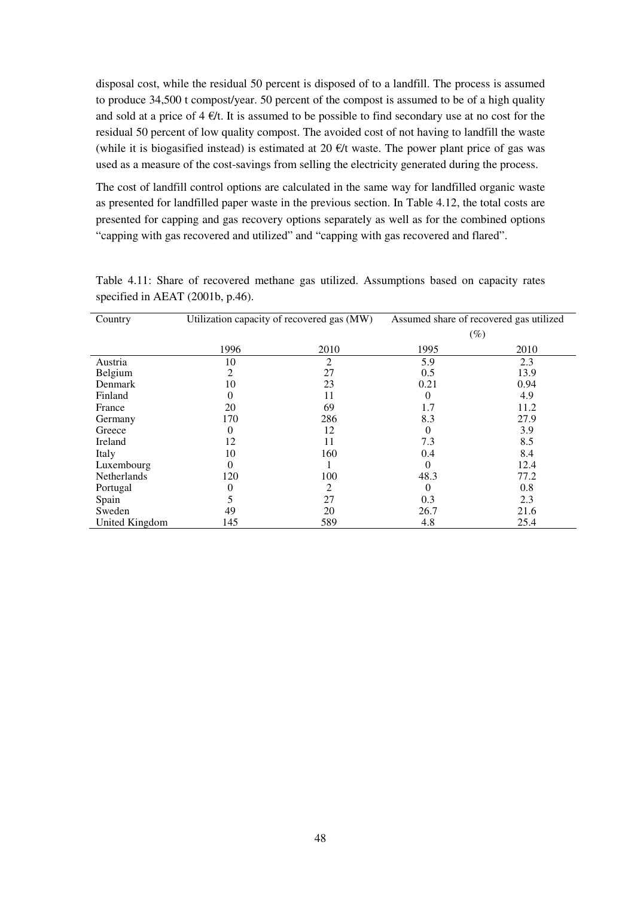disposal cost, while the residual 50 percent is disposed of to a landfill. The process is assumed to produce 34,500 t compost/year. 50 percent of the compost is assumed to be of a high quality and sold at a price of 4 €/t. It is assumed to be possible to find secondary use at no cost for the residual 50 percent of low quality compost. The avoided cost of not having to landfill the waste (while it is biogasified instead) is estimated at 20 €/t waste. The power plant price of gas was used as a measure of the cost-savings from selling the electricity generated during the process.

The cost of landfill control options are calculated in the same way for landfilled organic waste as presented for landfilled paper waste in the previous section. In Table 4.12, the total costs are presented for capping and gas recovery options separately as well as for the combined options "capping with gas recovered and utilized" and "capping with gas recovered and flared".

Table 4.11: Share of recovered methane gas utilized. Assumptions based on capacity rates specified in AEAT (2001b, p.46).

| Country | Utilization capacity of recovered gas (MW) | | Assumed share of recovered gas utilized (%) | |
|---|---|---|---|---|
| | 1996 | 2010 | 1995 | 2010 |
| Austria | 10 | 2 | 5.9 | 2.3 |
| Belgium | 2 | 27 | 0.5 | 13.9 |
| Denmark | 10 | 23 | 0.21 | 0.94 |
| Finland | 0 | 11 | 0 | 4.9 |
| France | 20 | 69 | 1.7 | 11.2 |
| Germany | 170 | 286 | 8.3 | 27.9 |
| Greece | 0 | 12 | 0 | 3.9 |
| Ireland | 12 | 11 | 7.3 | 8.5 |
| Italy | 10 | 160 | 0.4 | 8.4 |
| Luxembourg | 0 | 1 | 0 | 12.4 |
| Netherlands | 120 | 100 | 48.3 | 77.2 |
| Portugal | 0 | 2 | 0 | 0.8 |
| Spain | 5 | 27 | 0.3 | 2.3 |
| Sweden | 49 | 20 | 26.7 | 21.6 |
| United Kingdom | 145 | 589 | 4.8 | 25.4 |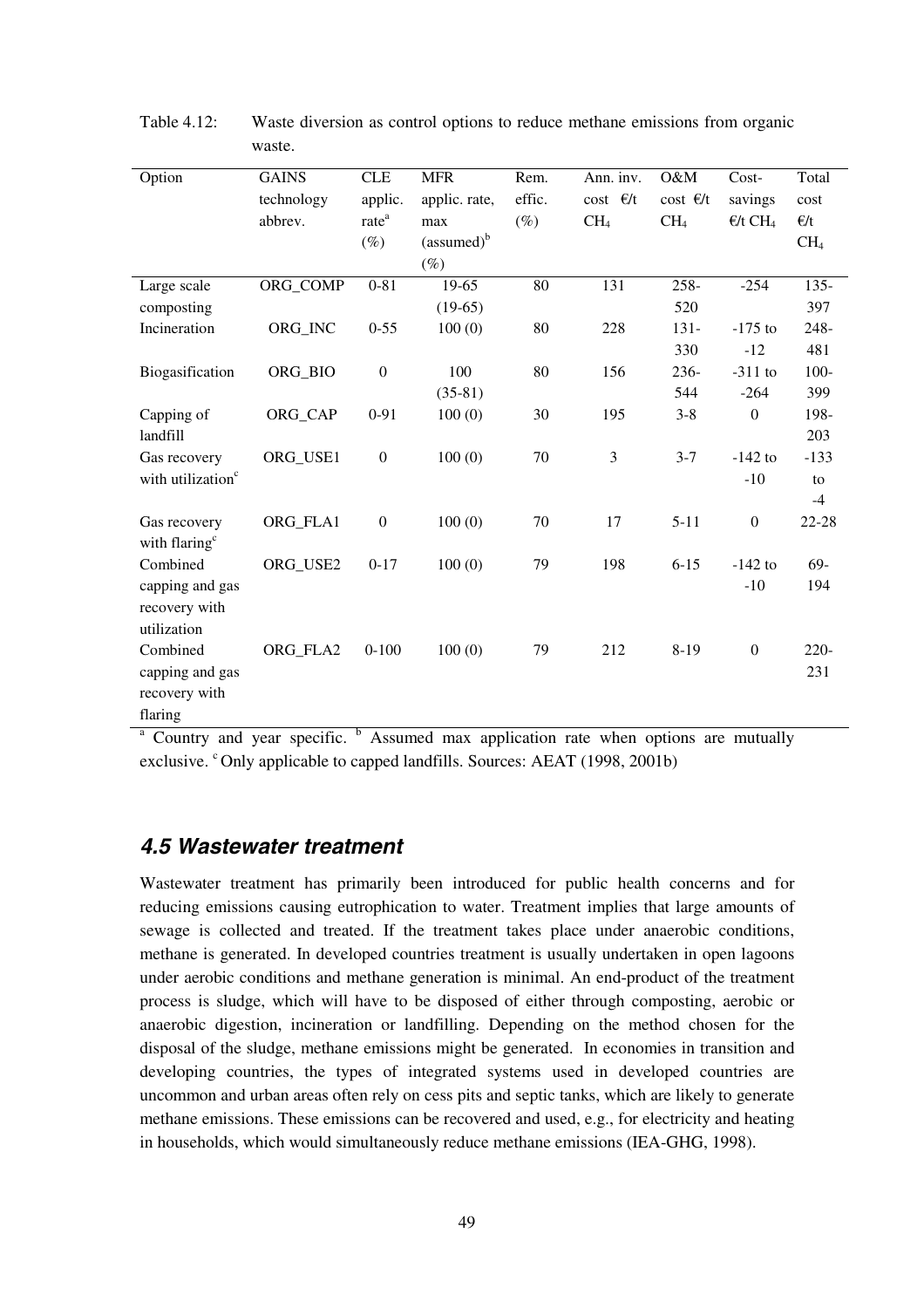Table 4.12: Waste diversion as control options to reduce methane emissions from organic waste.

| Option | GAINS technology abbrev. | CLE applic. rate[a] (%) | MFR applic. rate, max (assumed)[b] (%) | Rem. effic. (%) | Ann. inv. cost €/t $CH_4$ | O&M cost €/t $CH_4$ | Cost-savings €/t $CH_4$ | Total cost €/t $CH_4$ |
|---|---|---|---|---|---|---|---|---|
| Large scale composting | ORG_COMP | 0-81 | 19-65 (19-65) | 80 | 131 | 258-520 | -254 | 135-397 |
| Incineration | ORG_INC | 0-55 | 100 (0) | 80 | 228 | 131-330 | -175 to -12 | 248-481 |
| Biogasification | ORG_BIO | 0 | 100 (35-81) | 80 | 156 | 236-544 | -311 to -264 | 100-399 |
| Capping of landfill | ORG_CAP | 0-91 | 100 (0) | 30 | 195 | 3-8 | 0 | 198-203 |
| Gas recovery with utilization[c] | ORG_USE1 | 0 | 100 (0) | 70 | 3 | 3-7 | -142 to -10 | -133 to -4 |
| Gas recovery with flaring[c] | ORG_FLA1 | 0 | 100 (0) | 70 | 17 | 5-11 | 0 | 22-28 |
| Combined capping and gas recovery with utilization | ORG_USE2 | 0-17 | 100 (0) | 79 | 198 | 6-15 | -142 to -10 | 69-194 |
| Combined capping and gas recovery with flaring | ORG_FLA2 | 0-100 | 100 (0) | 79 | 212 | 8-19 | 0 | 220-231 |

[a] Country and year specific. [b] Assumed max application rate when options are mutually exclusive. [c] Only applicable to capped landfills. Sources: AEAT (1998, 2001b)

## *4.5 Wastewater treatment*

Wastewater treatment has primarily been introduced for public health concerns and for reducing emissions causing eutrophication to water. Treatment implies that large amounts of sewage is collected and treated. If the treatment takes place under anaerobic conditions, methane is generated. In developed countries treatment is usually undertaken in open lagoons under aerobic conditions and methane generation is minimal. An end-product of the treatment process is sludge, which will have to be disposed of either through composting, aerobic or anaerobic digestion, incineration or landfilling. Depending on the method chosen for the disposal of the sludge, methane emissions might be generated. In economies in transition and developing countries, the types of integrated systems used in developed countries are uncommon and urban areas often rely on cess pits and septic tanks, which are likely to generate methane emissions. These emissions can be recovered and used, e.g., for electricity and heating in households, which would simultaneously reduce methane emissions (IEA-GHG, 1998).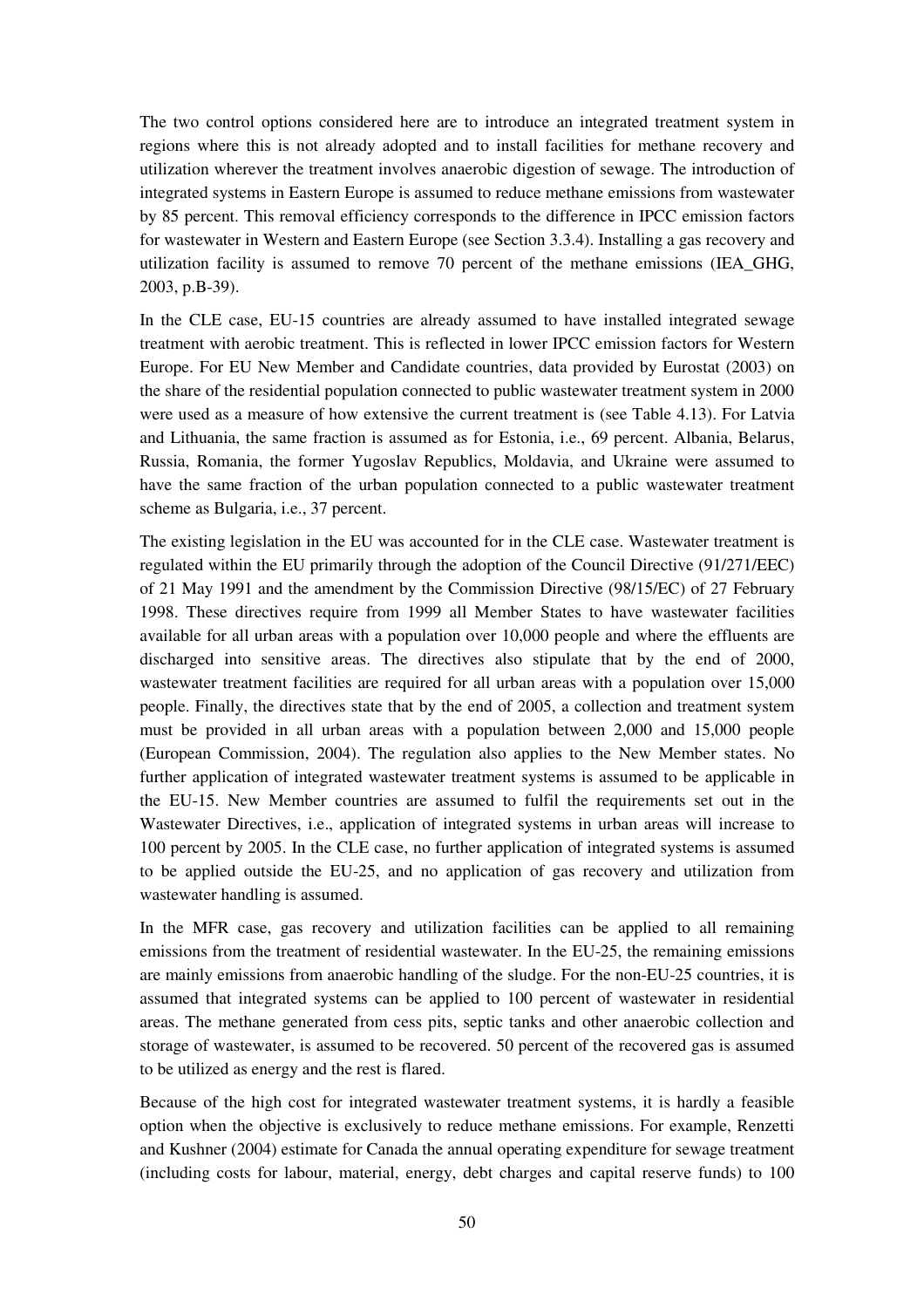The two control options considered here are to introduce an integrated treatment system in regions where this is not already adopted and to install facilities for methane recovery and utilization wherever the treatment involves anaerobic digestion of sewage. The introduction of integrated systems in Eastern Europe is assumed to reduce methane emissions from wastewater by 85 percent. This removal efficiency corresponds to the difference in IPCC emission factors for wastewater in Western and Eastern Europe (see Section 3.3.4). Installing a gas recovery and utilization facility is assumed to remove 70 percent of the methane emissions (IEA_GHG, 2003, p.B-39).

In the CLE case, EU-15 countries are already assumed to have installed integrated sewage treatment with aerobic treatment. This is reflected in lower IPCC emission factors for Western Europe. For EU New Member and Candidate countries, data provided by Eurostat (2003) on the share of the residential population connected to public wastewater treatment system in 2000 were used as a measure of how extensive the current treatment is (see Table 4.13). For Latvia and Lithuania, the same fraction is assumed as for Estonia, i.e., 69 percent. Albania, Belarus, Russia, Romania, the former Yugoslav Republics, Moldavia, and Ukraine were assumed to have the same fraction of the urban population connected to a public wastewater treatment scheme as Bulgaria, i.e., 37 percent.

The existing legislation in the EU was accounted for in the CLE case. Wastewater treatment is regulated within the EU primarily through the adoption of the Council Directive (91/271/EEC) of 21 May 1991 and the amendment by the Commission Directive (98/15/EC) of 27 February 1998. These directives require from 1999 all Member States to have wastewater facilities available for all urban areas with a population over 10,000 people and where the effluents are discharged into sensitive areas. The directives also stipulate that by the end of 2000, wastewater treatment facilities are required for all urban areas with a population over 15,000 people. Finally, the directives state that by the end of 2005, a collection and treatment system must be provided in all urban areas with a population between 2,000 and 15,000 people (European Commission, 2004). The regulation also applies to the New Member states. No further application of integrated wastewater treatment systems is assumed to be applicable in the EU-15. New Member countries are assumed to fulfil the requirements set out in the Wastewater Directives, i.e., application of integrated systems in urban areas will increase to 100 percent by 2005. In the CLE case, no further application of integrated systems is assumed to be applied outside the EU-25, and no application of gas recovery and utilization from wastewater handling is assumed.

In the MFR case, gas recovery and utilization facilities can be applied to all remaining emissions from the treatment of residential wastewater. In the EU-25, the remaining emissions are mainly emissions from anaerobic handling of the sludge. For the non-EU-25 countries, it is assumed that integrated systems can be applied to 100 percent of wastewater in residential areas. The methane generated from cess pits, septic tanks and other anaerobic collection and storage of wastewater, is assumed to be recovered. 50 percent of the recovered gas is assumed to be utilized as energy and the rest is flared.

Because of the high cost for integrated wastewater treatment systems, it is hardly a feasible option when the objective is exclusively to reduce methane emissions. For example, Renzetti and Kushner (2004) estimate for Canada the annual operating expenditure for sewage treatment (including costs for labour, material, energy, debt charges and capital reserve funds) to 100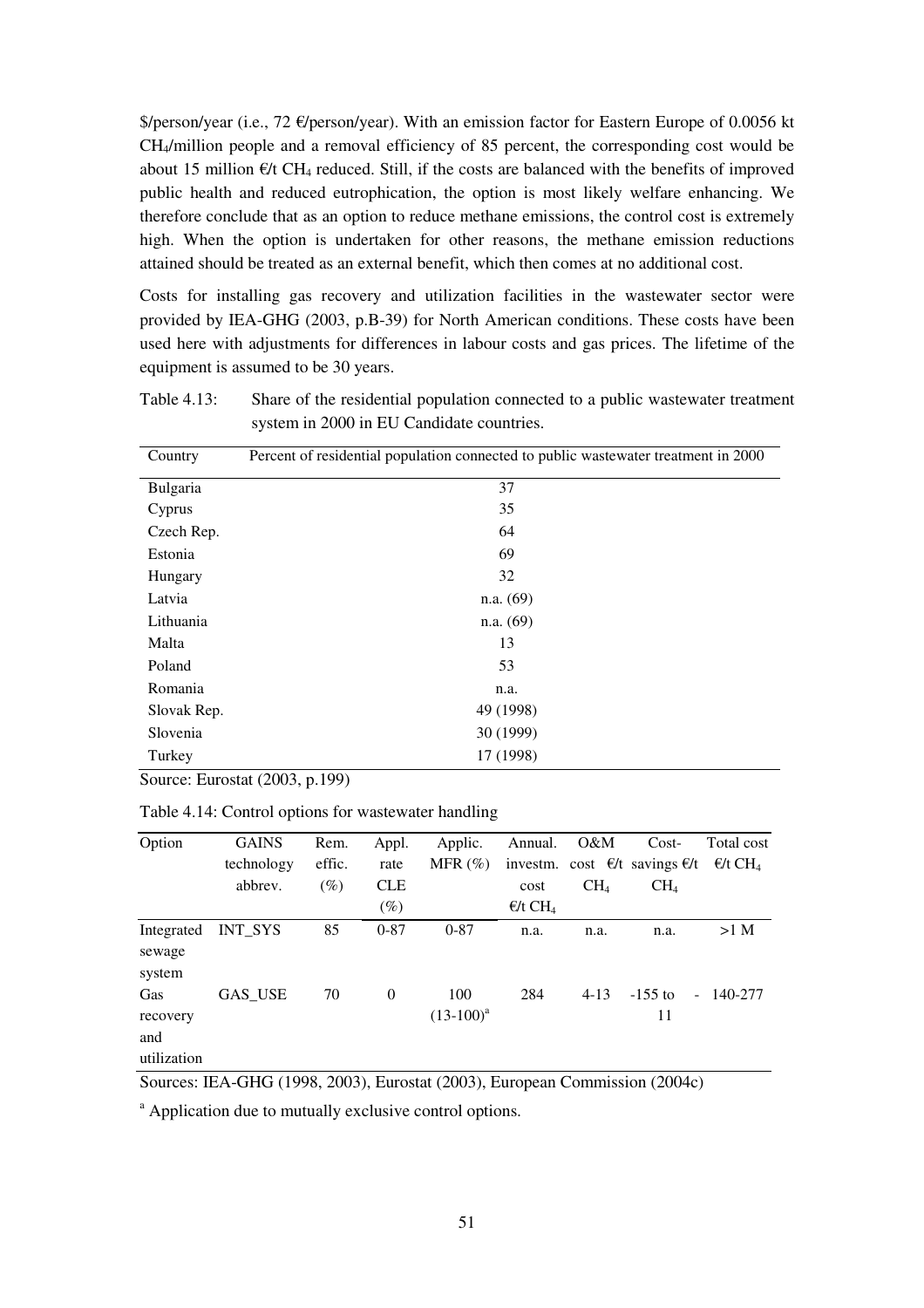\$/person/year (i.e., 72 €/person/year). With an emission factor for Eastern Europe of 0.0056 kt $CH_4$/million people and a removal efficiency of 85 percent, the corresponding cost would be about 15 million €/t $CH_4$ reduced. Still, if the costs are balanced with the benefits of improved public health and reduced eutrophication, the option is most likely welfare enhancing. We therefore conclude that as an option to reduce methane emissions, the control cost is extremely high. When the option is undertaken for other reasons, the methane emission reductions attained should be treated as an external benefit, which then comes at no additional cost.

Costs for installing gas recovery and utilization facilities in the wastewater sector were provided by IEA-GHG (2003, p.B-39) for North American conditions. These costs have been used here with adjustments for differences in labour costs and gas prices. The lifetime of the equipment is assumed to be 30 years.

Table 4.13: Share of the residential population connected to a public wastewater treatment system in 2000 in EU Candidate countries.

| Country | Percent of residential population connected to public wastewater treatment in 2000 |
|---|---|
| Bulgaria | 37 |
| Cyprus | 35 |
| Czech Rep. | 64 |
| Estonia | 69 |
| Hungary | 32 |
| Latvia | n.a. (69) |
| Lithuania | n.a. (69) |
| Malta | 13 |
| Poland | 53 |
| Romania | n.a. |
| Slovak Rep. | 49 (1998) |
| Slovenia | 30 (1999) |
| Turkey | 17 (1998) |

Source: Eurostat (2003, p.199)

Table 4.14: Control options for wastewater handling

| Option | GAINS technology abbrev. | Rem. effic. (%) | Appl. rate CLE (%) | Applic. MFR (%) | Annual. investm. cost €/t $CH_4$ | O&M cost €/t $CH_4$ | Cost-savings €/t $CH_4$ | Total cost €/t $CH_4$ |
|---|---|---|---|---|---|---|---|---|
| Integrated sewage system | INT_SYS | 85 | 0-87 | 0-87 | n.a. | n.a. | n.a. | >1 M |
| Gas recovery and utilization | GAS_USE | 70 | 0 | 100 (13-100)[a] | 284 | 4-13 | -155 to - 11 | 140-277 |

Sources: IEA-GHG (1998, 2003), Eurostat (2003), European Commission (2004c)

[a] Application due to mutually exclusive control options.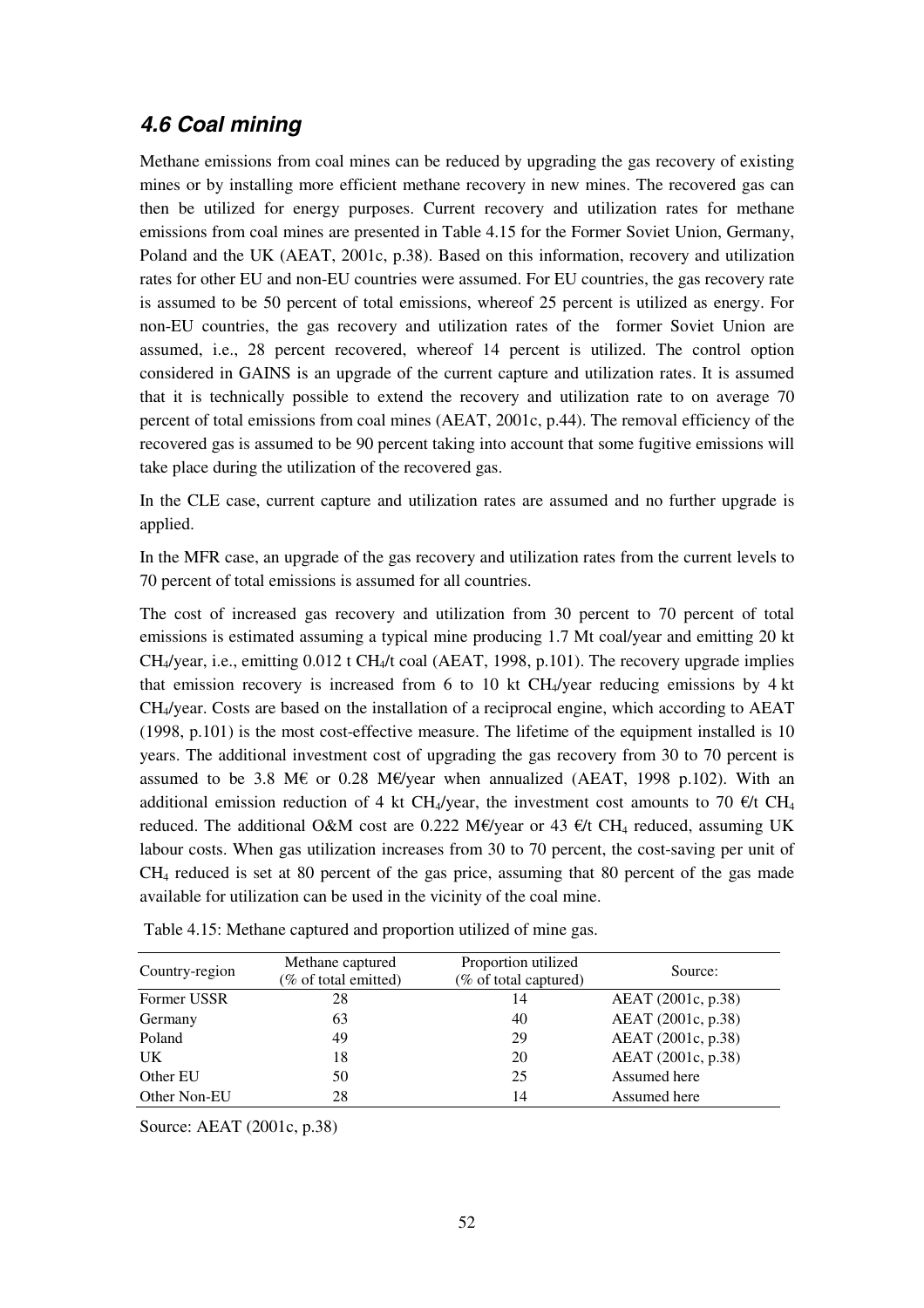## *4.6 Coal mining*

Methane emissions from coal mines can be reduced by upgrading the gas recovery of existing mines or by installing more efficient methane recovery in new mines. The recovered gas can then be utilized for energy purposes. Current recovery and utilization rates for methane emissions from coal mines are presented in Table 4.15 for the Former Soviet Union, Germany, Poland and the UK (AEAT, 2001c, p.38). Based on this information, recovery and utilization rates for other EU and non-EU countries were assumed. For EU countries, the gas recovery rate is assumed to be 50 percent of total emissions, whereof 25 percent is utilized as energy. For non-EU countries, the gas recovery and utilization rates of the former Soviet Union are assumed, i.e., 28 percent recovered, whereof 14 percent is utilized. The control option considered in GAINS is an upgrade of the current capture and utilization rates. It is assumed that it is technically possible to extend the recovery and utilization rate to on average 70 percent of total emissions from coal mines (AEAT, 2001c, p.44). The removal efficiency of the recovered gas is assumed to be 90 percent taking into account that some fugitive emissions will take place during the utilization of the recovered gas.

In the CLE case, current capture and utilization rates are assumed and no further upgrade is applied.

In the MFR case, an upgrade of the gas recovery and utilization rates from the current levels to 70 percent of total emissions is assumed for all countries.

The cost of increased gas recovery and utilization from 30 percent to 70 percent of total emissions is estimated assuming a typical mine producing 1.7 Mt coal/year and emitting 20 kt $CH_4$/year, i.e., emitting 0.012 t $CH_4$/t coal (AEAT, 1998, p.101). The recovery upgrade implies that emission recovery is increased from 6 to 10 kt $CH_4$/year reducing emissions by 4 kt $CH_4$/year. Costs are based on the installation of a reciprocal engine, which according to AEAT (1998, p.101) is the most cost-effective measure. The lifetime of the equipment installed is 10 years. The additional investment cost of upgrading the gas recovery from 30 to 70 percent is assumed to be 3.8 M€ or 0.28 M€/year when annualized (AEAT, 1998 p.102). With an additional emission reduction of 4 kt $CH_4$/year, the investment cost amounts to 70 €/t $CH_4$ reduced. The additional O&M cost are 0.222 M€/year or 43 €/t $CH_4$ reduced, assuming UK labour costs. When gas utilization increases from 30 to 70 percent, the cost-saving per unit of $CH_4$ reduced is set at 80 percent of the gas price, assuming that 80 percent of the gas made available for utilization can be used in the vicinity of the coal mine.

Table 4.15: Methane captured and proportion utilized of mine gas.

| Country-region | Methane captured (% of total emitted) | Proportion utilized (% of total captured) | Source: |
|---|---|---|---|
| Former USSR | 28 | 14 | AEAT (2001c, p.38) |
| Germany | 63 | 40 | AEAT (2001c, p.38) |
| Poland | 49 | 29 | AEAT (2001c, p.38) |
| UK | 18 | 20 | AEAT (2001c, p.38) |
| Other EU | 50 | 25 | Assumed here |
| Other Non-EU | 28 | 14 | Assumed here |

Source: AEAT (2001c, p.38)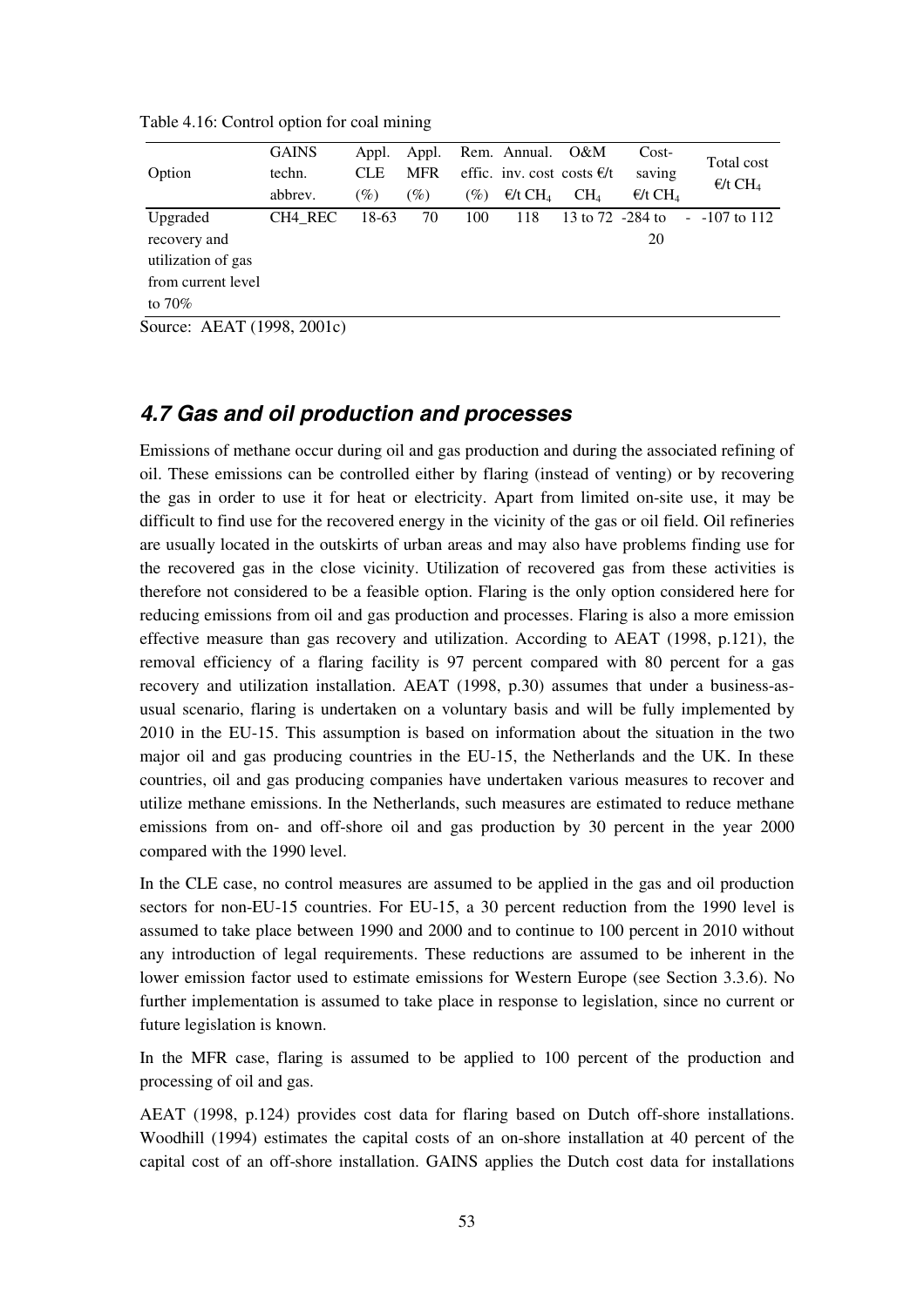Table 4.16: Control option for coal mining

| Option | GAINS techn. abbrev. | Appl. CLE (%) | Appl. MFR (%) | Rem. effic. (%) | Annual. inv. cost €/t $CH_4$ | O&M costs €/t $CH_4$ | Cost-saving €/t $CH_4$ | Total cost €/t $CH_4$ |
|---|---|---|---|---|---|---|---|---|
| Upgraded recovery and utilization of gas from current level to 70% | CH4_REC | 18-63 | 70 | 100 | 118 | 13 to 72 | -284 to 20 | -107 to 112 |

Source: AEAT (1998, 2001c)

## *4.7 Gas and oil production and processes*

Emissions of methane occur during oil and gas production and during the associated refining of oil. These emissions can be controlled either by flaring (instead of venting) or by recovering the gas in order to use it for heat or electricity. Apart from limited on-site use, it may be difficult to find use for the recovered energy in the vicinity of the gas or oil field. Oil refineries are usually located in the outskirts of urban areas and may also have problems finding use for the recovered gas in the close vicinity. Utilization of recovered gas from these activities is therefore not considered to be a feasible option. Flaring is the only option considered here for reducing emissions from oil and gas production and processes. Flaring is also a more emission effective measure than gas recovery and utilization. According to AEAT (1998, p.121), the removal efficiency of a flaring facility is 97 percent compared with 80 percent for a gas recovery and utilization installation. AEAT (1998, p.30) assumes that under a business-as-usual scenario, flaring is undertaken on a voluntary basis and will be fully implemented by 2010 in the EU-15. This assumption is based on information about the situation in the two major oil and gas producing countries in the EU-15, the Netherlands and the UK. In these countries, oil and gas producing companies have undertaken various measures to recover and utilize methane emissions. In the Netherlands, such measures are estimated to reduce methane emissions from on- and off-shore oil and gas production by 30 percent in the year 2000 compared with the 1990 level.

In the CLE case, no control measures are assumed to be applied in the gas and oil production sectors for non-EU-15 countries. For EU-15, a 30 percent reduction from the 1990 level is assumed to take place between 1990 and 2000 and to continue to 100 percent in 2010 without any introduction of legal requirements. These reductions are assumed to be inherent in the lower emission factor used to estimate emissions for Western Europe (see Section 3.3.6). No further implementation is assumed to take place in response to legislation, since no current or future legislation is known.

In the MFR case, flaring is assumed to be applied to 100 percent of the production and processing of oil and gas.

AEAT (1998, p.124) provides cost data for flaring based on Dutch off-shore installations. Woodhill (1994) estimates the capital costs of an on-shore installation at 40 percent of the capital cost of an off-shore installation. GAINS applies the Dutch cost data for installations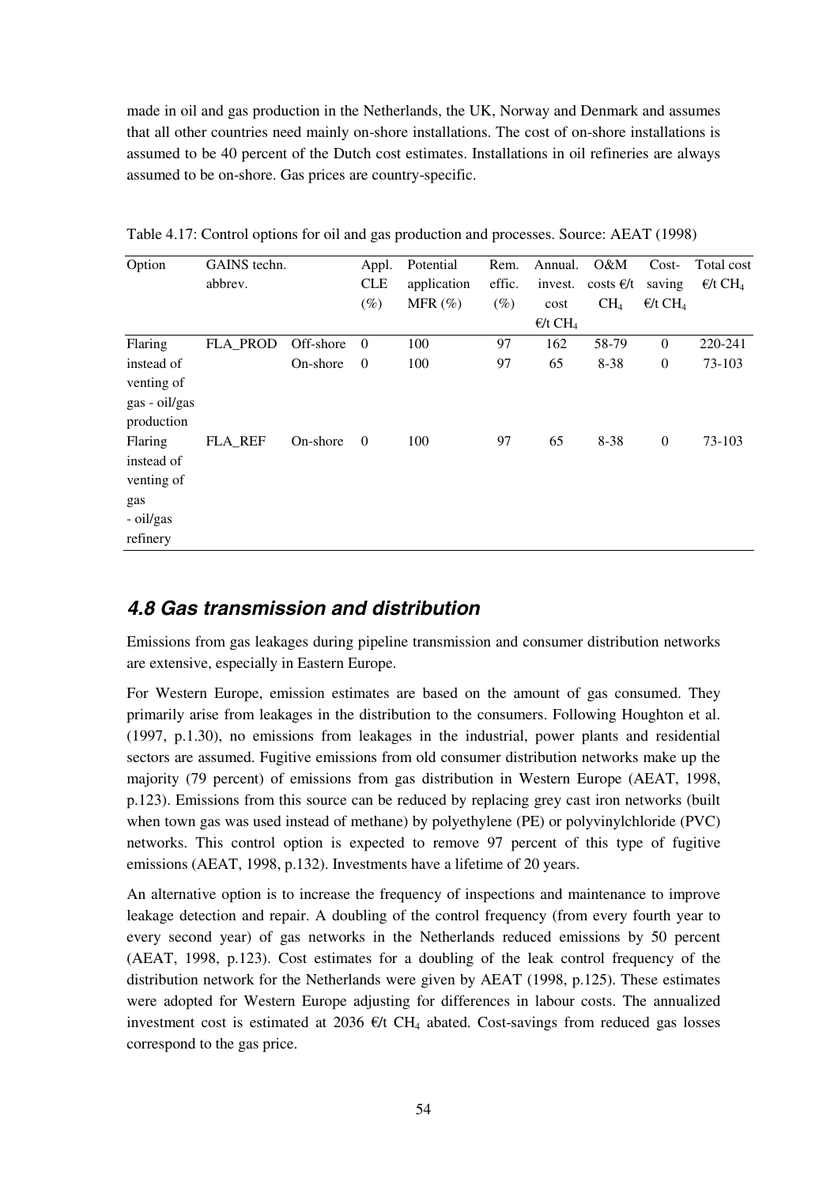made in oil and gas production in the Netherlands, the UK, Norway and Denmark and assumes that all other countries need mainly on-shore installations. The cost of on-shore installations is assumed to be 40 percent of the Dutch cost estimates. Installations in oil refineries are always assumed to be on-shore. Gas prices are country-specific.

Table 4.17: Control options for oil and gas production and processes. Source: AEAT (1998)

| Option | GAINS techn. abbrev. | | Appl. CLE (%) | Potential application MFR (%) | Rem. effic. (%) | Annual. invest. cost €/t $CH_4$ | O&M costs €/t $CH_4$ | Cost-saving €/t $CH_4$ | Total cost €/t $CH_4$ |
|---|---|---|---|---|---|---|---|---|---|
| Flaring instead of venting of gas - oil/gas production | FLA_PROD | Off-shore | 0 | 100 | 97 | 162 | 58-79 | 0 | 220-241 |
| | | On-shore | 0 | 100 | 97 | 65 | 8-38 | 0 | 73-103 |
| Flaring instead of venting of gas - oil/gas refinery | FLA_REF | On-shore | 0 | 100 | 97 | 65 | 8-38 | 0 | 73-103 |

## 4.8 Gas transmission and distribution

Emissions from gas leakages during pipeline transmission and consumer distribution networks are extensive, especially in Eastern Europe.

For Western Europe, emission estimates are based on the amount of gas consumed. They primarily arise from leakages in the distribution to the consumers. Following Houghton et al. (1997, p.1.30), no emissions from leakages in the industrial, power plants and residential sectors are assumed. Fugitive emissions from old consumer distribution networks make up the majority (79 percent) of emissions from gas distribution in Western Europe (AEAT, 1998, p.123). Emissions from this source can be reduced by replacing grey cast iron networks (built when town gas was used instead of methane) by polyethylene (PE) or polyvinylchloride (PVC) networks. This control option is expected to remove 97 percent of this type of fugitive emissions (AEAT, 1998, p.132). Investments have a lifetime of 20 years.

An alternative option is to increase the frequency of inspections and maintenance to improve leakage detection and repair. A doubling of the control frequency (from every fourth year to every second year) of gas networks in the Netherlands reduced emissions by 50 percent (AEAT, 1998, p.123). Cost estimates for a doubling of the leak control frequency of the distribution network for the Netherlands were given by AEAT (1998, p.125). These estimates were adopted for Western Europe adjusting for differences in labour costs. The annualized investment cost is estimated at 2036 €/t $CH_4$ abated. Cost-savings from reduced gas losses correspond to the gas price.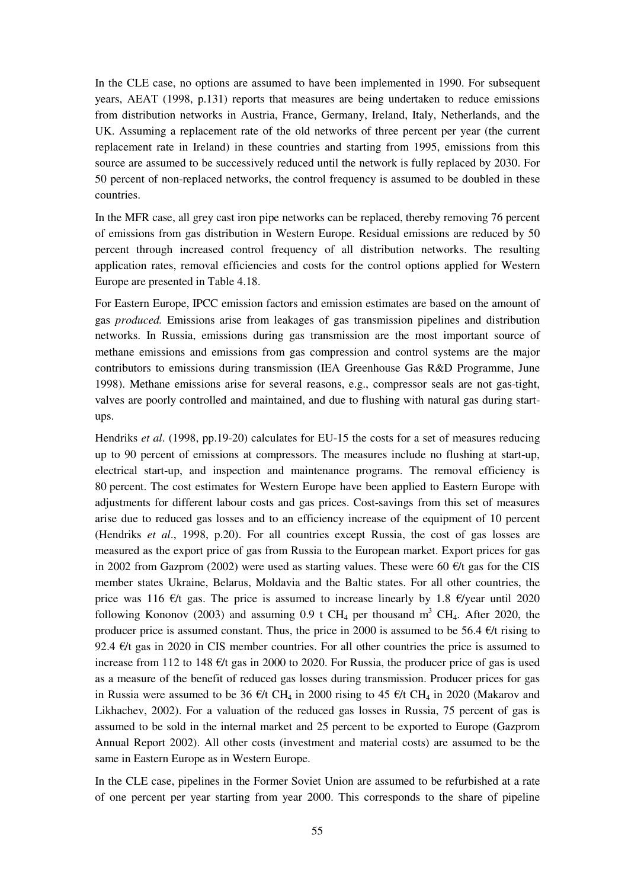In the CLE case, no options are assumed to have been implemented in 1990. For subsequent years, AEAT (1998, p.131) reports that measures are being undertaken to reduce emissions from distribution networks in Austria, France, Germany, Ireland, Italy, Netherlands, and the UK. Assuming a replacement rate of the old networks of three percent per year (the current replacement rate in Ireland) in these countries and starting from 1995, emissions from this source are assumed to be successively reduced until the network is fully replaced by 2030. For 50 percent of non-replaced networks, the control frequency is assumed to be doubled in these countries.

In the MFR case, all grey cast iron pipe networks can be replaced, thereby removing 76 percent of emissions from gas distribution in Western Europe. Residual emissions are reduced by 50 percent through increased control frequency of all distribution networks. The resulting application rates, removal efficiencies and costs for the control options applied for Western Europe are presented in Table 4.18.

For Eastern Europe, IPCC emission factors and emission estimates are based on the amount of gas *produced.* Emissions arise from leakages of gas transmission pipelines and distribution networks. In Russia, emissions during gas transmission are the most important source of methane emissions and emissions from gas compression and control systems are the major contributors to emissions during transmission (IEA Greenhouse Gas R&D Programme, June 1998). Methane emissions arise for several reasons, e.g., compressor seals are not gas-tight, valves are poorly controlled and maintained, and due to flushing with natural gas during start-ups.

Hendriks *et al*. (1998, pp.19-20) calculates for EU-15 the costs for a set of measures reducing up to 90 percent of emissions at compressors. The measures include no flushing at start-up, electrical start-up, and inspection and maintenance programs. The removal efficiency is 80 percent. The cost estimates for Western Europe have been applied to Eastern Europe with adjustments for different labour costs and gas prices. Cost-savings from this set of measures arise due to reduced gas losses and to an efficiency increase of the equipment of 10 percent (Hendriks *et al*., 1998, p.20). For all countries except Russia, the cost of gas losses are measured as the export price of gas from Russia to the European market. Export prices for gas in 2002 from Gazprom (2002) were used as starting values. These were 60 €/t gas for the CIS member states Ukraine, Belarus, Moldavia and the Baltic states. For all other countries, the price was 116 €/t gas. The price is assumed to increase linearly by 1.8 €/year until 2020 following Kononov (2003) and assuming 0.9 t $CH_4$ per thousand $m^3$ $CH_4$. After 2020, the producer price is assumed constant. Thus, the price in 2000 is assumed to be 56.4 €/t rising to 92.4 €/t gas in 2020 in CIS member countries. For all other countries the price is assumed to increase from 112 to 148 €/t gas in 2000 to 2020. For Russia, the producer price of gas is used as a measure of the benefit of reduced gas losses during transmission. Producer prices for gas in Russia were assumed to be 36 €/t $CH_4$ in 2000 rising to 45 €/t $CH_4$ in 2020 (Makarov and Likhachev, 2002). For a valuation of the reduced gas losses in Russia, 75 percent of gas is assumed to be sold in the internal market and 25 percent to be exported to Europe (Gazprom Annual Report 2002). All other costs (investment and material costs) are assumed to be the same in Eastern Europe as in Western Europe.

In the CLE case, pipelines in the Former Soviet Union are assumed to be refurbished at a rate of one percent per year starting from year 2000. This corresponds to the share of pipeline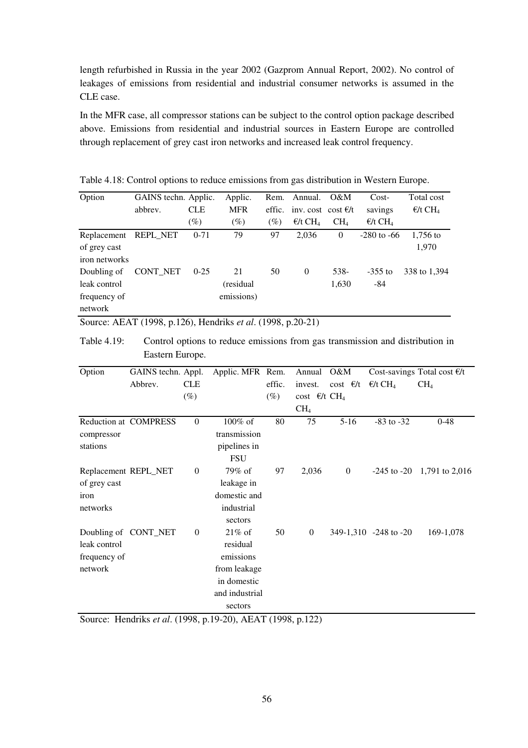length refurbished in Russia in the year 2002 (Gazprom Annual Report, 2002). No control of leakages of emissions from residential and industrial consumer networks is assumed in the CLE case.

In the MFR case, all compressor stations can be subject to the control option package described above. Emissions from residential and industrial sources in Eastern Europe are controlled through replacement of grey cast iron networks and increased leak control frequency.

Table 4.18: Control options to reduce emissions from gas distribution in Western Europe.

| Option | GAINS techn. abbrev. | Applic. CLE (%) | Applic. MFR (%) | Rem. effic. (%) | Annual. inv. cost €/t $CH_4$ | O&M cost €/t $CH_4$ | Cost-savings €/t $CH_4$ | Total cost €/t $CH_4$ |
|---|---|---|---|---|---|---|---|---|
| Replacement of grey cast iron networks | REPL_NET | 0-71 | 79 | 97 | 2,036 | 0 | -280 to -66 | 1,756 to 1,970 |
| Doubling of leak control frequency of network | CONT_NET | 0-25 | 21 (residual emissions) | 50 | 0 | 538-1,630 | -355 to -84 | 338 to 1,394 |

Source: AEAT (1998, p.126), Hendriks *et al*. (1998, p.20-21)

Table 4.19: Control options to reduce emissions from gas transmission and distribution in Eastern Europe.

| Option | GAINS techn. Abbrev. | Appl. CLE (%) | Applic. MFR | Rem. effic. (%) | Annual invest. cost €/t $CH_4$ | O&M cost €/t $CH_4$ | Cost-savings €/t $CH_4$ | Total cost €/t $CH_4$ |
|---|---|---|---|---|---|---|---|---|
| Reduction at compressor stations | COMPRESS | 0 | 100% of transmission pipelines in FSU | 80 | 75 | 5-16 | -83 to -32 | 0-48 |
| Replacement of grey cast iron networks | REPL_NET | 0 | 79% of leakage in domestic and industrial sectors | 97 | 2,036 | 0 | -245 to -20 | 1,791 to 2,016 |
| Doubling of leak control frequency of network | CONT_NET | 0 | 21% of residual emissions from leakage in domestic and industrial sectors | 50 | 0 | 349-1,310 | -248 to -20 | 169-1,078 |

Source: Hendriks *et al*. (1998, p.19-20), AEAT (1998, p.122)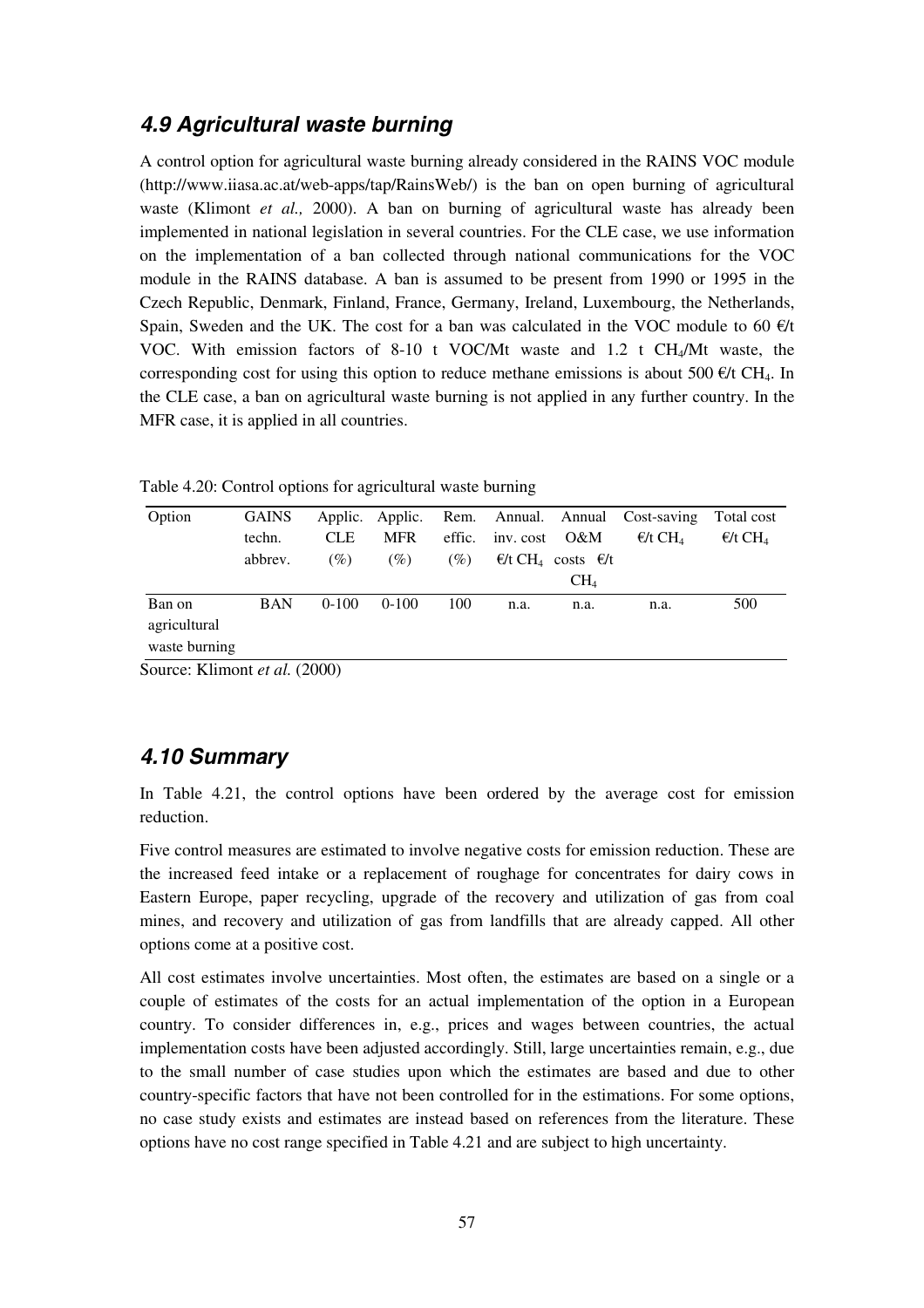## 4.9 Agricultural waste burning

A control option for agricultural waste burning already considered in the RAINS VOC module (http://www.iiasa.ac.at/web-apps/tap/RainsWeb/) is the ban on open burning of agricultural waste (Klimont *et al.,* 2000). A ban on burning of agricultural waste has already been implemented in national legislation in several countries. For the CLE case, we use information on the implementation of a ban collected through national communications for the VOC module in the RAINS database. A ban is assumed to be present from 1990 or 1995 in the Czech Republic, Denmark, Finland, France, Germany, Ireland, Luxembourg, the Netherlands, Spain, Sweden and the UK. The cost for a ban was calculated in the VOC module to 60 €/t VOC. With emission factors of 8-10 t VOC/Mt waste and 1.2 t $CH_4$/Mt waste, the corresponding cost for using this option to reduce methane emissions is about 500 €/t $CH_4$. In the CLE case, a ban on agricultural waste burning is not applied in any further country. In the MFR case, it is applied in all countries.

Table 4.20: Control options for agricultural waste burning

| Option | GAINS techn. abbrev. | Applic. CLE (%) | Applic. MFR (%) | Rem. effic. (%) | Annual. inv. cost €/t $CH_4$ | Annual O&M costs €/t $CH_4$ | Cost-saving €/t $CH_4$ | Total cost €/t $CH_4$ |
|---|---|---|---|---|---|---|---|---|
| Ban on agricultural waste burning | BAN | 0-100 | 0-100 | 100 | n.a. | n.a. | n.a. | 500 |

Source: Klimont *et al.* (2000)

## 4.10 Summary

In Table 4.21, the control options have been ordered by the average cost for emission reduction.

Five control measures are estimated to involve negative costs for emission reduction. These are the increased feed intake or a replacement of roughage for concentrates for dairy cows in Eastern Europe, paper recycling, upgrade of the recovery and utilization of gas from coal mines, and recovery and utilization of gas from landfills that are already capped. All other options come at a positive cost.

All cost estimates involve uncertainties. Most often, the estimates are based on a single or a couple of estimates of the costs for an actual implementation of the option in a European country. To consider differences in, e.g., prices and wages between countries, the actual implementation costs have been adjusted accordingly. Still, large uncertainties remain, e.g., due to the small number of case studies upon which the estimates are based and due to other country-specific factors that have not been controlled for in the estimations. For some options, no case study exists and estimates are instead based on references from the literature. These options have no cost range specified in Table 4.21 and are subject to high uncertainty.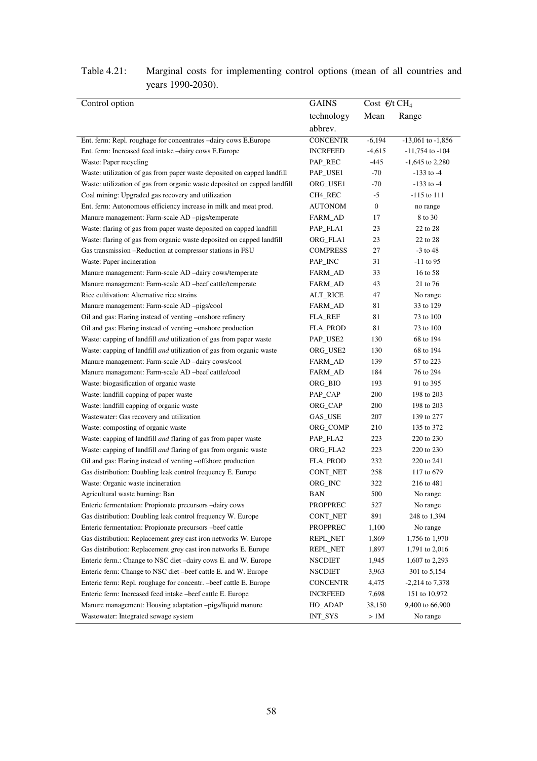Table 4.21: Marginal costs for implementing control options (mean of all countries and years 1990-2030).

| Control option | GAINS technology abbrev. | Cost €/t $CH_4$ | |
|---|---|---|---|
| | | Mean | Range |
| Ent. ferm: Repl. roughage for concentrates –dairy cows E.Europe | CONCENTR | -6,194 | -13,061 to -1,856 |
| Ent. ferm: Increased feed intake –dairy cows E.Europe | INCRFEED | -4,615 | -11,754 to -104 |
| Waste: Paper recycling | PAP_REC | -445 | -1,645 to 2,280 |
| Waste: utilization of gas from paper waste deposited on capped landfill | PAP_USE1 | -70 | -133 to -4 |
| Waste: utilization of gas from organic waste deposited on capped landfill | ORG_USE1 | -70 | -133 to -4 |
| Coal mining: Upgraded gas recovery and utilization | CH4_REC | -5 | -115 to 111 |
| Ent. ferm: Autonomous efficiency increase in milk and meat prod. | AUTONOM | 0 | no range |
| Manure management: Farm-scale AD –pigs/temperate | FARM_AD | 17 | 8 to 30 |
| Waste: flaring of gas from paper waste deposited on capped landfill | PAP_FLA1 | 23 | 22 to 28 |
| Waste: flaring of gas from organic waste deposited on capped landfill | ORG_FLA1 | 23 | 22 to 28 |
| Gas transmission –Reduction at compressor stations in FSU | COMPRESS | 27 | -3 to 48 |
| Waste: Paper incineration | PAP_INC | 31 | -11 to 95 |
| Manure management: Farm-scale AD –dairy cows/temperate | FARM_AD | 33 | 16 to 58 |
| Manure management: Farm-scale AD –beef cattle/temperate | FARM_AD | 43 | 21 to 76 |
| Rice cultivation: Alternative rice strains | ALT_RICE | 47 | No range |
| Manure management: Farm-scale AD –pigs/cool | FARM_AD | 81 | 33 to 129 |
| Oil and gas: Flaring instead of venting –onshore refinery | FLA_REF | 81 | 73 to 100 |
| Oil and gas: Flaring instead of venting –onshore production | FLA_PROD | 81 | 73 to 100 |
| Waste: capping of landfill *and* utilization of gas from paper waste | PAP_USE2 | 130 | 68 to 194 |
| Waste: capping of landfill *and* utilization of gas from organic waste | ORG_USE2 | 130 | 68 to 194 |
| Manure management: Farm-scale AD –dairy cows/cool | FARM_AD | 139 | 57 to 223 |
| Manure management: Farm-scale AD –beef cattle/cool | FARM_AD | 184 | 76 to 294 |
| Waste: biogasification of organic waste | ORG_BIO | 193 | 91 to 395 |
| Waste: landfill capping of paper waste | PAP_CAP | 200 | 198 to 203 |
| Waste: landfill capping of organic waste | ORG_CAP | 200 | 198 to 203 |
| Wastewater: Gas recovery and utilization | GAS_USE | 207 | 139 to 277 |
| Waste: composting of organic waste | ORG_COMP | 210 | 135 to 372 |
| Waste: capping of landfill *and* flaring of gas from paper waste | PAP_FLA2 | 223 | 220 to 230 |
| Waste: capping of landfill *and* flaring of gas from organic waste | ORG_FLA2 | 223 | 220 to 230 |
| Oil and gas: Flaring instead of venting –offshore production | FLA_PROD | 232 | 220 to 241 |
| Gas distribution: Doubling leak control frequency E. Europe | CONT_NET | 258 | 117 to 679 |
| Waste: Organic waste incineration | ORG_INC | 322 | 216 to 481 |
| Agricultural waste burning: Ban | BAN | 500 | No range |
| Enteric fermentation: Propionate precursors –dairy cows | PROPPREC | 527 | No range |
| Gas distribution: Doubling leak control frequency W. Europe | CONT_NET | 891 | 248 to 1,394 |
| Enteric fermentation: Propionate precursors –beef cattle | PROPPREC | 1,100 | No range |
| Gas distribution: Replacement grey cast iron networks W. Europe | REPL_NET | 1,869 | 1,756 to 1,970 |
| Gas distribution: Replacement grey cast iron networks E. Europe | REPL_NET | 1,897 | 1,791 to 2,016 |
| Enteric ferm.: Change to NSC diet –dairy cows E. and W. Europe | NSCDIET | 1,945 | 1,607 to 2,293 |
| Enteric ferm: Change to NSC diet –beef cattle E. and W. Europe | NSCDIET | 3,963 | 301 to 5,154 |
| Enteric ferm: Repl. roughage for concentr. –beef cattle E. Europe | CONCENTR | 4,475 | -2,214 to 7,378 |
| Enteric ferm: Increased feed intake –beef cattle E. Europe | INCRFEED | 7,698 | 151 to 10,972 |
| Manure management: Housing adaptation –pigs/liquid manure | HO_ADAP | 38,150 | 9,400 to 66,900 |
| Wastewater: Integrated sewage system | INT_SYS | > 1M | No range |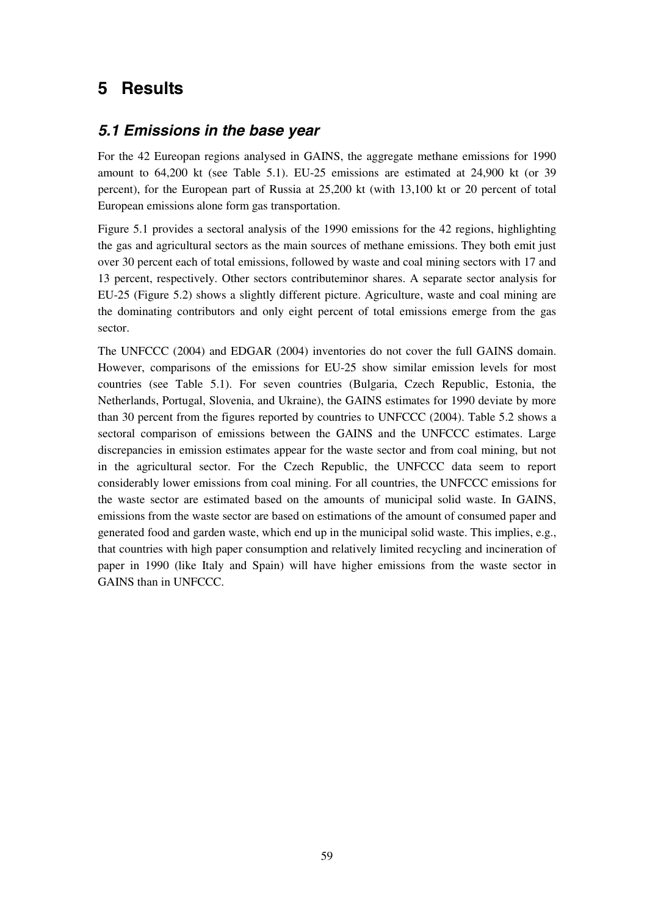# 5 Results

## *5.1 Emissions in the base year*

For the 42 Eureopan regions analysed in GAINS, the aggregate methane emissions for 1990 amount to 64,200 kt (see Table 5.1). EU-25 emissions are estimated at 24,900 kt (or 39 percent), for the European part of Russia at 25,200 kt (with 13,100 kt or 20 percent of total European emissions alone form gas transportation.

Figure 5.1 provides a sectoral analysis of the 1990 emissions for the 42 regions, highlighting the gas and agricultural sectors as the main sources of methane emissions. They both emit just over 30 percent each of total emissions, followed by waste and coal mining sectors with 17 and 13 percent, respectively. Other sectors contributeminor shares. A separate sector analysis for EU-25 (Figure 5.2) shows a slightly different picture. Agriculture, waste and coal mining are the dominating contributors and only eight percent of total emissions emerge from the gas sector.

The UNFCCC (2004) and EDGAR (2004) inventories do not cover the full GAINS domain. However, comparisons of the emissions for EU-25 show similar emission levels for most countries (see Table 5.1). For seven countries (Bulgaria, Czech Republic, Estonia, the Netherlands, Portugal, Slovenia, and Ukraine), the GAINS estimates for 1990 deviate by more than 30 percent from the figures reported by countries to UNFCCC (2004). Table 5.2 shows a sectoral comparison of emissions between the GAINS and the UNFCCC estimates. Large discrepancies in emission estimates appear for the waste sector and from coal mining, but not in the agricultural sector. For the Czech Republic, the UNFCCC data seem to report considerably lower emissions from coal mining. For all countries, the UNFCCC emissions for the waste sector are estimated based on the amounts of municipal solid waste. In GAINS, emissions from the waste sector are based on estimations of the amount of consumed paper and generated food and garden waste, which end up in the municipal solid waste. This implies, e.g., that countries with high paper consumption and relatively limited recycling and incineration of paper in 1990 (like Italy and Spain) will have higher emissions from the waste sector in GAINS than in UNFCCC.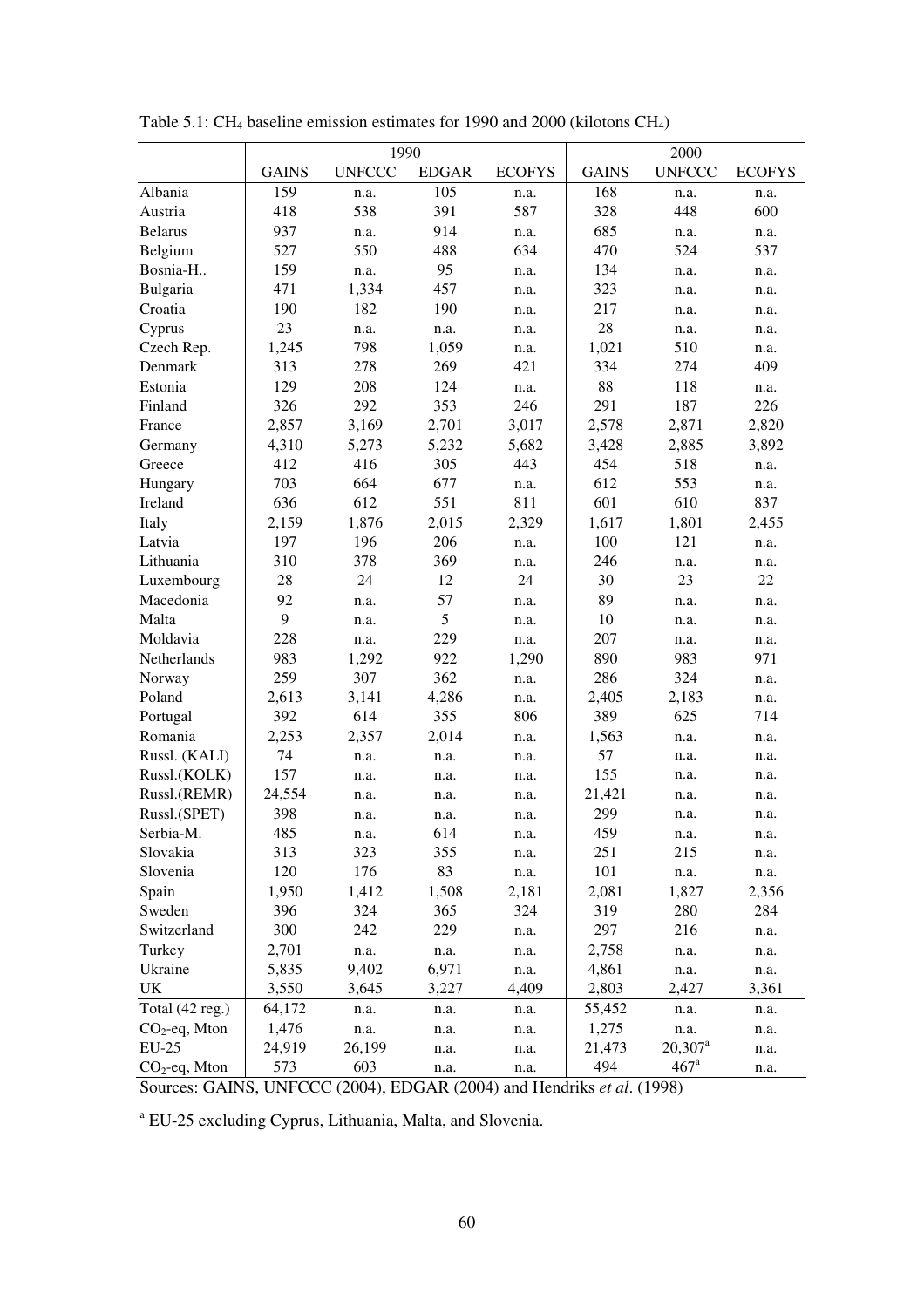Table 5.1: $CH_4$ baseline emission estimates for 1990 and 2000 (kilotons $CH_4$)

| | 1990 | | | | 2000 | | |
|---|---|---|---|---|---|---|---|
| | GAINS | UNFCCC | EDGAR | ECOFYS | GAINS | UNFCCC | ECOFYS |
| Albania | 159 | n.a. | 105 | n.a. | 168 | n.a. | n.a. |
| Austria | 418 | 538 | 391 | 587 | 328 | 448 | 600 |
| Belarus | 937 | n.a. | 914 | n.a. | 685 | n.a. | n.a. |
| Belgium | 527 | 550 | 488 | 634 | 470 | 524 | 537 |
| Bosnia-H.. | 159 | n.a. | 95 | n.a. | 134 | n.a. | n.a. |
| Bulgaria | 471 | 1,334 | 457 | n.a. | 323 | n.a. | n.a. |
| Croatia | 190 | 182 | 190 | n.a. | 217 | n.a. | n.a. |
| Cyprus | 23 | n.a. | n.a. | n.a. | 28 | n.a. | n.a. |
| Czech Rep. | 1,245 | 798 | 1,059 | n.a. | 1,021 | 510 | n.a. |
| Denmark | 313 | 278 | 269 | 421 | 334 | 274 | 409 |
| Estonia | 129 | 208 | 124 | n.a. | 88 | 118 | n.a. |
| Finland | 326 | 292 | 353 | 246 | 291 | 187 | 226 |
| France | 2,857 | 3,169 | 2,701 | 3,017 | 2,578 | 2,871 | 2,820 |
| Germany | 4,310 | 5,273 | 5,232 | 5,682 | 3,428 | 2,885 | 3,892 |
| Greece | 412 | 416 | 305 | 443 | 454 | 518 | n.a. |
| Hungary | 703 | 664 | 677 | n.a. | 612 | 553 | n.a. |
| Ireland | 636 | 612 | 551 | 811 | 601 | 610 | 837 |
| Italy | 2,159 | 1,876 | 2,015 | 2,329 | 1,617 | 1,801 | 2,455 |
| Latvia | 197 | 196 | 206 | n.a. | 100 | 121 | n.a. |
| Lithuania | 310 | 378 | 369 | n.a. | 246 | n.a. | n.a. |
| Luxembourg | 28 | 24 | 12 | 24 | 30 | 23 | 22 |
| Macedonia | 92 | n.a. | 57 | n.a. | 89 | n.a. | n.a. |
| Malta | 9 | n.a. | 5 | n.a. | 10 | n.a. | n.a. |
| Moldavia | 228 | n.a. | 229 | n.a. | 207 | n.a. | n.a. |
| Netherlands | 983 | 1,292 | 922 | 1,290 | 890 | 983 | 971 |
| Norway | 259 | 307 | 362 | n.a. | 286 | 324 | n.a. |
| Poland | 2,613 | 3,141 | 4,286 | n.a. | 2,405 | 2,183 | n.a. |
| Portugal | 392 | 614 | 355 | 806 | 389 | 625 | 714 |
| Romania | 2,253 | 2,357 | 2,014 | n.a. | 1,563 | n.a. | n.a. |
| Russl. (KALI) | 74 | n.a. | n.a. | n.a. | 57 | n.a. | n.a. |
| Russl.(KOLK) | 157 | n.a. | n.a. | n.a. | 155 | n.a. | n.a. |
| Russl.(REMR) | 24,554 | n.a. | n.a. | n.a. | 21,421 | n.a. | n.a. |
| Russl.(SPET) | 398 | n.a. | n.a. | n.a. | 299 | n.a. | n.a. |
| Serbia-M. | 485 | n.a. | 614 | n.a. | 459 | n.a. | n.a. |
| Slovakia | 313 | 323 | 355 | n.a. | 251 | 215 | n.a. |
| Slovenia | 120 | 176 | 83 | n.a. | 101 | n.a. | n.a. |
| Spain | 1,950 | 1,412 | 1,508 | 2,181 | 2,081 | 1,827 | 2,356 |
| Sweden | 396 | 324 | 365 | 324 | 319 | 280 | 284 |
| Switzerland | 300 | 242 | 229 | n.a. | 297 | 216 | n.a. |
| Turkey | 2,701 | n.a. | n.a. | n.a. | 2,758 | n.a. | n.a. |
| Ukraine | 5,835 | 9,402 | 6,971 | n.a. | 4,861 | n.a. | n.a. |
| UK | 3,550 | 3,645 | 3,227 | 4,409 | 2,803 | 2,427 | 3,361 |
| Total (42 reg.) | 64,172 | n.a. | n.a. | n.a. | 55,452 | n.a. | n.a. |
| $CO_2$-eq, Mton | 1,476 | n.a. | n.a. | n.a. | 1,275 | n.a. | n.a. |
| EU-25 | 24,919 | 26,199 | n.a. | n.a. | 21,473 | 20,307[a] | n.a. |
| $CO_2$-eq, Mton | 573 | 603 | n.a. | n.a. | 494 | 467[a] | n.a. |

Sources: GAINS, UNFCCC (2004), EDGAR (2004) and Hendriks *et al*. (1998)

[a] EU-25 excluding Cyprus, Lithuania, Malta, and Slovenia.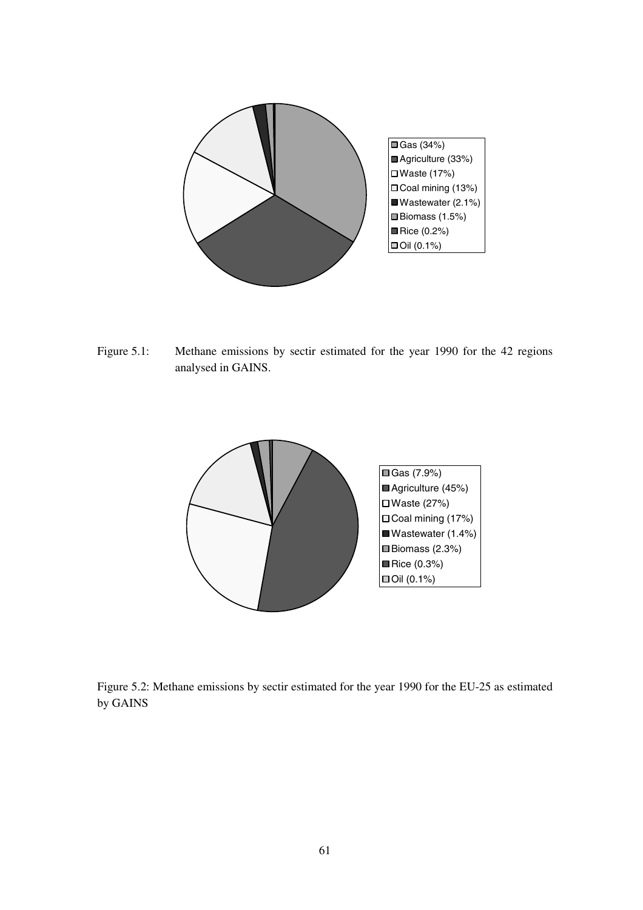Gas (34%)
Agriculture (33%)
Waste (17%)
Coal mining (13%)
Wastewater (2.1%)
Biomass (1.5%)
Rice (0.2%)
Oil (0.1%)

Figure 5.1: Methane emissions by sectir estimated for the year 1990 for the 42 regions analysed in GAINS.

Gas (7.9%)
Agriculture (45%)
Waste (27%)
Coal mining (17%)
Wastewater (1.4%)
Biomass (2.3%)
Rice (0.3%)
Oil (0.1%)

Figure 5.2: Methane emissions by sectir estimated for the year 1990 for the EU-25 as estimated by GAINS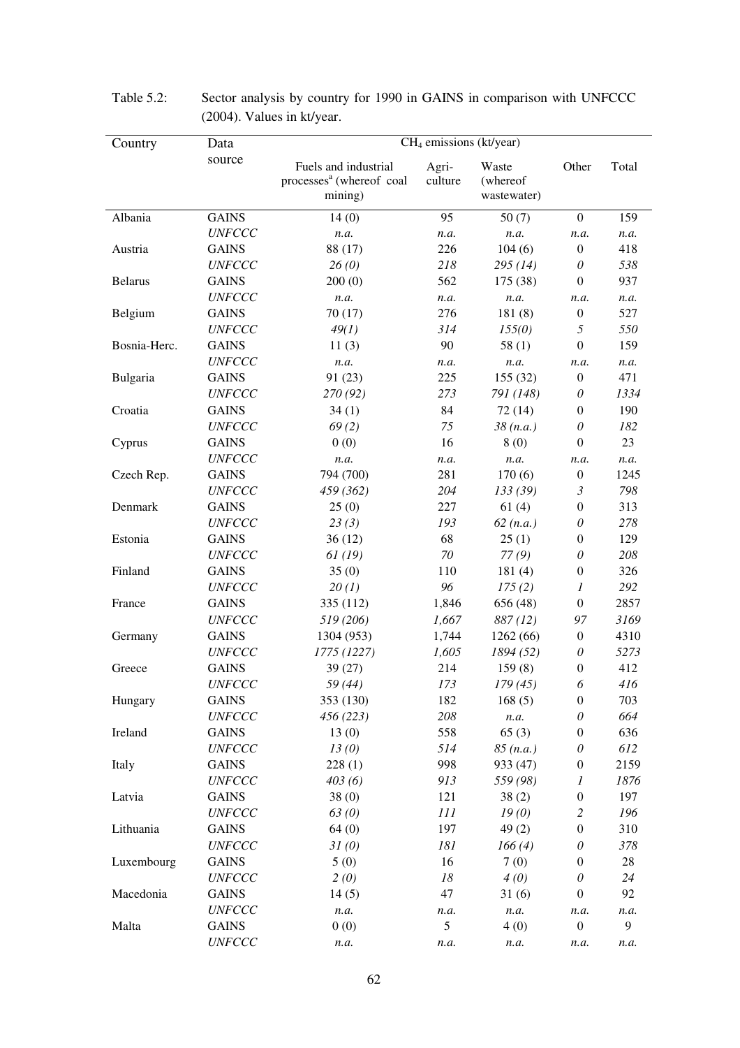Table 5.2: Sector analysis by country for 1990 in GAINS in comparison with UNFCCC (2004). Values in kt/year.

| Country | Data source | $CH_4$ emissions (kt/year) | | | | |
|---|---|---|---|---|---|---|
| | | Fuels and industrial processes[a] (whereof coal mining) | Agri-culture | Waste (whereof wastewater) | Other | Total |
| Albania | GAINS | 14 (0) | 95 | 50 (7) | 0 | 159 |
| | *UNFCCC* | *n.a.* | *n.a.* | *n.a.* | *n.a.* | *n.a.* |
| Austria | GAINS | 88 (17) | 226 | 104 (6) | 0 | 418 |
| | *UNFCCC* | *26 (0)* | *218* | *295 (14)* | *0* | *538* |
| Belarus | GAINS | 200 (0) | 562 | 175 (38) | 0 | 937 |
| | *UNFCCC* | *n.a.* | *n.a.* | *n.a.* | *n.a.* | *n.a.* |
| Belgium | GAINS | 70 (17) | 276 | 181 (8) | 0 | 527 |
| | *UNFCCC* | *49(1)* | *314* | *155(0)* | *5* | *550* |
| Bosnia-Herc. | GAINS | 11 (3) | 90 | 58 (1) | 0 | 159 |
| | *UNFCCC* | *n.a.* | *n.a.* | *n.a.* | *n.a.* | *n.a.* |
| Bulgaria | GAINS | 91 (23) | 225 | 155 (32) | 0 | 471 |
| | *UNFCCC* | *270 (92)* | *273* | *791 (148)* | *0* | *1334* |
| Croatia | GAINS | 34 (1) | 84 | 72 (14) | 0 | 190 |
| | *UNFCCC* | *69 (2)* | *75* | *38 (n.a.)* | *0* | *182* |
| Cyprus | GAINS | 0 (0) | 16 | 8 (0) | 0 | 23 |
| | *UNFCCC* | *n.a.* | *n.a.* | *n.a.* | *n.a.* | *n.a.* |
| Czech Rep. | GAINS | 794 (700) | 281 | 170 (6) | 0 | 1245 |
| | *UNFCCC* | *459 (362)* | *204* | *133 (39)* | *3* | *798* |
| Denmark | GAINS | 25 (0) | 227 | 61 (4) | 0 | 313 |
| | *UNFCCC* | *23 (3)* | *193* | *62 (n.a.)* | *0* | *278* |
| Estonia | GAINS | 36 (12) | 68 | 25 (1) | 0 | 129 |
| | *UNFCCC* | *61 (19)* | *70* | *77 (9)* | *0* | *208* |
| Finland | GAINS | 35 (0) | 110 | 181 (4) | 0 | 326 |
| | *UNFCCC* | *20 (1)* | *96* | *175 (2)* | *1* | *292* |
| France | GAINS | 335 (112) | 1,846 | 656 (48) | 0 | 2857 |
| | *UNFCCC* | *519 (206)* | *1,667* | *887 (12)* | *97* | *3169* |
| Germany | GAINS | 1304 (953) | 1,744 | 1262 (66) | 0 | 4310 |
| | *UNFCCC* | *1775 (1227)* | *1,605* | *1894 (52)* | *0* | *5273* |
| Greece | GAINS | 39 (27) | 214 | 159 (8) | 0 | 412 |
| | *UNFCCC* | *59 (44)* | *173* | *179 (45)* | *6* | *416* |
| Hungary | GAINS | 353 (130) | 182 | 168 (5) | 0 | 703 |
| | *UNFCCC* | *456 (223)* | *208* | *n.a.* | *0* | *664* |
| Ireland | GAINS | 13 (0) | 558 | 65 (3) | 0 | 636 |
| | *UNFCCC* | *13 (0)* | *514* | *85 (n.a.)* | *0* | *612* |
| Italy | GAINS | 228 (1) | 998 | 933 (47) | 0 | 2159 |
| | *UNFCCC* | *403 (6)* | *913* | *559 (98)* | *1* | *1876* |
| Latvia | GAINS | 38 (0) | 121 | 38 (2) | 0 | 197 |
| | *UNFCCC* | *63 (0)* | *111* | *19 (0)* | *2* | *196* |
| Lithuania | GAINS | 64 (0) | 197 | 49 (2) | 0 | 310 |
| | *UNFCCC* | *31 (0)* | *181* | *166 (4)* | *0* | *378* |
| Luxembourg | GAINS | 5 (0) | 16 | 7 (0) | 0 | 28 |
| | *UNFCCC* | *2 (0)* | *18* | *4 (0)* | *0* | *24* |
| Macedonia | GAINS | 14 (5) | 47 | 31 (6) | 0 | 92 |
| | *UNFCCC* | *n.a.* | *n.a.* | *n.a.* | *n.a.* | *n.a.* |
| Malta | GAINS | 0 (0) | 5 | 4 (0) | 0 | 9 |
| | *UNFCCC* | *n.a.* | *n.a.* | *n.a.* | *n.a.* | *n.a.* |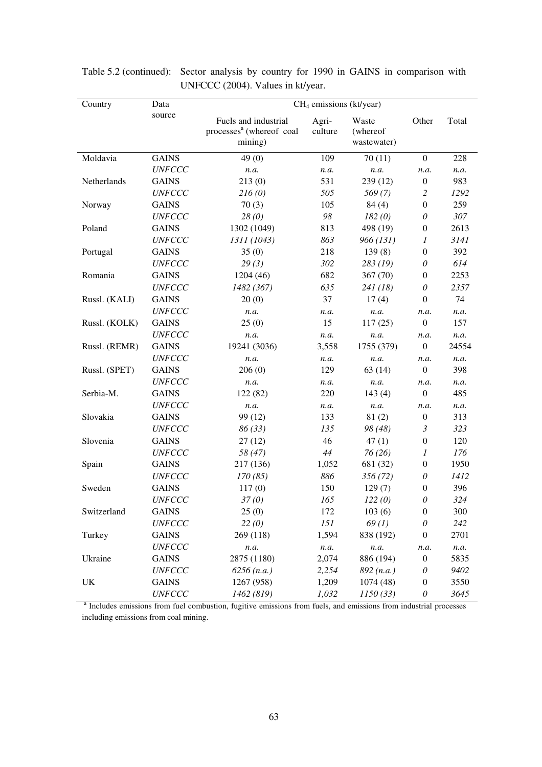Table 5.2 (continued): Sector analysis by country for 1990 in GAINS in comparison with UNFCCC (2004). Values in kt/year.

| Country | Data source | $CH_4$ emissions (kt/year) | | | | |
|---|---|---|---|---|---|---|
| | | Fuels and industrial processes[a] (whereof coal mining) | Agri-culture | Waste (whereof wastewater) | Other | Total |
| Moldavia | GAINS | 49 (0) | 109 | 70 (11) | 0 | 228 |
| | *UNFCCC* | *n.a.* | *n.a.* | *n.a.* | *n.a.* | *n.a.* |
| Netherlands | GAINS | 213 (0) | 531 | 239 (12) | 0 | 983 |
| | *UNFCCC* | *216 (0)* | *505* | *569 (7)* | *2* | *1292* |
| Norway | GAINS | 70 (3) | 105 | 84 (4) | 0 | 259 |
| | *UNFCCC* | *28 (0)* | *98* | *182 (0)* | *0* | *307* |
| Poland | GAINS | 1302 (1049) | 813 | 498 (19) | 0 | 2613 |
| | *UNFCCC* | *1311 (1043)* | *863* | *966 (131)* | *1* | *3141* |
| Portugal | GAINS | 35 (0) | 218 | 139 (8) | 0 | 392 |
| | *UNFCCC* | *29 (3)* | *302* | *283 (19)* | *0* | *614* |
| Romania | GAINS | 1204 (46) | 682 | 367 (70) | 0 | 2253 |
| | *UNFCCC* | *1482 (367)* | *635* | *241 (18)* | *0* | *2357* |
| Russl. (KALI) | GAINS | 20 (0) | 37 | 17 (4) | 0 | 74 |
| | *UNFCCC* | *n.a.* | *n.a.* | *n.a.* | *n.a.* | *n.a.* |
| Russl. (KOLK) | GAINS | 25 (0) | 15 | 117 (25) | 0 | 157 |
| | *UNFCCC* | *n.a.* | *n.a.* | *n.a.* | *n.a.* | *n.a.* |
| Russl. (REMR) | GAINS | 19241 (3036) | 3,558 | 1755 (379) | 0 | 24554 |
| | *UNFCCC* | *n.a.* | *n.a.* | *n.a.* | *n.a.* | *n.a.* |
| Russl. (SPET) | GAINS | 206 (0) | 129 | 63 (14) | 0 | 398 |
| | *UNFCCC* | *n.a.* | *n.a.* | *n.a.* | *n.a.* | *n.a.* |
| Serbia-M. | GAINS | 122 (82) | 220 | 143 (4) | 0 | 485 |
| | *UNFCCC* | *n.a.* | *n.a.* | *n.a.* | *n.a.* | *n.a.* |
| Slovakia | GAINS | 99 (12) | 133 | 81 (2) | 0 | 313 |
| | *UNFCCC* | *86 (33)* | *135* | *98 (48)* | *3* | *323* |
| Slovenia | GAINS | 27 (12) | 46 | 47 (1) | 0 | 120 |
| | *UNFCCC* | *58 (47)* | *44* | *76 (26)* | *1* | *176* |
| Spain | GAINS | 217 (136) | 1,052 | 681 (32) | 0 | 1950 |
| | *UNFCCC* | *170 (85)* | *886* | *356 (72)* | *0* | *1412* |
| Sweden | GAINS | 117 (0) | 150 | 129 (7) | 0 | 396 |
| | *UNFCCC* | *37 (0)* | *165* | *122 (0)* | *0* | *324* |
| Switzerland | GAINS | 25 (0) | 172 | 103 (6) | 0 | 300 |
| | *UNFCCC* | *22 (0)* | *151* | *69 (1)* | *0* | *242* |
| Turkey | GAINS | 269 (118) | 1,594 | 838 (192) | 0 | 2701 |
| | *UNFCCC* | *n.a.* | *n.a.* | *n.a.* | *n.a.* | *n.a.* |
| Ukraine | GAINS | 2875 (1180) | 2,074 | 886 (194) | 0 | 5835 |
| | *UNFCCC* | *6256 (n.a.)* | *2,254* | *892 (n.a.)* | *0* | *9402* |
| UK | GAINS | 1267 (958) | 1,209 | 1074 (48) | 0 | 3550 |
| | *UNFCCC* | *1462 (819)* | *1,032* | *1150 (33)* | *0* | *3645* |

[a] Includes emissions from fuel combustion, fugitive emissions from fuels, and emissions from industrial processes including emissions from coal mining.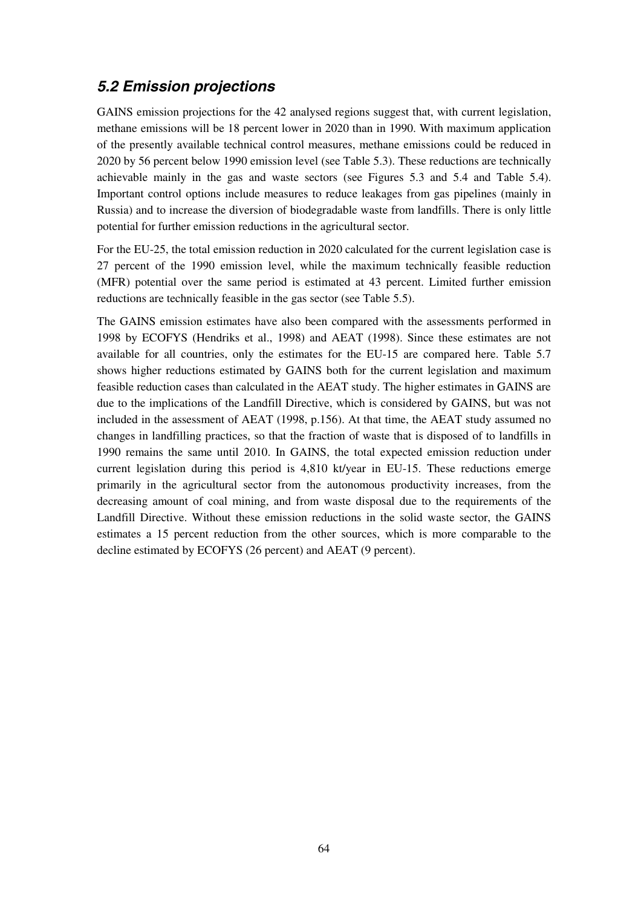## *5.2 Emission projections*

GAINS emission projections for the 42 analysed regions suggest that, with current legislation, methane emissions will be 18 percent lower in 2020 than in 1990. With maximum application of the presently available technical control measures, methane emissions could be reduced in 2020 by 56 percent below 1990 emission level (see Table 5.3). These reductions are technically achievable mainly in the gas and waste sectors (see Figures 5.3 and 5.4 and Table 5.4). Important control options include measures to reduce leakages from gas pipelines (mainly in Russia) and to increase the diversion of biodegradable waste from landfills. There is only little potential for further emission reductions in the agricultural sector.

For the EU-25, the total emission reduction in 2020 calculated for the current legislation case is 27 percent of the 1990 emission level, while the maximum technically feasible reduction (MFR) potential over the same period is estimated at 43 percent. Limited further emission reductions are technically feasible in the gas sector (see Table 5.5).

The GAINS emission estimates have also been compared with the assessments performed in 1998 by ECOFYS (Hendriks et al., 1998) and AEAT (1998). Since these estimates are not available for all countries, only the estimates for the EU-15 are compared here. Table 5.7 shows higher reductions estimated by GAINS both for the current legislation and maximum feasible reduction cases than calculated in the AEAT study. The higher estimates in GAINS are due to the implications of the Landfill Directive, which is considered by GAINS, but was not included in the assessment of AEAT (1998, p.156). At that time, the AEAT study assumed no changes in landfilling practices, so that the fraction of waste that is disposed of to landfills in 1990 remains the same until 2010. In GAINS, the total expected emission reduction under current legislation during this period is 4,810 kt/year in EU-15. These reductions emerge primarily in the agricultural sector from the autonomous productivity increases, from the decreasing amount of coal mining, and from waste disposal due to the requirements of the Landfill Directive. Without these emission reductions in the solid waste sector, the GAINS estimates a 15 percent reduction from the other sources, which is more comparable to the decline estimated by ECOFYS (26 percent) and AEAT (9 percent).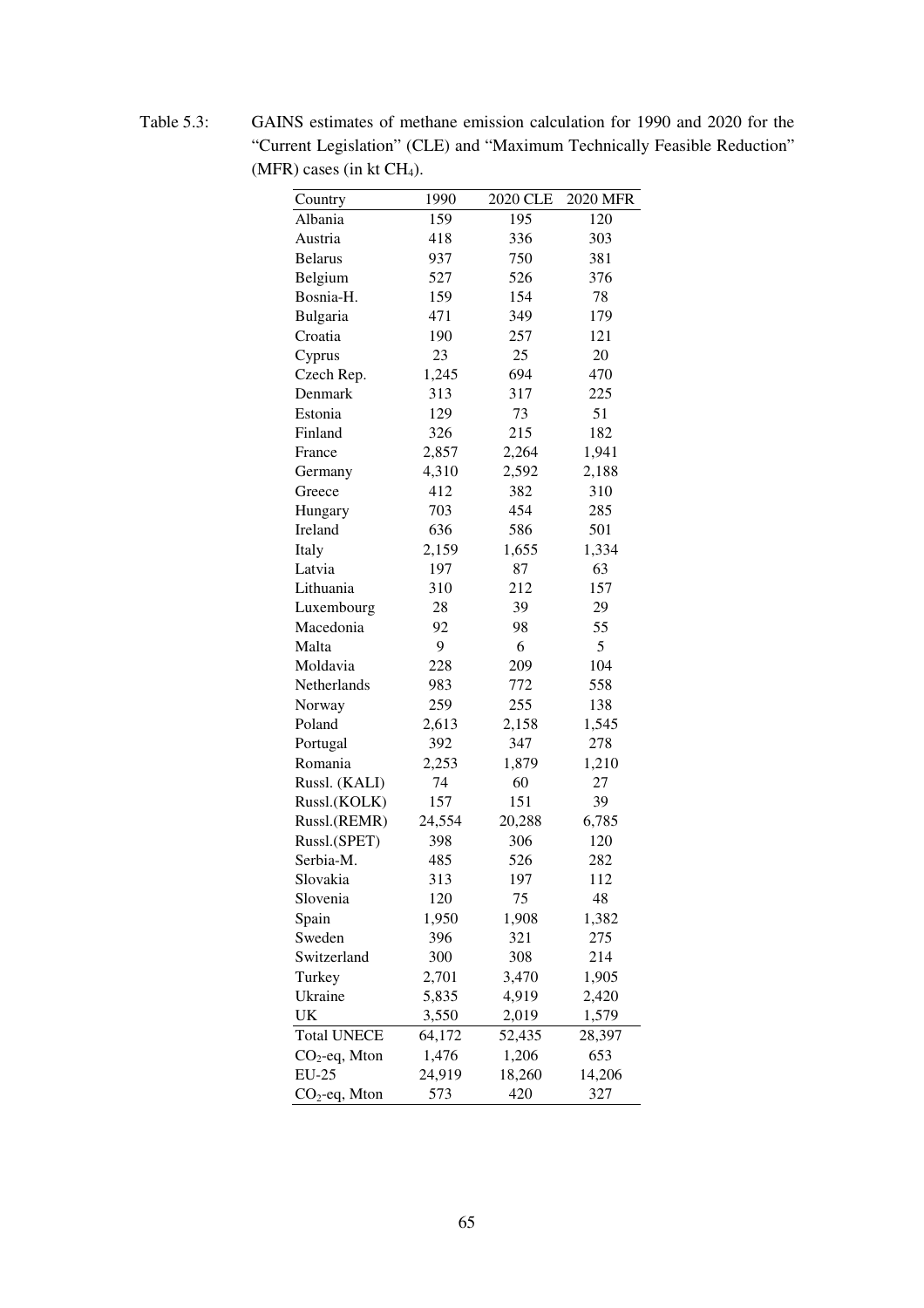Table 5.3: GAINS estimates of methane emission calculation for 1990 and 2020 for the "Current Legislation" (CLE) and "Maximum Technically Feasible Reduction" (MFR) cases (in kt $CH_4$).

| Country | 1990 | 2020 CLE | 2020 MFR |
|---|---|---|---|
| Albania | 159 | 195 | 120 |
| Austria | 418 | 336 | 303 |
| Belarus | 937 | 750 | 381 |
| Belgium | 527 | 526 | 376 |
| Bosnia-H. | 159 | 154 | 78 |
| Bulgaria | 471 | 349 | 179 |
| Croatia | 190 | 257 | 121 |
| Cyprus | 23 | 25 | 20 |
| Czech Rep. | 1,245 | 694 | 470 |
| Denmark | 313 | 317 | 225 |
| Estonia | 129 | 73 | 51 |
| Finland | 326 | 215 | 182 |
| France | 2,857 | 2,264 | 1,941 |
| Germany | 4,310 | 2,592 | 2,188 |
| Greece | 412 | 382 | 310 |
| Hungary | 703 | 454 | 285 |
| Ireland | 636 | 586 | 501 |
| Italy | 2,159 | 1,655 | 1,334 |
| Latvia | 197 | 87 | 63 |
| Lithuania | 310 | 212 | 157 |
| Luxembourg | 28 | 39 | 29 |
| Macedonia | 92 | 98 | 55 |
| Malta | 9 | 6 | 5 |
| Moldavia | 228 | 209 | 104 |
| Netherlands | 983 | 772 | 558 |
| Norway | 259 | 255 | 138 |
| Poland | 2,613 | 2,158 | 1,545 |
| Portugal | 392 | 347 | 278 |
| Romania | 2,253 | 1,879 | 1,210 |
| Russl. (KALI) | 74 | 60 | 27 |
| Russl.(KOLK) | 157 | 151 | 39 |
| Russl.(REMR) | 24,554 | 20,288 | 6,785 |
| Russl.(SPET) | 398 | 306 | 120 |
| Serbia-M. | 485 | 526 | 282 |
| Slovakia | 313 | 197 | 112 |
| Slovenia | 120 | 75 | 48 |
| Spain | 1,950 | 1,908 | 1,382 |
| Sweden | 396 | 321 | 275 |
| Switzerland | 300 | 308 | 214 |
| Turkey | 2,701 | 3,470 | 1,905 |
| Ukraine | 5,835 | 4,919 | 2,420 |
| UK | 3,550 | 2,019 | 1,579 |
| Total UNECE | 64,172 | 52,435 | 28,397 |
| $CO_2$-eq, Mton | 1,476 | 1,206 | 653 |
| EU-25 | 24,919 | 18,260 | 14,206 |
| $CO_2$-eq, Mton | 573 | 420 | 327 |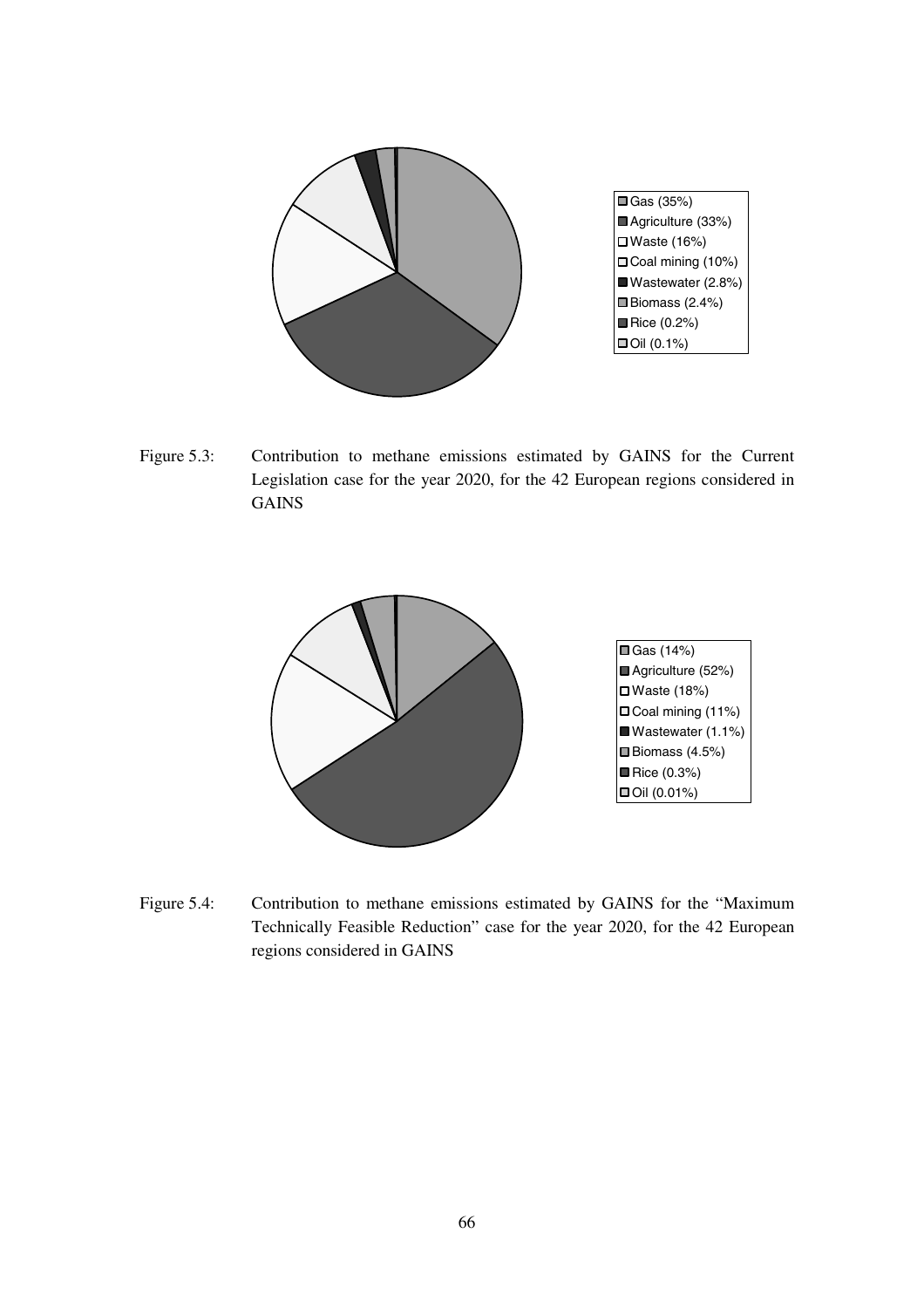Gas (35%)
Agriculture (33%)
Waste (16%)
Coal mining (10%)
Wastewater (2.8%)
Biomass (2.4%)
Rice (0.2%)
Oil (0.1%)

Figure 5.3: Contribution to methane emissions estimated by GAINS for the Current Legislation case for the year 2020, for the 42 European regions considered in GAINS

Gas (14%)
Agriculture (52%)
Waste (18%)
Coal mining (11%)
Wastewater (1.1%)
Biomass (4.5%)
Rice (0.3%)
Oil (0.01%)

Figure 5.4: Contribution to methane emissions estimated by GAINS for the "Maximum Technically Feasible Reduction" case for the year 2020, for the 42 European regions considered in GAINS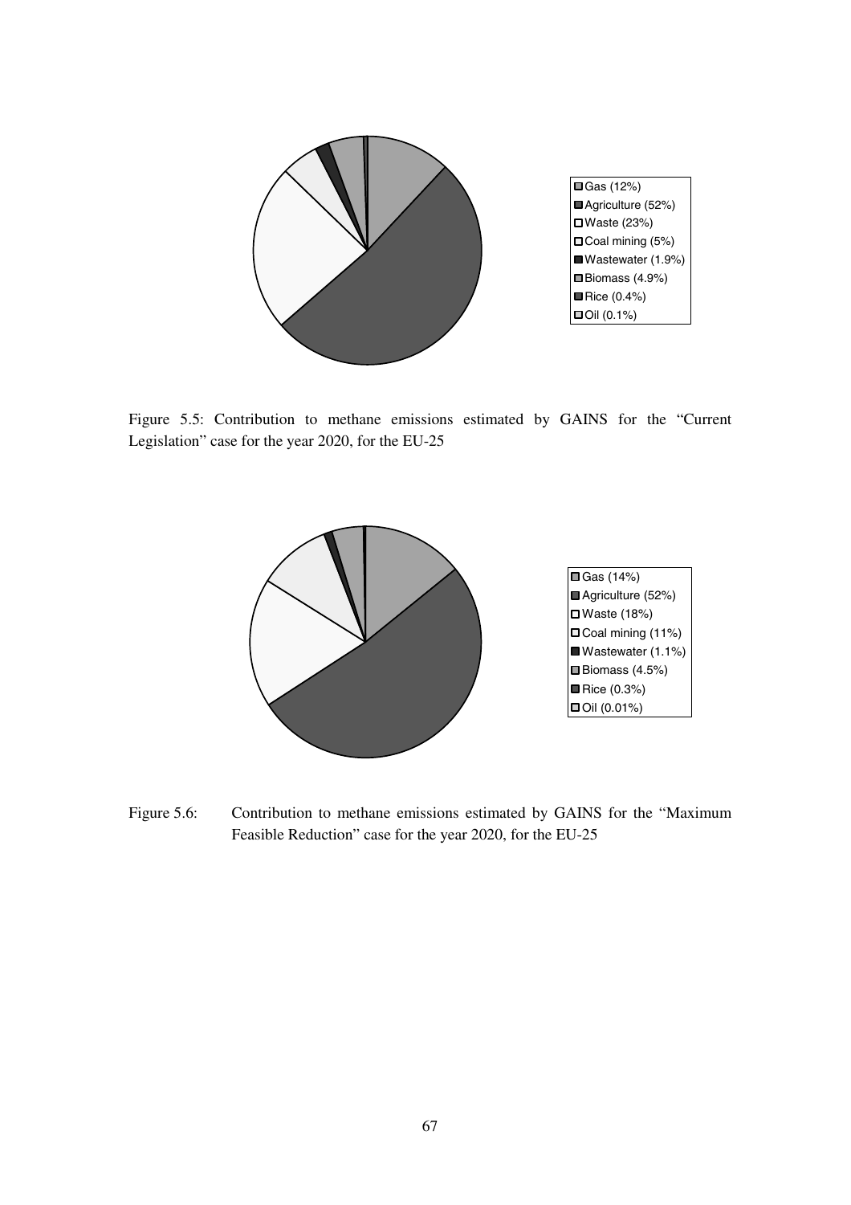Figure 5.5: Contribution to methane emissions estimated by GAINS for the "Current Legislation" case for the year 2020, for the EU-25

Figure 5.6: Contribution to methane emissions estimated by GAINS for the "Maximum Feasible Reduction" case for the year 2020, for the EU-25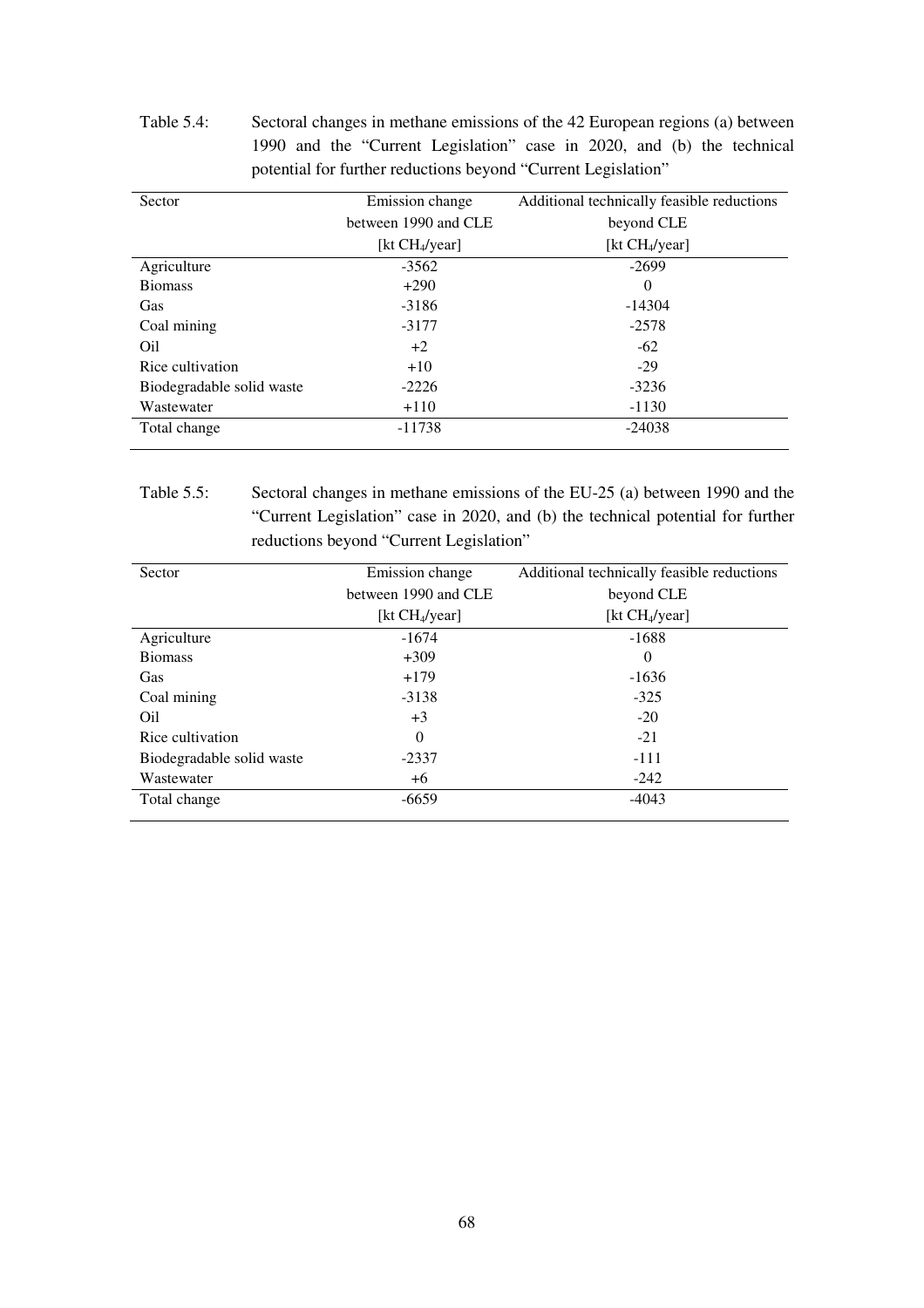Table 5.4: Sectoral changes in methane emissions of the 42 European regions (a) between 1990 and the "Current Legislation" case in 2020, and (b) the technical potential for further reductions beyond "Current Legislation"

| Sector | Emission change between 1990 and CLE [kt $CH_4$/year] | Additional technically feasible reductions beyond CLE [kt $CH_4$/year] |
|---|---|---|
| Agriculture | -3562 | -2699 |
| Biomass | +290 | 0 |
| Gas | -3186 | -14304 |
| Coal mining | -3177 | -2578 |
| Oil | +2 | -62 |
| Rice cultivation | +10 | -29 |
| Biodegradable solid waste | -2226 | -3236 |
| Wastewater | +110 | -1130 |
| Total change | -11738 | -24038 |

Table 5.5: Sectoral changes in methane emissions of the EU-25 (a) between 1990 and the "Current Legislation" case in 2020, and (b) the technical potential for further reductions beyond "Current Legislation"

| Sector | Emission change between 1990 and CLE [kt $CH_4$/year] | Additional technically feasible reductions beyond CLE [kt $CH_4$/year] |
|---|---|---|
| Agriculture | -1674 | -1688 |
| Biomass | +309 | 0 |
| Gas | +179 | -1636 |
| Coal mining | -3138 | -325 |
| Oil | +3 | -20 |
| Rice cultivation | 0 | -21 |
| Biodegradable solid waste | -2337 | -111 |
| Wastewater | +6 | -242 |
| Total change | -6659 | -4043 |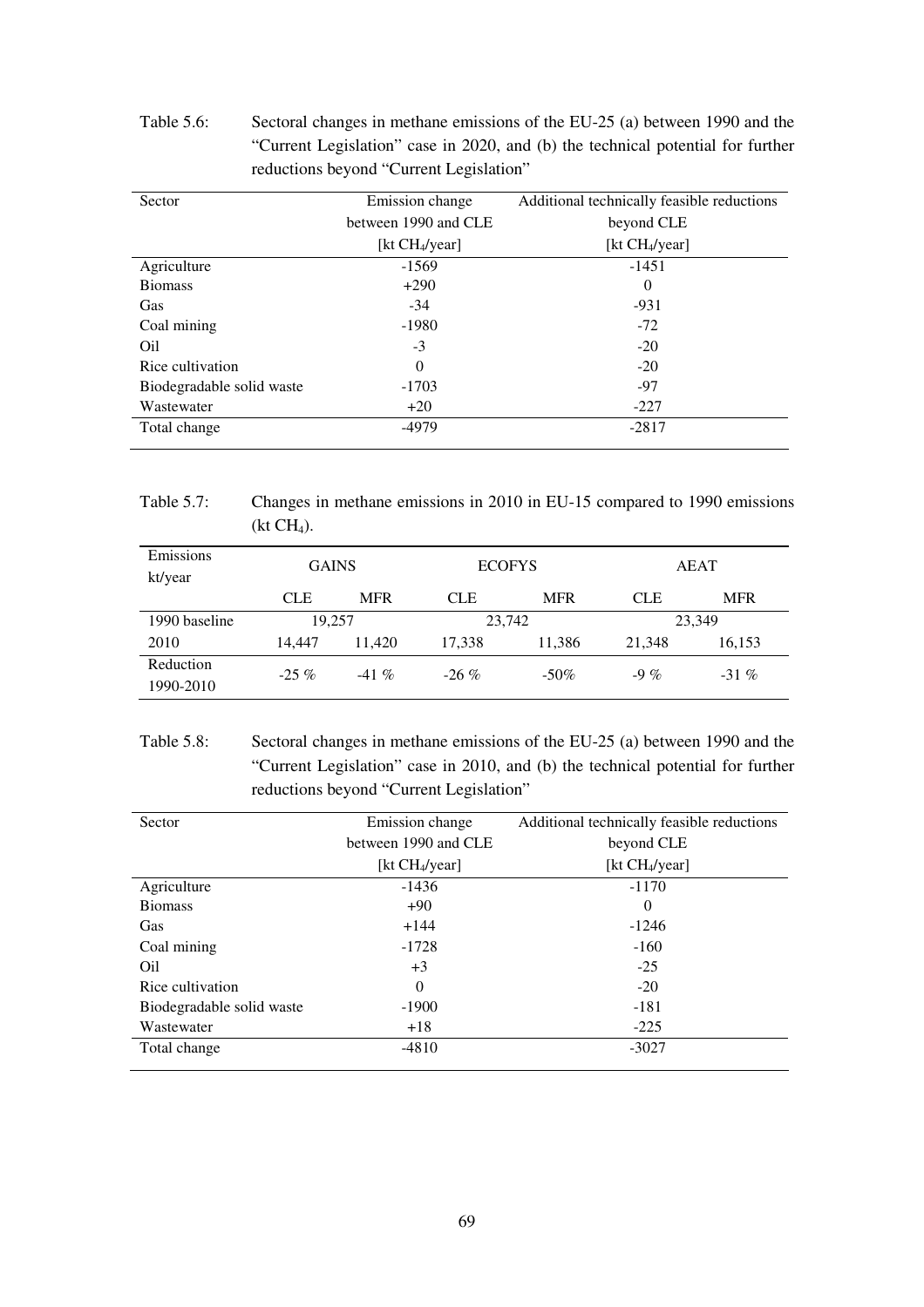Table 5.6: Sectoral changes in methane emissions of the EU-25 (a) between 1990 and the "Current Legislation" case in 2020, and (b) the technical potential for further reductions beyond "Current Legislation"

| Sector | Emission change between 1990 and CLE [kt $CH_4$/year] | Additional technically feasible reductions beyond CLE [kt $CH_4$/year] |
|---|---|---|
| Agriculture | -1569 | -1451 |
| Biomass | +290 | 0 |
| Gas | -34 | -931 |
| Coal mining | -1980 | -72 |
| Oil | -3 | -20 |
| Rice cultivation | 0 | -20 |
| Biodegradable solid waste | -1703 | -97 |
| Wastewater | +20 | -227 |
| Total change | -4979 | -2817 |

Table 5.7: Changes in methane emissions in 2010 in EU-15 compared to 1990 emissions (kt $CH_4$).

| Emissions kt/year | GAINS | | ECOFYS | | AEAT | |
|---|---|---|---|---|---|---|
| | CLE | MFR | CLE | MFR | CLE | MFR |
| 1990 baseline | 19,257 | | 23,742 | | 23,349 | |
| 2010 | 14,447 | 11,420 | 17,338 | 11,386 | 21,348 | 16,153 |
| Reduction 1990-2010 | -25 % | -41 % | -26 % | -50% | -9 % | -31 % |

Table 5.8: Sectoral changes in methane emissions of the EU-25 (a) between 1990 and the "Current Legislation" case in 2010, and (b) the technical potential for further reductions beyond "Current Legislation"

| Sector | Emission change between 1990 and CLE [kt $CH_4$/year] | Additional technically feasible reductions beyond CLE [kt $CH_4$/year] |
|---|---|---|
| Agriculture | -1436 | -1170 |
| Biomass | +90 | 0 |
| Gas | +144 | -1246 |
| Coal mining | -1728 | -160 |
| Oil | +3 | -25 |
| Rice cultivation | 0 | -20 |
| Biodegradable solid waste | -1900 | -181 |
| Wastewater | +18 | -225 |
| Total change | -4810 | -3027 |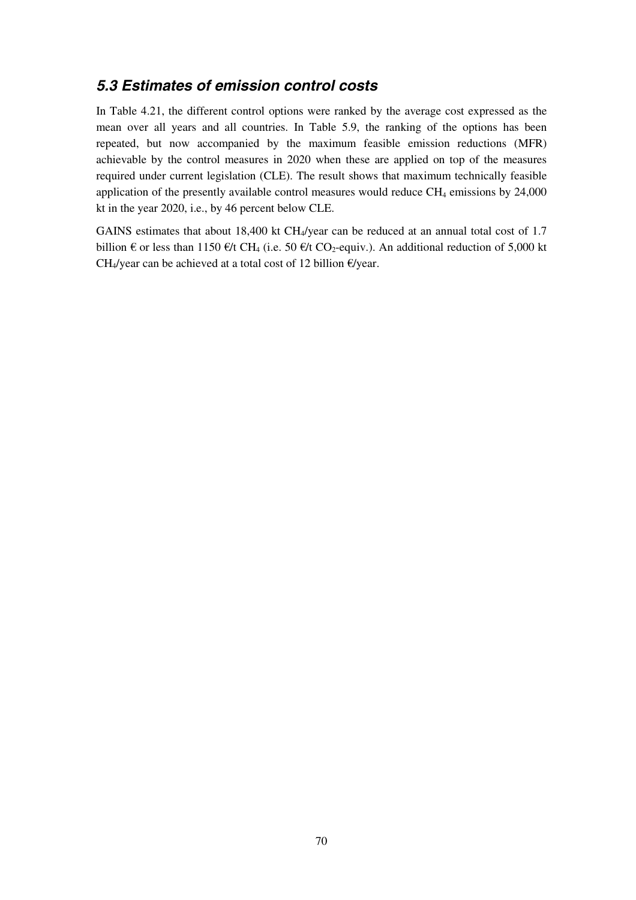## *5.3 Estimates of emission control costs*

In Table 4.21, the different control options were ranked by the average cost expressed as the mean over all years and all countries. In Table 5.9, the ranking of the options has been repeated, but now accompanied by the maximum feasible emission reductions (MFR) achievable by the control measures in 2020 when these are applied on top of the measures required under current legislation (CLE). The result shows that maximum technically feasible application of the presently available control measures would reduce $CH_4$ emissions by 24,000 kt in the year 2020, i.e., by 46 percent below CLE.

GAINS estimates that about 18,400 kt $CH_4$/year can be reduced at an annual total cost of 1.7 billion € or less than 1150 €/t $CH_4$ (i.e. 50 €/t $CO_2$-equiv.). An additional reduction of 5,000 kt $CH_4$/year can be achieved at a total cost of 12 billion €/year.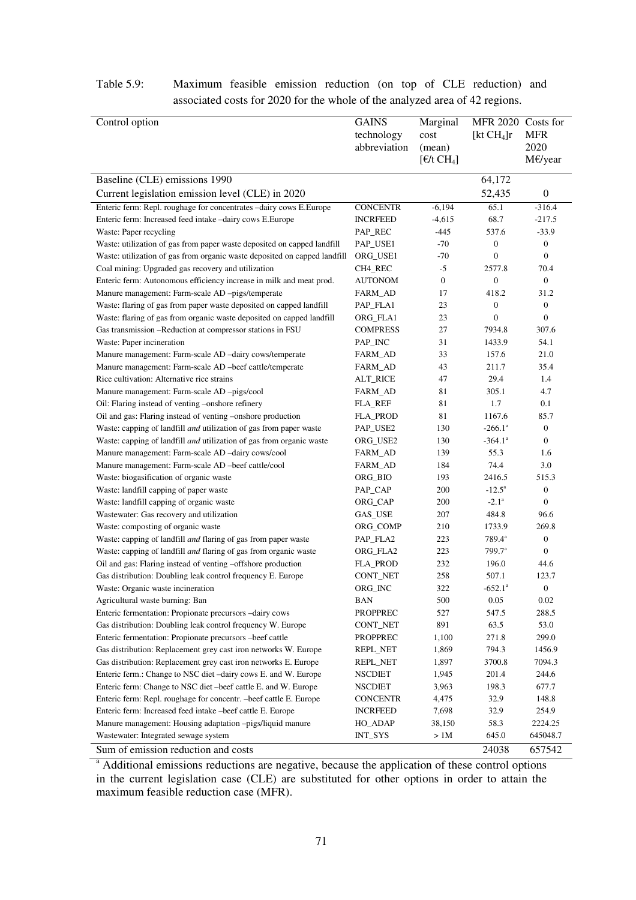Table 5.9: Maximum feasible emission reduction (on top of CLE reduction) and associated costs for 2020 for the whole of the analyzed area of 42 regions.

| Control option | GAINS technology abbreviation | Marginal cost (mean) [€/t $CH_4$] | MFR 2020 [kt $CH_4$]r | Costs for MFR 2020 M€/year |
|---|---|---|---|---|
| Baseline (CLE) emissions 1990 | | | 64,172 | |
| Current legislation emission level (CLE) in 2020 | | | 52,435 | 0 |
| Enteric ferm: Repl. roughage for concentrates –dairy cows E.Europe | CONCENTR | -6,194 | 65.1 | -316.4 |
| Enteric ferm: Increased feed intake –dairy cows E.Europe | INCRFEED | -4,615 | 68.7 | -217.5 |
| Waste: Paper recycling | PAP_REC | -445 | 537.6 | -33.9 |
| Waste: utilization of gas from paper waste deposited on capped landfill | PAP_USE1 | -70 | 0 | 0 |
| Waste: utilization of gas from organic waste deposited on capped landfill | ORG_USE1 | -70 | 0 | 0 |
| Coal mining: Upgraded gas recovery and utilization | CH4_REC | -5 | 2577.8 | 70.4 |
| Enteric ferm: Autonomous efficiency increase in milk and meat prod. | AUTONOM | 0 | 0 | 0 |
| Manure management: Farm-scale AD –pigs/temperate | FARM_AD | 17 | 418.2 | 31.2 |
| Waste: flaring of gas from paper waste deposited on capped landfill | PAP_FLA1 | 23 | 0 | 0 |
| Waste: flaring of gas from organic waste deposited on capped landfill | ORG_FLA1 | 23 | 0 | 0 |
| Gas transmission –Reduction at compressor stations in FSU | COMPRESS | 27 | 7934.8 | 307.6 |
| Waste: Paper incineration | PAP_INC | 31 | 1433.9 | 54.1 |
| Manure management: Farm-scale AD –dairy cows/temperate | FARM_AD | 33 | 157.6 | 21.0 |
| Manure management: Farm-scale AD –beef cattle/temperate | FARM_AD | 43 | 211.7 | 35.4 |
| Rice cultivation: Alternative rice strains | ALT_RICE | 47 | 29.4 | 1.4 |
| Manure management: Farm-scale AD –pigs/cool | FARM_AD | 81 | 305.1 | 4.7 |
| Oil: Flaring instead of venting –onshore refinery | FLA_REF | 81 | 1.7 | 0.1 |
| Oil and gas: Flaring instead of venting –onshore production | FLA_PROD | 81 | 1167.6 | 85.7 |
| Waste: capping of landfill *and* utilization of gas from paper waste | PAP_USE2 | 130 | -266.1[a] | 0 |
| Waste: capping of landfill *and* utilization of gas from organic waste | ORG_USE2 | 130 | -364.1[a] | 0 |
| Manure management: Farm-scale AD –dairy cows/cool | FARM_AD | 139 | 55.3 | 1.6 |
| Manure management: Farm-scale AD –beef cattle/cool | FARM_AD | 184 | 74.4 | 3.0 |
| Waste: biogasification of organic waste | ORG_BIO | 193 | 2416.5 | 515.3 |
| Waste: landfill capping of paper waste | PAP_CAP | 200 | -12.5[a] | 0 |
| Waste: landfill capping of organic waste | ORG_CAP | 200 | -2.1[a] | 0 |
| Wastewater: Gas recovery and utilization | GAS_USE | 207 | 484.8 | 96.6 |
| Waste: composting of organic waste | ORG_COMP | 210 | 1733.9 | 269.8 |
| Waste: capping of landfill *and* flaring of gas from paper waste | PAP_FLA2 | 223 | 789.4[a] | 0 |
| Waste: capping of landfill *and* flaring of gas from organic waste | ORG_FLA2 | 223 | 799.7[a] | 0 |
| Oil and gas: Flaring instead of venting –offshore production | FLA_PROD | 232 | 196.0 | 44.6 |
| Gas distribution: Doubling leak control frequency E. Europe | CONT_NET | 258 | 507.1 | 123.7 |
| Waste: Organic waste incineration | ORG_INC | 322 | -652.1[a] | 0 |
| Agricultural waste burning: Ban | BAN | 500 | 0.05 | 0.02 |
| Enteric fermentation: Propionate precursors –dairy cows | PROPPREC | 527 | 547.5 | 288.5 |
| Gas distribution: Doubling leak control frequency W. Europe | CONT_NET | 891 | 63.5 | 53.0 |
| Enteric fermentation: Propionate precursors –beef cattle | PROPPREC | 1,100 | 271.8 | 299.0 |
| Gas distribution: Replacement grey cast iron networks W. Europe | REPL_NET | 1,869 | 794.3 | 1456.9 |
| Gas distribution: Replacement grey cast iron networks E. Europe | REPL_NET | 1,897 | 3700.8 | 7094.3 |
| Enteric ferm.: Change to NSC diet –dairy cows E. and W. Europe | NSCDIET | 1,945 | 201.4 | 244.6 |
| Enteric ferm: Change to NSC diet –beef cattle E. and W. Europe | NSCDIET | 3,963 | 198.3 | 677.7 |
| Enteric ferm: Repl. roughage for concentr. –beef cattle E. Europe | CONCENTR | 4,475 | 32.9 | 148.8 |
| Enteric ferm: Increased feed intake –beef cattle E. Europe | INCRFEED | 7,698 | 32.9 | 254.9 |
| Manure management: Housing adaptation –pigs/liquid manure | HO_ADAP | 38,150 | 58.3 | 2224.25 |
| Wastewater: Integrated sewage system | INT_SYS | > 1M | 645.0 | 645048.7 |
| Sum of emission reduction and costs | | | 24038 | 657542 |

[a] Additional emissions reductions are negative, because the application of these control options in the current legislation case (CLE) are substituted for other options in order to attain the maximum feasible reduction case (MFR).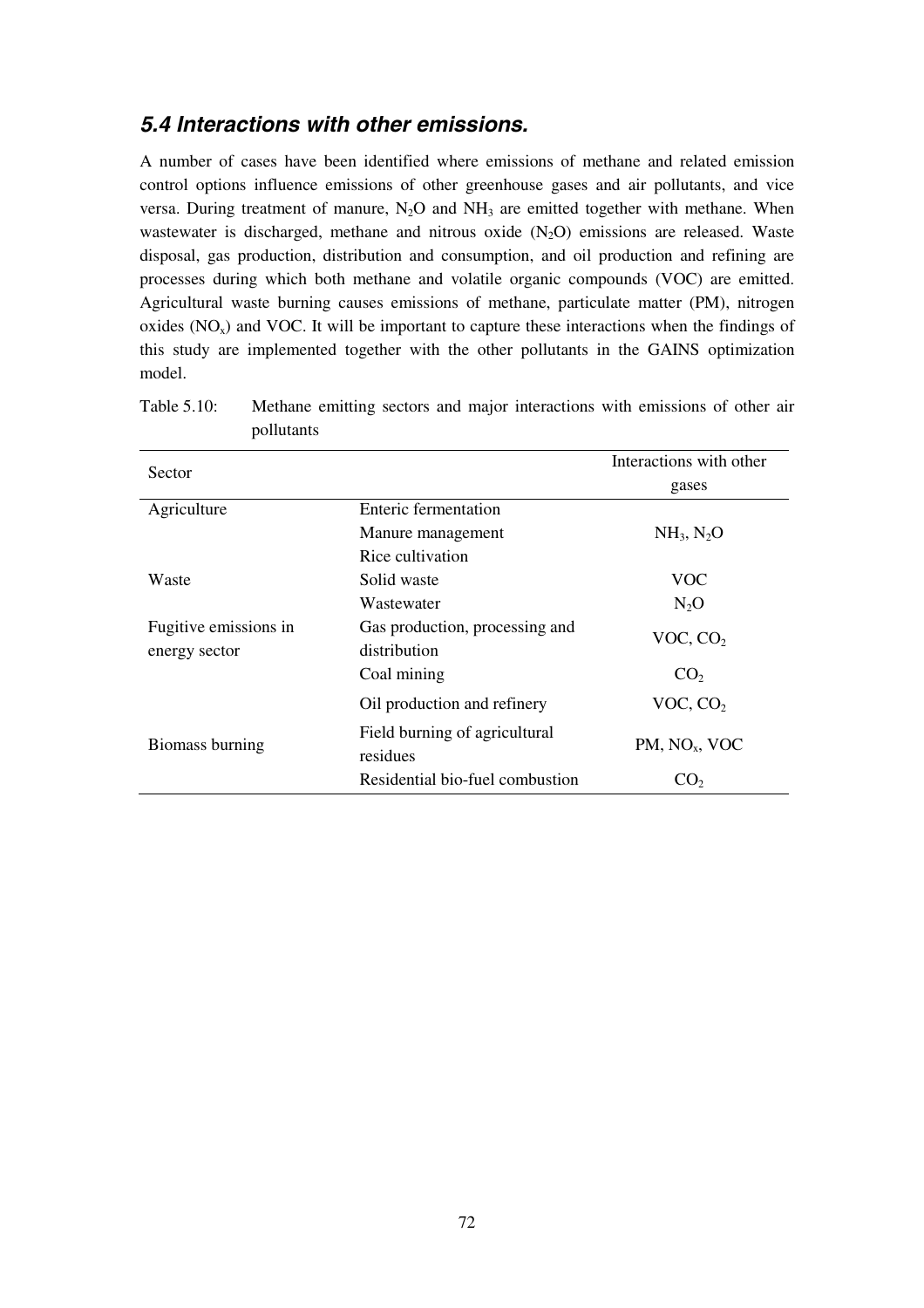## *5.4 Interactions with other emissions.*

A number of cases have been identified where emissions of methane and related emission control options influence emissions of other greenhouse gases and air pollutants, and vice versa. During treatment of manure, $N_2O$ and $NH_3$ are emitted together with methane. When wastewater is discharged, methane and nitrous oxide ($N_2O$) emissions are released. Waste disposal, gas production, distribution and consumption, and oil production and refining are processes during which both methane and volatile organic compounds (VOC) are emitted. Agricultural waste burning causes emissions of methane, particulate matter (PM), nitrogen oxides ($NO_x$) and VOC. It will be important to capture these interactions when the findings of this study are implemented together with the other pollutants in the GAINS optimization model.

Table 5.10: Methane emitting sectors and major interactions with emissions of other air pollutants

| Sector | | Interactions with other gases |
|---|---|---|
| Agriculture | Enteric fermentation | |
| | Manure management | $NH_3$, $N_2O$ |
| | Rice cultivation | |
| Waste | Solid waste | VOC |
| | Wastewater | $N_2O$ |
| Fugitive emissions in energy sector | Gas production, processing and distribution | VOC, $CO_2$ |
| | Coal mining | $CO_2$ |
| | Oil production and refinery | VOC, $CO_2$ |
| Biomass burning | Field burning of agricultural residues | PM, $NO_x$, VOC |
| | Residential bio-fuel combustion | $CO_2$ |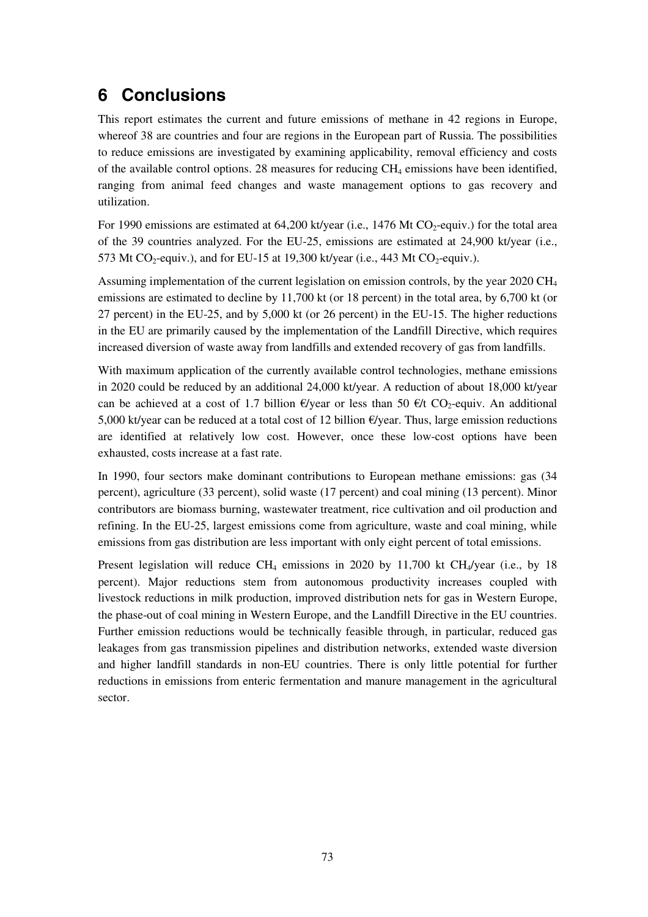# 6 Conclusions

This report estimates the current and future emissions of methane in 42 regions in Europe, whereof 38 are countries and four are regions in the European part of Russia. The possibilities to reduce emissions are investigated by examining applicability, removal efficiency and costs of the available control options. 28 measures for reducing $CH_4$ emissions have been identified, ranging from animal feed changes and waste management options to gas recovery and utilization.

For 1990 emissions are estimated at 64,200 kt/year (i.e., 1476 Mt $CO_2$-equiv.) for the total area of the 39 countries analyzed. For the EU-25, emissions are estimated at 24,900 kt/year (i.e., 573 Mt $CO_2$-equiv.), and for EU-15 at 19,300 kt/year (i.e., 443 Mt $CO_2$-equiv.).

Assuming implementation of the current legislation on emission controls, by the year 2020 $CH_4$ emissions are estimated to decline by 11,700 kt (or 18 percent) in the total area, by 6,700 kt (or 27 percent) in the EU-25, and by 5,000 kt (or 26 percent) in the EU-15. The higher reductions in the EU are primarily caused by the implementation of the Landfill Directive, which requires increased diversion of waste away from landfills and extended recovery of gas from landfills.

With maximum application of the currently available control technologies, methane emissions in 2020 could be reduced by an additional 24,000 kt/year. A reduction of about 18,000 kt/year can be achieved at a cost of 1.7 billion €/year or less than 50 €/t $CO_2$-equiv. An additional 5,000 kt/year can be reduced at a total cost of 12 billion €/year. Thus, large emission reductions are identified at relatively low cost. However, once these low-cost options have been exhausted, costs increase at a fast rate.

In 1990, four sectors make dominant contributions to European methane emissions: gas (34 percent), agriculture (33 percent), solid waste (17 percent) and coal mining (13 percent). Minor contributors are biomass burning, wastewater treatment, rice cultivation and oil production and refining. In the EU-25, largest emissions come from agriculture, waste and coal mining, while emissions from gas distribution are less important with only eight percent of total emissions.

Present legislation will reduce $CH_4$ emissions in 2020 by 11,700 kt $CH_4$/year (i.e., by 18 percent). Major reductions stem from autonomous productivity increases coupled with livestock reductions in milk production, improved distribution nets for gas in Western Europe, the phase-out of coal mining in Western Europe, and the Landfill Directive in the EU countries. Further emission reductions would be technically feasible through, in particular, reduced gas leakages from gas transmission pipelines and distribution networks, extended waste diversion and higher landfill standards in non-EU countries. There is only little potential for further reductions in emissions from enteric fermentation and manure management in the agricultural sector.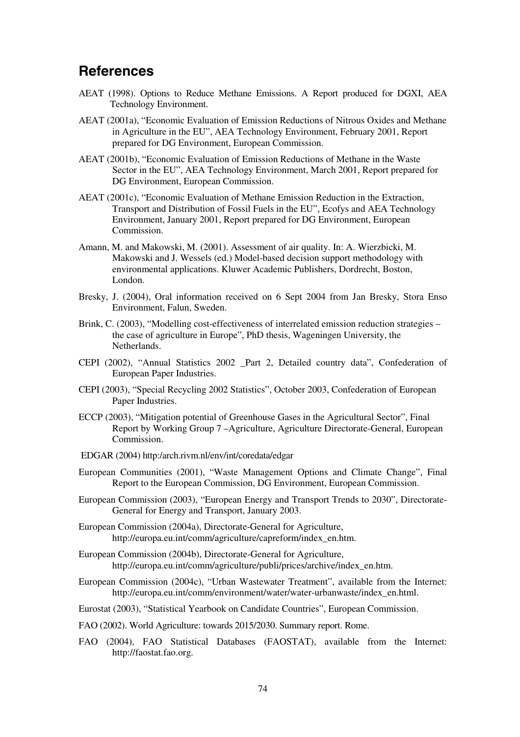## References

AEAT (1998). Options to Reduce Methane Emissions. A Report produced for DGXI, AEA Technology Environment.

AEAT (2001a), "Economic Evaluation of Emission Reductions of Nitrous Oxides and Methane in Agriculture in the EU", AEA Technology Environment, February 2001, Report prepared for DG Environment, European Commission.

AEAT (2001b), "Economic Evaluation of Emission Reductions of Methane in the Waste Sector in the EU", AEA Technology Environment, March 2001, Report prepared for DG Environment, European Commission.

AEAT (2001c), "Economic Evaluation of Methane Emission Reduction in the Extraction, Transport and Distribution of Fossil Fuels in the EU", Ecofys and AEA Technology Environment, January 2001, Report prepared for DG Environment, European Commission.

Amann, M. and Makowski, M. (2001). Assessment of air quality. In: A. Wierzbicki, M. Makowski and J. Wessels (ed.) Model-based decision support methodology with environmental applications. Kluwer Academic Publishers, Dordrecht, Boston, London.

Bresky, J. (2004), Oral information received on 6 Sept 2004 from Jan Bresky, Stora Enso Environment, Falun, Sweden.

Brink, C. (2003), "Modelling cost-effectiveness of interrelated emission reduction strategies – the case of agriculture in Europe", PhD thesis, Wageningen University, the Netherlands.

CEPI (2002), "Annual Statistics 2002 _Part 2, Detailed country data", Confederation of European Paper Industries.

CEPI (2003), "Special Recycling 2002 Statistics", October 2003, Confederation of European Paper Industries.

ECCP (2003), "Mitigation potential of Greenhouse Gases in the Agricultural Sector", Final Report by Working Group 7 –Agriculture, Agriculture Directorate-General, European Commission.

EDGAR (2004) http:/arch.rivm.nl/env/int/coredata/edgar

European Communities (2001), "Waste Management Options and Climate Change", Final Report to the European Commission, DG Environment, European Commission.

European Commission (2003), "European Energy and Transport Trends to 2030", Directorate-General for Energy and Transport, January 2003.

European Commission (2004a), Directorate-General for Agriculture, http://europa.eu.int/comm/agriculture/capreform/index_en.htm.

European Commission (2004b), Directorate-General for Agriculture, http://europa.eu.int/comm/agriculture/publi/prices/archive/index_en.htm.

European Commission (2004c), "Urban Wastewater Treatment", available from the Internet: http://europa.eu.int/comm/environment/water/water-urbanwaste/index_en.html.

Eurostat (2003), "Statistical Yearbook on Candidate Countries", European Commission.

FAO (2002). World Agriculture: towards 2015/2030. Summary report. Rome.

FAO (2004), FAO Statistical Databases (FAOSTAT), available from the Internet: http://faostat.fao.org.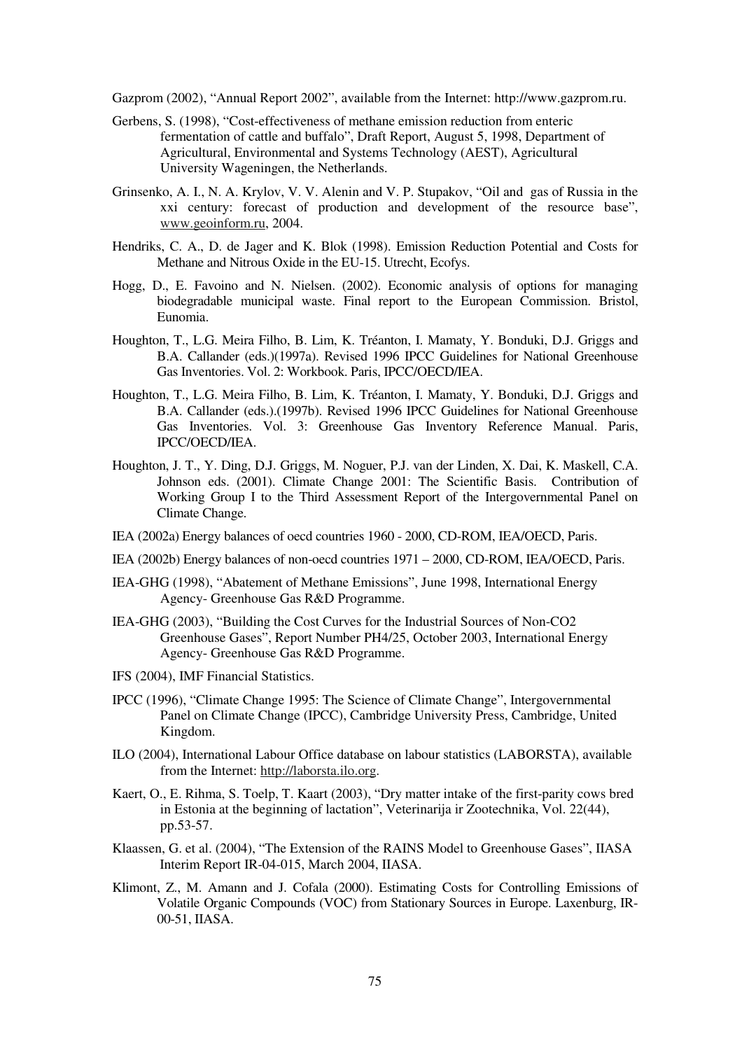Gazprom (2002), "Annual Report 2002", available from the Internet: http://www.gazprom.ru.

Gerbens, S. (1998), "Cost-effectiveness of methane emission reduction from enteric fermentation of cattle and buffalo", Draft Report, August 5, 1998, Department of Agricultural, Environmental and Systems Technology (AEST), Agricultural University Wageningen, the Netherlands.

Grinsenko, A. I., N. A. Krylov, V. V. Alenin and V. P. Stupakov, "Oil and gas of Russia in the xxi century: forecast of production and development of the resource base", www.geoinform.ru, 2004.

Hendriks, C. A., D. de Jager and K. Blok (1998). Emission Reduction Potential and Costs for Methane and Nitrous Oxide in the EU-15. Utrecht, Ecofys.

Hogg, D., E. Favoino and N. Nielsen. (2002). Economic analysis of options for managing biodegradable municipal waste. Final report to the European Commission. Bristol, Eunomia.

Houghton, T., L.G. Meira Filho, B. Lim, K. Tréanton, I. Mamaty, Y. Bonduki, D.J. Griggs and B.A. Callander (eds.)(1997a). Revised 1996 IPCC Guidelines for National Greenhouse Gas Inventories. Vol. 2: Workbook. Paris, IPCC/OECD/IEA.

Houghton, T., L.G. Meira Filho, B. Lim, K. Tréanton, I. Mamaty, Y. Bonduki, D.J. Griggs and B.A. Callander (eds.).(1997b). Revised 1996 IPCC Guidelines for National Greenhouse Gas Inventories. Vol. 3: Greenhouse Gas Inventory Reference Manual. Paris, IPCC/OECD/IEA.

Houghton, J. T., Y. Ding, D.J. Griggs, M. Noguer, P.J. van der Linden, X. Dai, K. Maskell, C.A. Johnson eds. (2001). Climate Change 2001: The Scientific Basis. Contribution of Working Group I to the Third Assessment Report of the Intergovernmental Panel on Climate Change.

IEA (2002a) Energy balances of oecd countries 1960 - 2000, CD-ROM, IEA/OECD, Paris.

IEA (2002b) Energy balances of non-oecd countries 1971 – 2000, CD-ROM, IEA/OECD, Paris.

IEA-GHG (1998), "Abatement of Methane Emissions", June 1998, International Energy Agency- Greenhouse Gas R&D Programme.

IEA-GHG (2003), "Building the Cost Curves for the Industrial Sources of Non-CO2 Greenhouse Gases", Report Number PH4/25, October 2003, International Energy Agency- Greenhouse Gas R&D Programme.

IFS (2004), IMF Financial Statistics.

IPCC (1996), "Climate Change 1995: The Science of Climate Change", Intergovernmental Panel on Climate Change (IPCC), Cambridge University Press, Cambridge, United Kingdom.

ILO (2004), International Labour Office database on labour statistics (LABORSTA), available from the Internet: http://laborsta.ilo.org.

Kaert, O., E. Rihma, S. Toelp, T. Kaart (2003), "Dry matter intake of the first-parity cows bred in Estonia at the beginning of lactation", Veterinarija ir Zootechnika, Vol. 22(44), pp.53-57.

Klaassen, G. et al. (2004), "The Extension of the RAINS Model to Greenhouse Gases", IIASA Interim Report IR-04-015, March 2004, IIASA.

Klimont, Z., M. Amann and J. Cofala (2000). Estimating Costs for Controlling Emissions of Volatile Organic Compounds (VOC) from Stationary Sources in Europe. Laxenburg, IR-00-51, IIASA.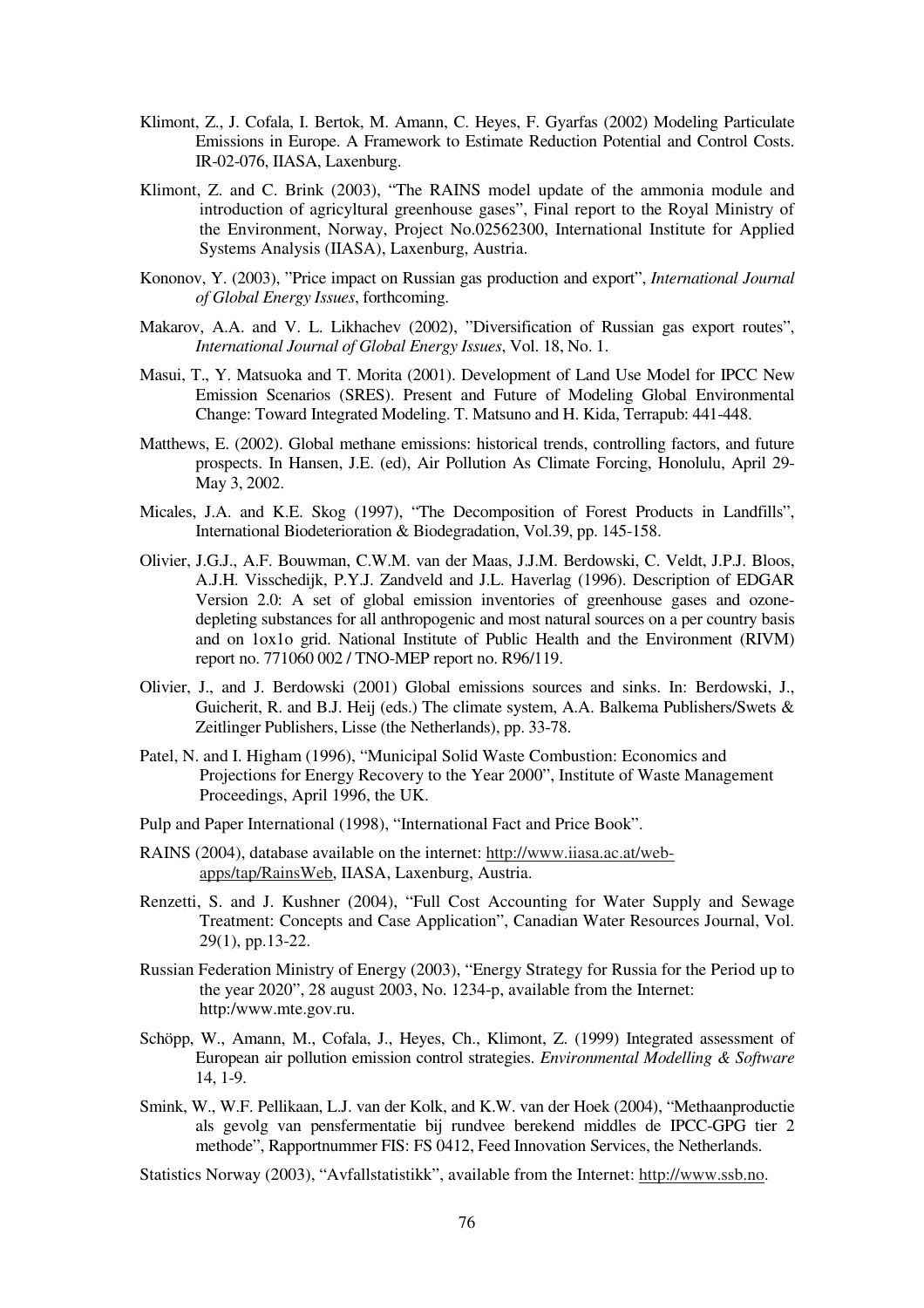Klimont, Z., J. Cofala, I. Bertok, M. Amann, C. Heyes, F. Gyarfas (2002) Modeling Particulate Emissions in Europe. A Framework to Estimate Reduction Potential and Control Costs. IR-02-076, IIASA, Laxenburg.

Klimont, Z. and C. Brink (2003), "The RAINS model update of the ammonia module and introduction of agricyltural greenhouse gases", Final report to the Royal Ministry of the Environment, Norway, Project No.02562300, International Institute for Applied Systems Analysis (IIASA), Laxenburg, Austria.

Kononov, Y. (2003), "Price impact on Russian gas production and export", *International Journal of Global Energy Issues*, forthcoming.

Makarov, A.A. and V. L. Likhachev (2002), "Diversification of Russian gas export routes", *International Journal of Global Energy Issues*, Vol. 18, No. 1.

Masui, T., Y. Matsuoka and T. Morita (2001). Development of Land Use Model for IPCC New Emission Scenarios (SRES). Present and Future of Modeling Global Environmental Change: Toward Integrated Modeling. T. Matsuno and H. Kida, Terrapub: 441-448.

Matthews, E. (2002). Global methane emissions: historical trends, controlling factors, and future prospects. In Hansen, J.E. (ed), Air Pollution As Climate Forcing, Honolulu, April 29-May 3, 2002.

Micales, J.A. and K.E. Skog (1997), "The Decomposition of Forest Products in Landfills", International Biodeterioration & Biodegradation, Vol.39, pp. 145-158.

Olivier, J.G.J., A.F. Bouwman, C.W.M. van der Maas, J.J.M. Berdowski, C. Veldt, J.P.J. Bloos, A.J.H. Visschedijk, P.Y.J. Zandveld and J.L. Haverlag (1996). Description of EDGAR Version 2.0: A set of global emission inventories of greenhouse gases and ozone-depleting substances for all anthropogenic and most natural sources on a per country basis and on 1ox1o grid. National Institute of Public Health and the Environment (RIVM) report no. 771060 002 / TNO-MEP report no. R96/119.

Olivier, J., and J. Berdowski (2001) Global emissions sources and sinks. In: Berdowski, J., Guicherit, R. and B.J. Heij (eds.) The climate system, A.A. Balkema Publishers/Swets & Zeitlinger Publishers, Lisse (the Netherlands), pp. 33-78.

Patel, N. and I. Higham (1996), "Municipal Solid Waste Combustion: Economics and Projections for Energy Recovery to the Year 2000", Institute of Waste Management Proceedings, April 1996, the UK.

Pulp and Paper International (1998), "International Fact and Price Book".

RAINS (2004), database available on the internet: http://www.iiasa.ac.at/web-apps/tap/RainsWeb, IIASA, Laxenburg, Austria.

Renzetti, S. and J. Kushner (2004), "Full Cost Accounting for Water Supply and Sewage Treatment: Concepts and Case Application", Canadian Water Resources Journal, Vol. 29(1), pp.13-22.

Russian Federation Ministry of Energy (2003), "Energy Strategy for Russia for the Period up to the year 2020", 28 august 2003, No. 1234-p, available from the Internet: http:/www.mte.gov.ru.

Schöpp, W., Amann, M., Cofala, J., Heyes, Ch., Klimont, Z. (1999) Integrated assessment of European air pollution emission control strategies. *Environmental Modelling & Software* 14, 1-9.

Smink, W., W.F. Pellikaan, L.J. van der Kolk, and K.W. van der Hoek (2004), "Methaanproductie als gevolg van pensfermentatie bij rundvee berekend middles de IPCC-GPG tier 2 methode", Rapportnummer FIS: FS 0412, Feed Innovation Services, the Netherlands.

Statistics Norway (2003), "Avfallstatistikk", available from the Internet: http://www.ssb.no.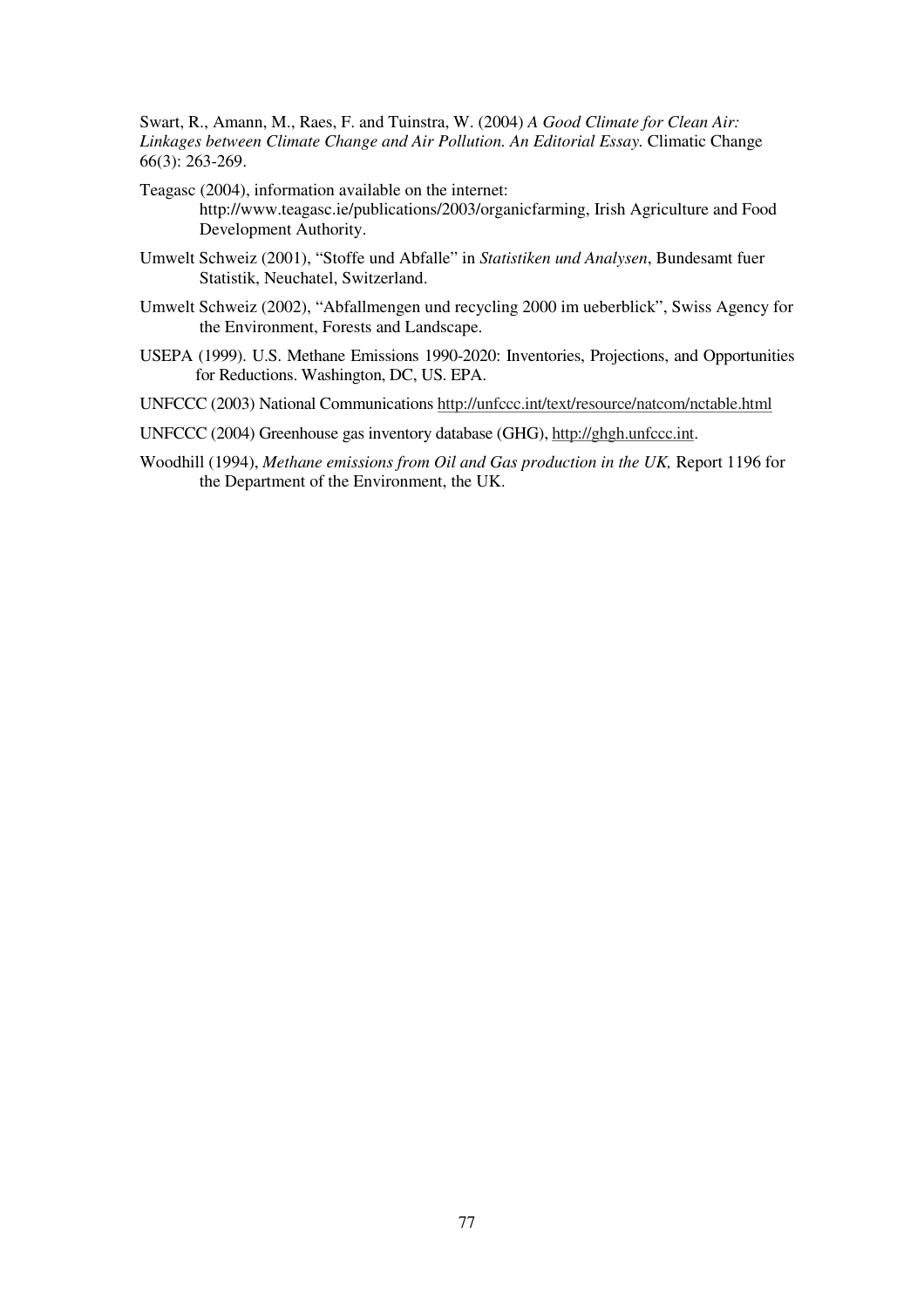Swart, R., Amann, M., Raes, F. and Tuinstra, W. (2004) *A Good Climate for Clean Air: Linkages between Climate Change and Air Pollution. An Editorial Essay.* Climatic Change 66(3): 263-269.

Teagasc (2004), information available on the internet: http://www.teagasc.ie/publications/2003/organicfarming, Irish Agriculture and Food Development Authority.

Umwelt Schweiz (2001), "Stoffe und Abfalle" in *Statistiken und Analysen*, Bundesamt fuer Statistik, Neuchatel, Switzerland.

Umwelt Schweiz (2002), "Abfallmengen und recycling 2000 im ueberblick", Swiss Agency for the Environment, Forests and Landscape.

USEPA (1999). U.S. Methane Emissions 1990-2020: Inventories, Projections, and Opportunities for Reductions. Washington, DC, US. EPA.

UNFCCC (2003) National Communications http://unfccc.int/text/resource/natcom/nctable.html

UNFCCC (2004) Greenhouse gas inventory database (GHG), http://ghgh.unfccc.int.

Woodhill (1994), *Methane emissions from Oil and Gas production in the UK,* Report 1196 for the Department of the Environment, the UK.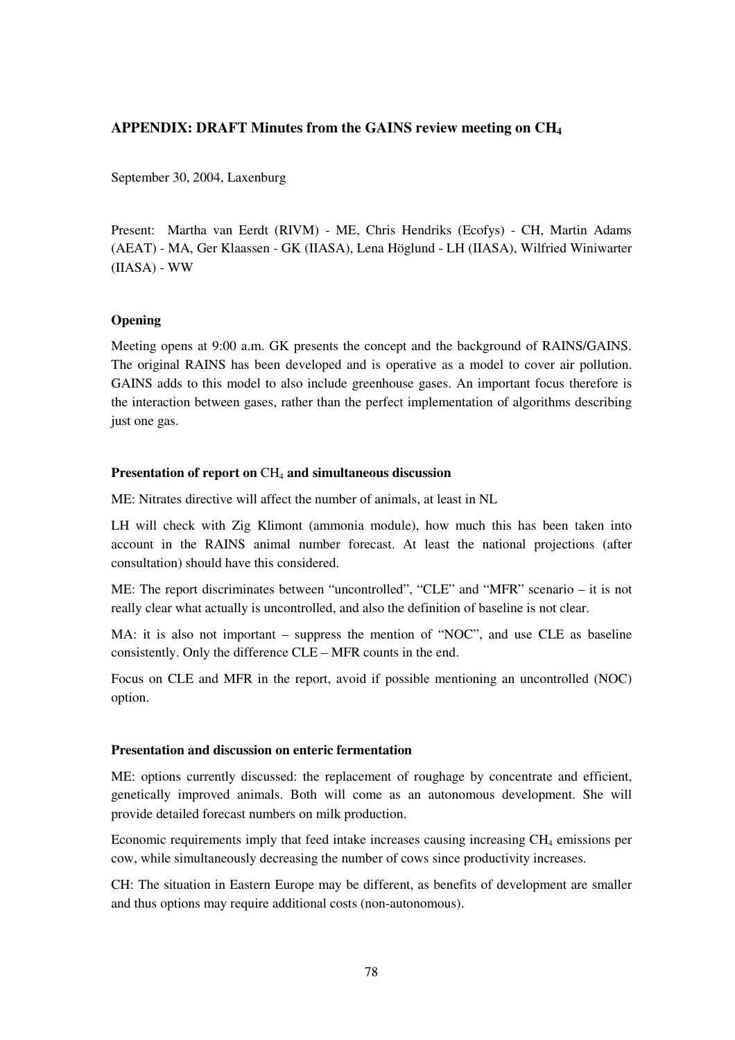## APPENDIX: DRAFT Minutes from the GAINS review meeting on $CH_4$

September 30, 2004, Laxenburg

Present: Martha van Eerdt (RIVM) - ME, Chris Hendriks (Ecofys) - CH, Martin Adams (AEAT) - MA, Ger Klaassen - GK (IIASA), Lena Höglund - LH (IIASA), Wilfried Winiwarter (IIASA) - WW

### Opening

Meeting opens at 9:00 a.m. GK presents the concept and the background of RAINS/GAINS. The original RAINS has been developed and is operative as a model to cover air pollution. GAINS adds to this model to also include greenhouse gases. An important focus therefore is the interaction between gases, rather than the perfect implementation of algorithms describing just one gas.

### Presentation of report on $CH_4$ and simultaneous discussion

ME: Nitrates directive will affect the number of animals, at least in NL

LH will check with Zig Klimont (ammonia module), how much this has been taken into account in the RAINS animal number forecast. At least the national projections (after consultation) should have this considered.

ME: The report discriminates between "uncontrolled", "CLE" and "MFR" scenario – it is not really clear what actually is uncontrolled, and also the definition of baseline is not clear.

MA: it is also not important – suppress the mention of "NOC", and use CLE as baseline consistently. Only the difference CLE – MFR counts in the end.

Focus on CLE and MFR in the report, avoid if possible mentioning an uncontrolled (NOC) option.

### Presentation and discussion on enteric fermentation

ME: options currently discussed: the replacement of roughage by concentrate and efficient, genetically improved animals. Both will come as an autonomous development. She will provide detailed forecast numbers on milk production.

Economic requirements imply that feed intake increases causing increasing $CH_4$ emissions per cow, while simultaneously decreasing the number of cows since productivity increases.

CH: The situation in Eastern Europe may be different, as benefits of development are smaller and thus options may require additional costs (non-autonomous).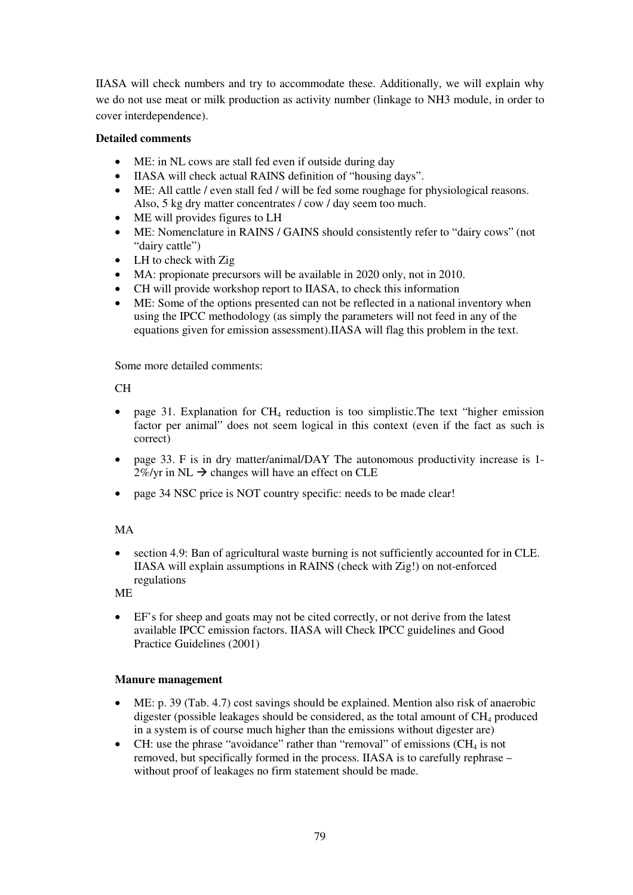IIASA will check numbers and try to accommodate these. Additionally, we will explain why we do not use meat or milk production as activity number (linkage to NH3 module, in order to cover interdependence).

**Detailed comments**

- ME: in NL cows are stall fed even if outside during day
- IIASA will check actual RAINS definition of "housing days".
- ME: All cattle / even stall fed / will be fed some roughage for physiological reasons. Also, 5 kg dry matter concentrates / cow / day seem too much.
- ME will provides figures to LH
- ME: Nomenclature in RAINS / GAINS should consistently refer to "dairy cows" (not "dairy cattle")
- LH to check with Zig
- MA: propionate precursors will be available in 2020 only, not in 2010.
- CH will provide workshop report to IIASA, to check this information
- ME: Some of the options presented can not be reflected in a national inventory when using the IPCC methodology (as simply the parameters will not feed in any of the equations given for emission assessment).IIASA will flag this problem in the text.

Some more detailed comments:

CH

- page 31. Explanation for $CH_4$ reduction is too simplistic.The text "higher emission factor per animal" does not seem logical in this context (even if the fact as such is correct)
- page 33. F is in dry matter/animal/DAY The autonomous productivity increase is 1-2%/yr in NL → changes will have an effect on CLE
- page 34 NSC price is NOT country specific: needs to be made clear!

MA

- section 4.9: Ban of agricultural waste burning is not sufficiently accounted for in CLE. IIASA will explain assumptions in RAINS (check with Zig!) on not-enforced regulations

ME

- EF's for sheep and goats may not be cited correctly, or not derive from the latest available IPCC emission factors. IIASA will Check IPCC guidelines and Good Practice Guidelines (2001)

**Manure management**

- ME: p. 39 (Tab. 4.7) cost savings should be explained. Mention also risk of anaerobic digester (possible leakages should be considered, as the total amount of $CH_4$ produced in a system is of course much higher than the emissions without digester are)
- CH: use the phrase "avoidance" rather than "removal" of emissions ($CH_4$ is not removed, but specifically formed in the process. IIASA is to carefully rephrase – without proof of leakages no firm statement should be made.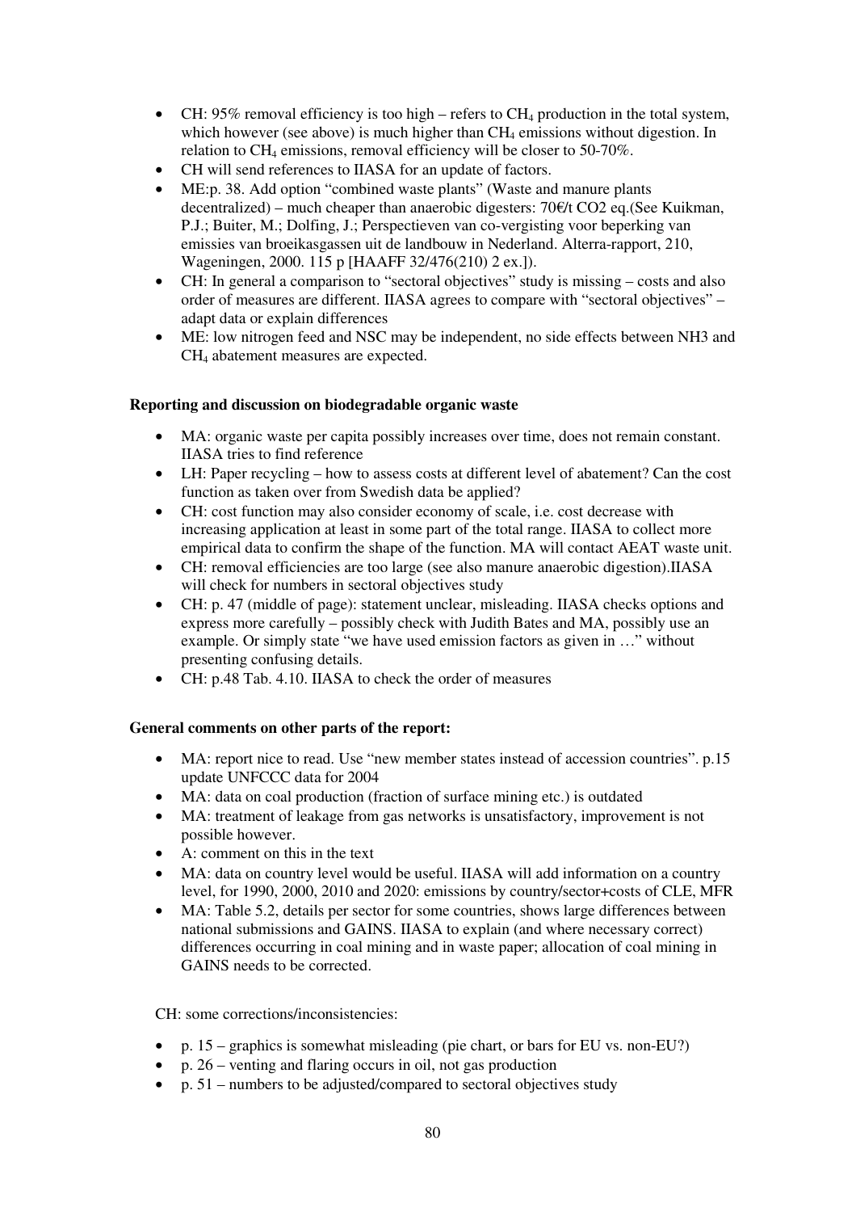- CH: 95% removal efficiency is too high – refers to $CH_4$ production in the total system, which however (see above) is much higher than $CH_4$ emissions without digestion. In relation to $CH_4$ emissions, removal efficiency will be closer to 50-70%.
- CH will send references to IIASA for an update of factors.
- ME:p. 38. Add option "combined waste plants" (Waste and manure plants decentralized) – much cheaper than anaerobic digesters: 70€/t CO2 eq.(See Kuikman, P.J.; Buiter, M.; Dolfing, J.; Perspectieven van co-vergisting voor beperking van emissies van broeikasgassen uit de landbouw in Nederland. Alterra-rapport, 210, Wageningen, 2000. 115 p [HAAFF 32/476(210) 2 ex.]).
- CH: In general a comparison to "sectoral objectives" study is missing – costs and also order of measures are different. IIASA agrees to compare with "sectoral objectives" – adapt data or explain differences
- ME: low nitrogen feed and NSC may be independent, no side effects between NH3 and $CH_4$ abatement measures are expected.

**Reporting and discussion on biodegradable organic waste**

- MA: organic waste per capita possibly increases over time, does not remain constant. IIASA tries to find reference
- LH: Paper recycling – how to assess costs at different level of abatement? Can the cost function as taken over from Swedish data be applied?
- CH: cost function may also consider economy of scale, i.e. cost decrease with increasing application at least in some part of the total range. IIASA to collect more empirical data to confirm the shape of the function. MA will contact AEAT waste unit.
- CH: removal efficiencies are too large (see also manure anaerobic digestion).IIASA will check for numbers in sectoral objectives study
- CH: p. 47 (middle of page): statement unclear, misleading. IIASA checks options and express more carefully – possibly check with Judith Bates and MA, possibly use an example. Or simply state "we have used emission factors as given in …" without presenting confusing details.
- CH: p.48 Tab. 4.10. IIASA to check the order of measures

**General comments on other parts of the report:**

- MA: report nice to read. Use "new member states instead of accession countries". p.15 update UNFCCC data for 2004
- MA: data on coal production (fraction of surface mining etc.) is outdated
- MA: treatment of leakage from gas networks is unsatisfactory, improvement is not possible however.
- A: comment on this in the text
- MA: data on country level would be useful. IIASA will add information on a country level, for 1990, 2000, 2010 and 2020: emissions by country/sector+costs of CLE, MFR
- MA: Table 5.2, details per sector for some countries, shows large differences between national submissions and GAINS. IIASA to explain (and where necessary correct) differences occurring in coal mining and in waste paper; allocation of coal mining in GAINS needs to be corrected.

CH: some corrections/inconsistencies:

- p. 15 – graphics is somewhat misleading (pie chart, or bars for EU vs. non-EU?)
- p. 26 – venting and flaring occurs in oil, not gas production
- p. 51 – numbers to be adjusted/compared to sectoral objectives study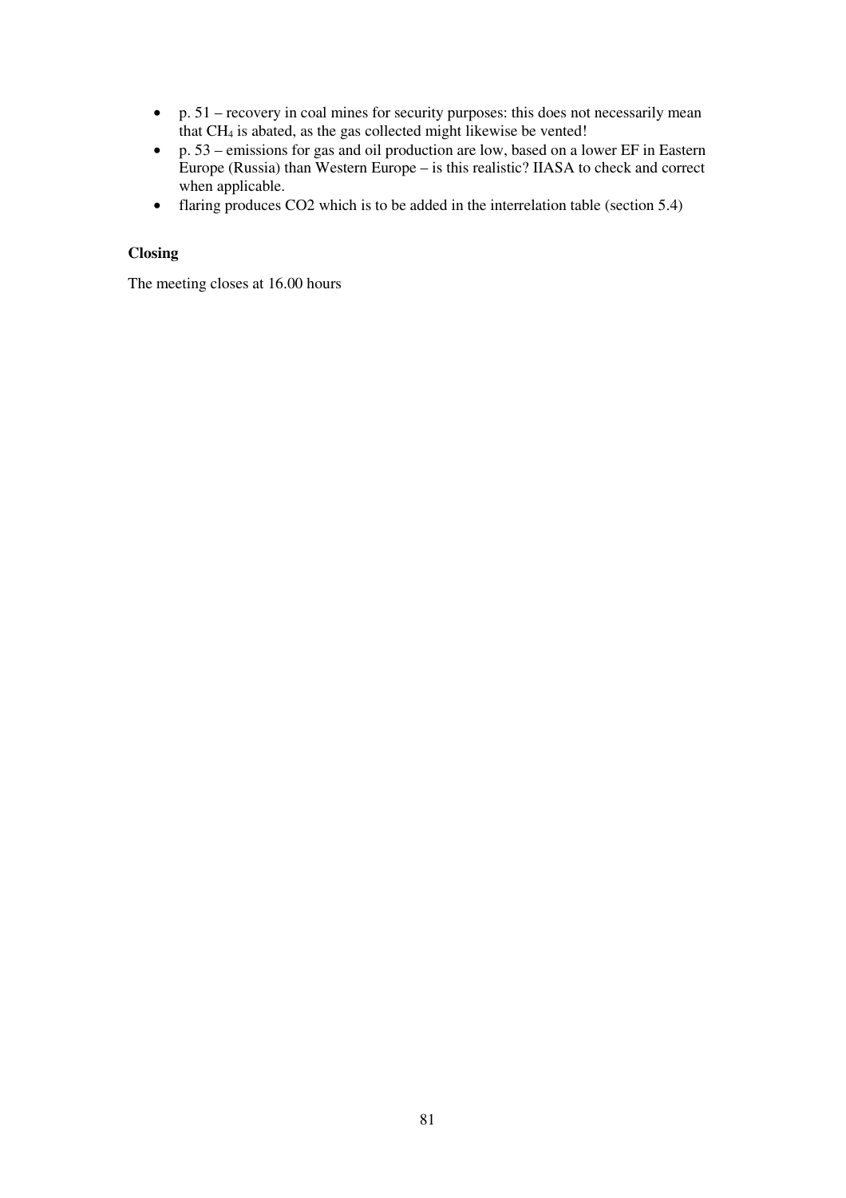- p. 51 – recovery in coal mines for security purposes: this does not necessarily mean that $CH_4$ is abated, as the gas collected might likewise be vented!
- p. 53 – emissions for gas and oil production are low, based on a lower EF in Eastern Europe (Russia) than Western Europe – is this realistic? IIASA to check and correct when applicable.
- flaring produces CO2 which is to be added in the interrelation table (section 5.4)

**Closing**

The meeting closes at 16.00 hours